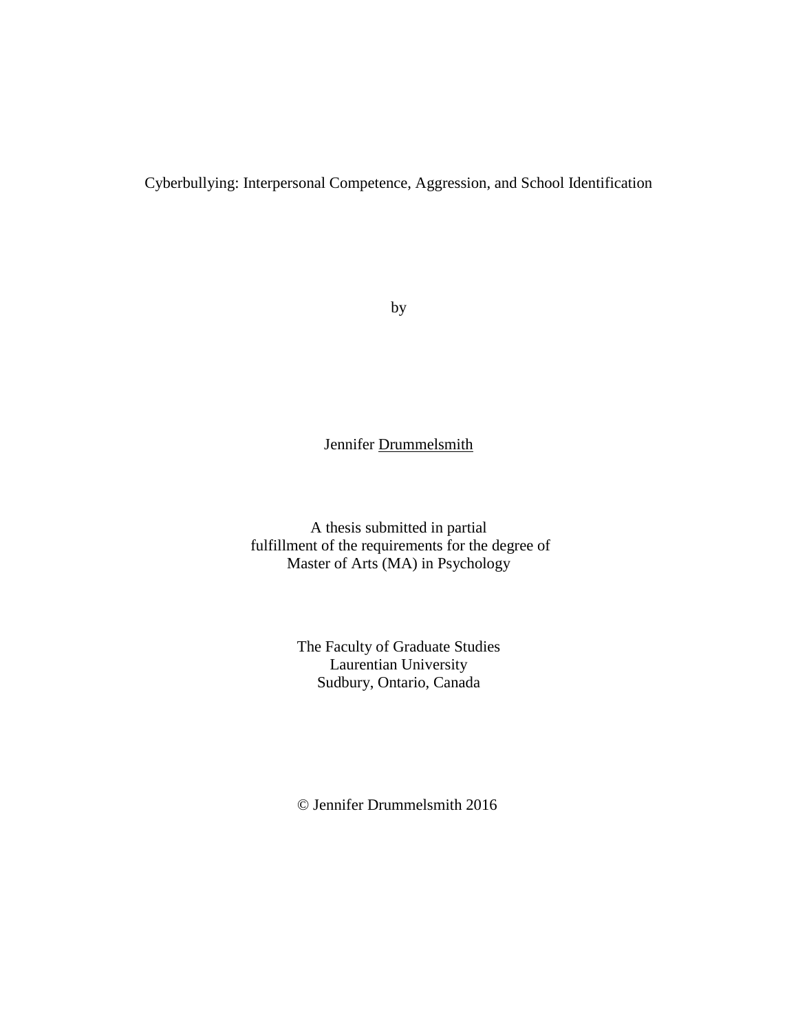# Cyberbullying: Interpersonal Competence, Aggression, and School Identification

by

Jennifer Drummelsmith

A thesis submitted in partial
fulfillment of the requirements for the degree of
Master of Arts (MA) in Psychology

The Faculty of Graduate Studies
Laurentian University
Sudbury, Ontario, Canada

© Jennifer Drummelsmith 2016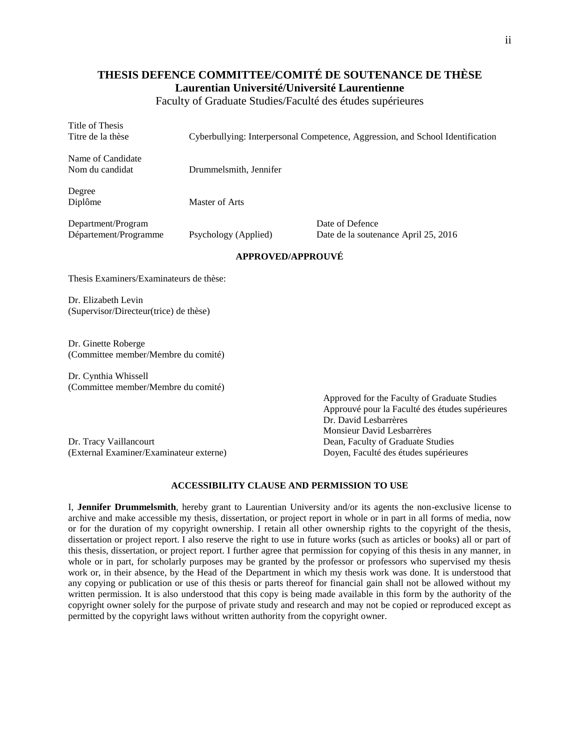## THESIS DEFENCE COMMITTEE/COMITÉ DE SOUTENANCE DE THÈSE

**Laurentian Université/Université Laurentienne**

Faculty of Graduate Studies/Faculté des études supérieures

| | |
|---|---|
| Title of Thesis<br>Titre de la thèse | Cyberbullying: Interpersonal Competence, Aggression, and School Identification |
| Name of Candidate<br>Nom du candidat | Drummelsmith, Jennifer |
| Degree<br>Diplôme | Master of Arts |
| Department/Program<br>Département/Programme | Psychology (Applied) |
| Date of Defence<br>Date de la soutenance | April 25, 2016 |

**APPROVED/APPROUVÉ**

Thesis Examiners/Examinateurs de thèse:

Dr. Elizabeth Levin
(Supervisor/Directeur(trice) de thèse)

Dr. Ginette Roberge
(Committee member/Membre du comité)

Dr. Cynthia Whissell
(Committee member/Membre du comité)

Dr. Tracy Vaillancourt
(External Examiner/Examinateur externe)

Approved for the Faculty of Graduate Studies
Approuvé pour la Faculté des études supérieures
Dr. David Lesbarrères
Monsieur David Lesbarrères
Dean, Faculty of Graduate Studies
Doyen, Faculté des études supérieures

**ACCESSIBILITY CLAUSE AND PERMISSION TO USE**

I, **Jennifer Drummelsmith**, hereby grant to Laurentian University and/or its agents the non-exclusive license to archive and make accessible my thesis, dissertation, or project report in whole or in part in all forms of media, now or for the duration of my copyright ownership. I retain all other ownership rights to the copyright of the thesis, dissertation or project report. I also reserve the right to use in future works (such as articles or books) all or part of this thesis, dissertation, or project report. I further agree that permission for copying of this thesis in any manner, in whole or in part, for scholarly purposes may be granted by the professor or professors who supervised my thesis work or, in their absence, by the Head of the Department in which my thesis work was done. It is understood that any copying or publication or use of this thesis or parts thereof for financial gain shall not be allowed without my written permission. It is also understood that this copy is being made available in this form by the authority of the copyright owner solely for the purpose of private study and research and may not be copied or reproduced except as permitted by the copyright laws without written authority from the copyright owner.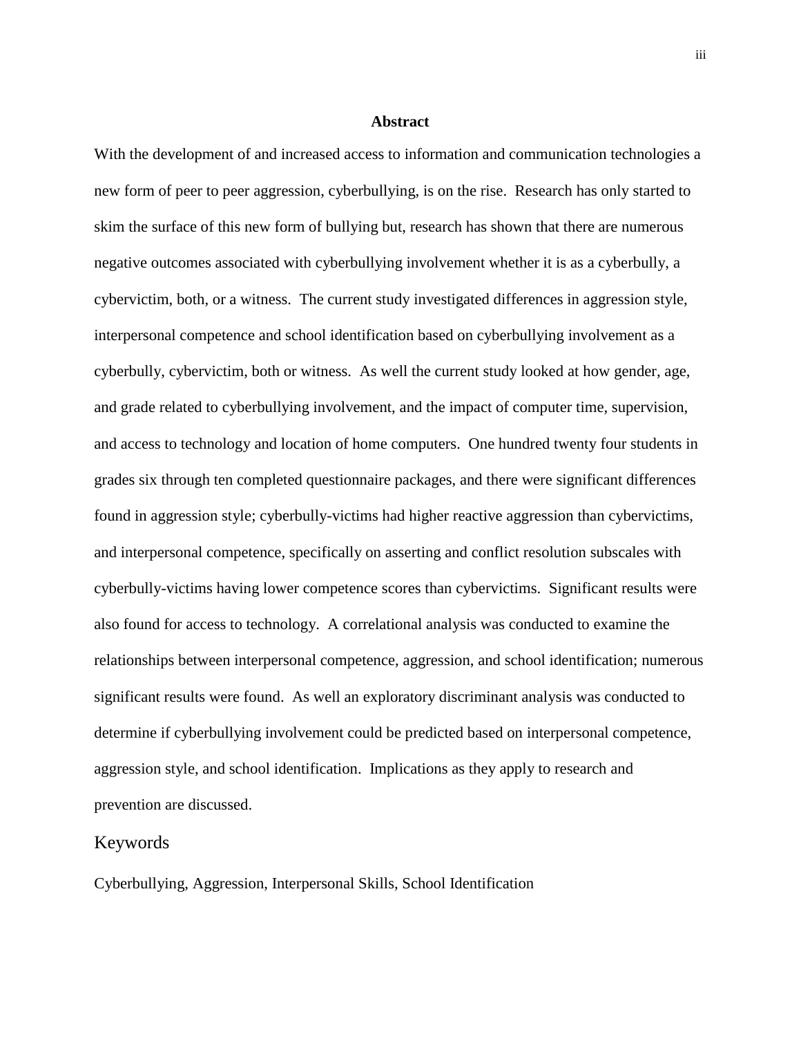## Abstract

With the development of and increased access to information and communication technologies a new form of peer to peer aggression, cyberbullying, is on the rise. Research has only started to skim the surface of this new form of bullying but, research has shown that there are numerous negative outcomes associated with cyberbullying involvement whether it is as a cyberbully, a cybervictim, both, or a witness. The current study investigated differences in aggression style, interpersonal competence and school identification based on cyberbullying involvement as a cyberbully, cybervictim, both or witness. As well the current study looked at how gender, age, and grade related to cyberbullying involvement, and the impact of computer time, supervision, and access to technology and location of home computers. One hundred twenty four students in grades six through ten completed questionnaire packages, and there were significant differences found in aggression style; cyberbully-victims had higher reactive aggression than cybervictims, and interpersonal competence, specifically on asserting and conflict resolution subscales with cyberbully-victims having lower competence scores than cybervictims. Significant results were also found for access to technology. A correlational analysis was conducted to examine the relationships between interpersonal competence, aggression, and school identification; numerous significant results were found. As well an exploratory discriminant analysis was conducted to determine if cyberbullying involvement could be predicted based on interpersonal competence, aggression style, and school identification. Implications as they apply to research and prevention are discussed.

## Keywords

Cyberbullying, Aggression, Interpersonal Skills, School Identification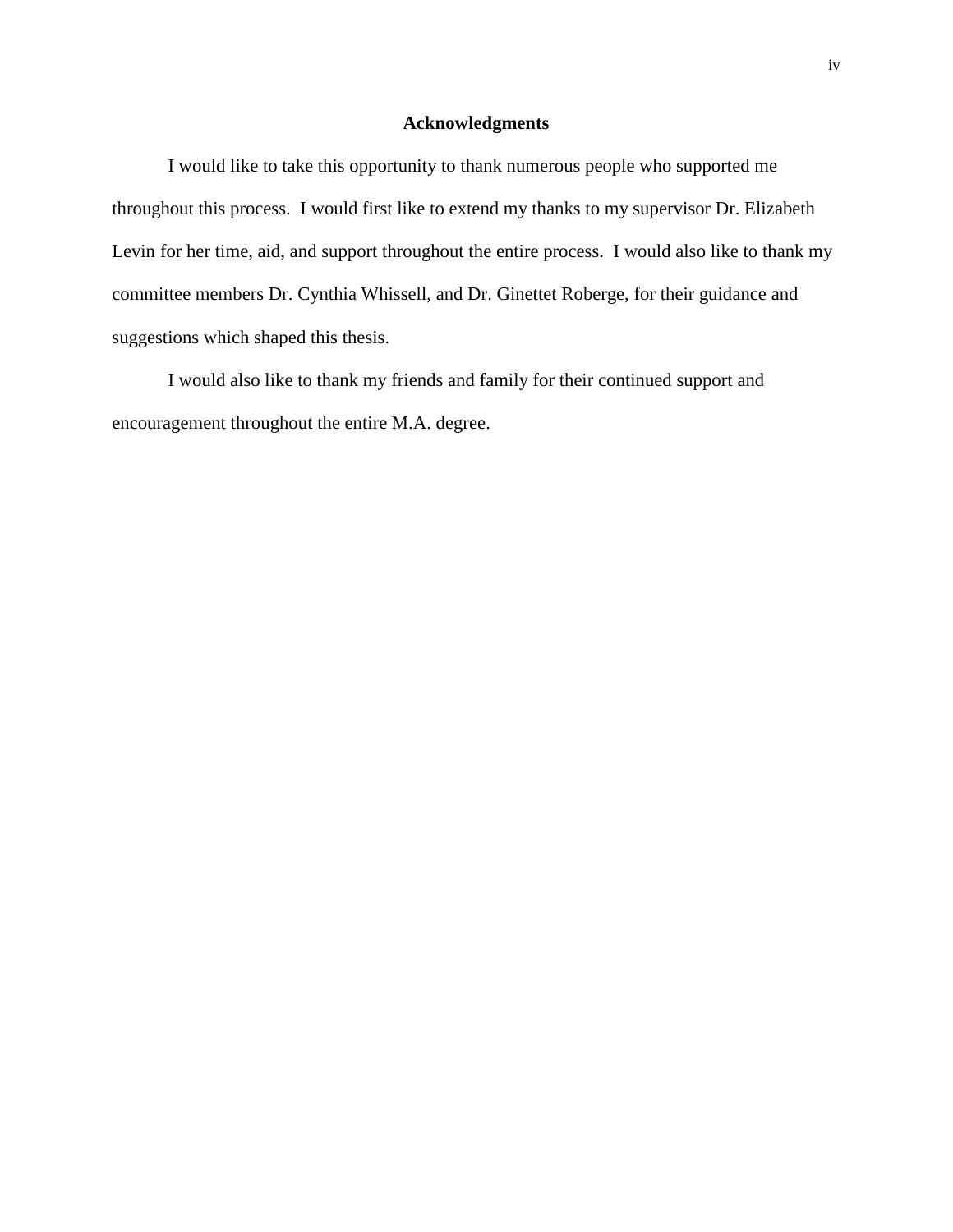# Acknowledgments

I would like to take this opportunity to thank numerous people who supported me throughout this process. I would first like to extend my thanks to my supervisor Dr. Elizabeth Levin for her time, aid, and support throughout the entire process. I would also like to thank my committee members Dr. Cynthia Whissell, and Dr. Ginettet Roberge, for their guidance and suggestions which shaped this thesis.

I would also like to thank my friends and family for their continued support and encouragement throughout the entire M.A. degree.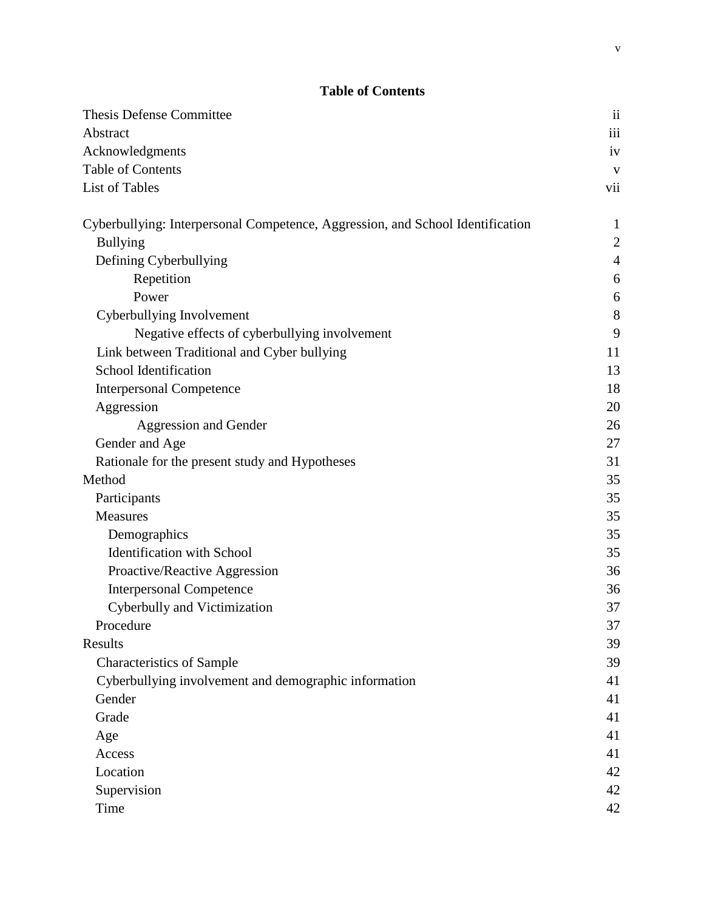## Table of Contents

| | |
|---|---|
| Thesis Defense Committee | ii |
| Abstract | iii |
| Acknowledgments | iv |
| Table of Contents | v |
| List of Tables | vii |
| | |
| Cyberbullying: Interpersonal Competence, Aggression, and School Identification | 1 |
| Bullying | 2 |
| Defining Cyberbullying | 4 |
| Repetition | 6 |
| Power | 6 |
| Cyberbullying Involvement | 8 |
| Negative effects of cyberbullying involvement | 9 |
| Link between Traditional and Cyber bullying | 11 |
| School Identification | 13 |
| Interpersonal Competence | 18 |
| Aggression | 20 |
| Aggression and Gender | 26 |
| Gender and Age | 27 |
| Rationale for the present study and Hypotheses | 31 |
| Method | 35 |
| Participants | 35 |
| Measures | 35 |
| Demographics | 35 |
| Identification with School | 35 |
| Proactive/Reactive Aggression | 36 |
| Interpersonal Competence | 36 |
| Cyberbully and Victimization | 37 |
| Procedure | 37 |
| Results | 39 |
| Characteristics of Sample | 39 |
| Cyberbullying involvement and demographic information | 41 |
| Gender | 41 |
| Grade | 41 |
| Age | 41 |
| Access | 41 |
| Location | 42 |
| Supervision | 42 |
| Time | 42 |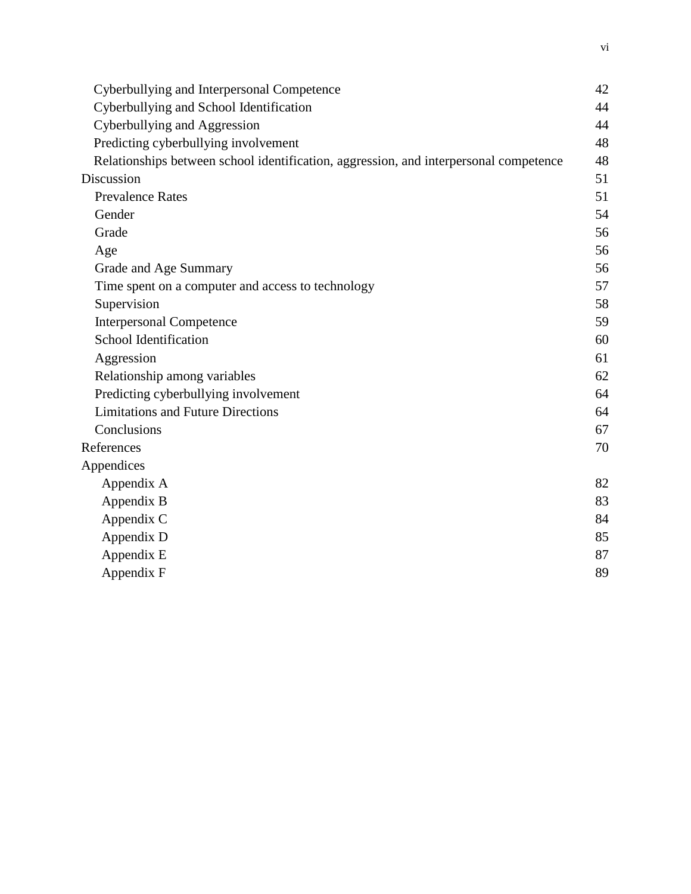| | |
|---|---|
| Cyberbullying and Interpersonal Competence | 42 |
| Cyberbullying and School Identification | 44 |
| Cyberbullying and Aggression | 44 |
| Predicting cyberbullying involvement | 48 |
| Relationships between school identification, aggression, and interpersonal competence | 48 |
| Discussion | 51 |
| Prevalence Rates | 51 |
| Gender | 54 |
| Grade | 56 |
| Age | 56 |
| Grade and Age Summary | 56 |
| Time spent on a computer and access to technology | 57 |
| Supervision | 58 |
| Interpersonal Competence | 59 |
| School Identification | 60 |
| Aggression | 61 |
| Relationship among variables | 62 |
| Predicting cyberbullying involvement | 64 |
| Limitations and Future Directions | 64 |
| Conclusions | 67 |
| References | 70 |
| Appendices | |
| Appendix A | 82 |
| Appendix B | 83 |
| Appendix C | 84 |
| Appendix D | 85 |
| Appendix E | 87 |
| Appendix F | 89 |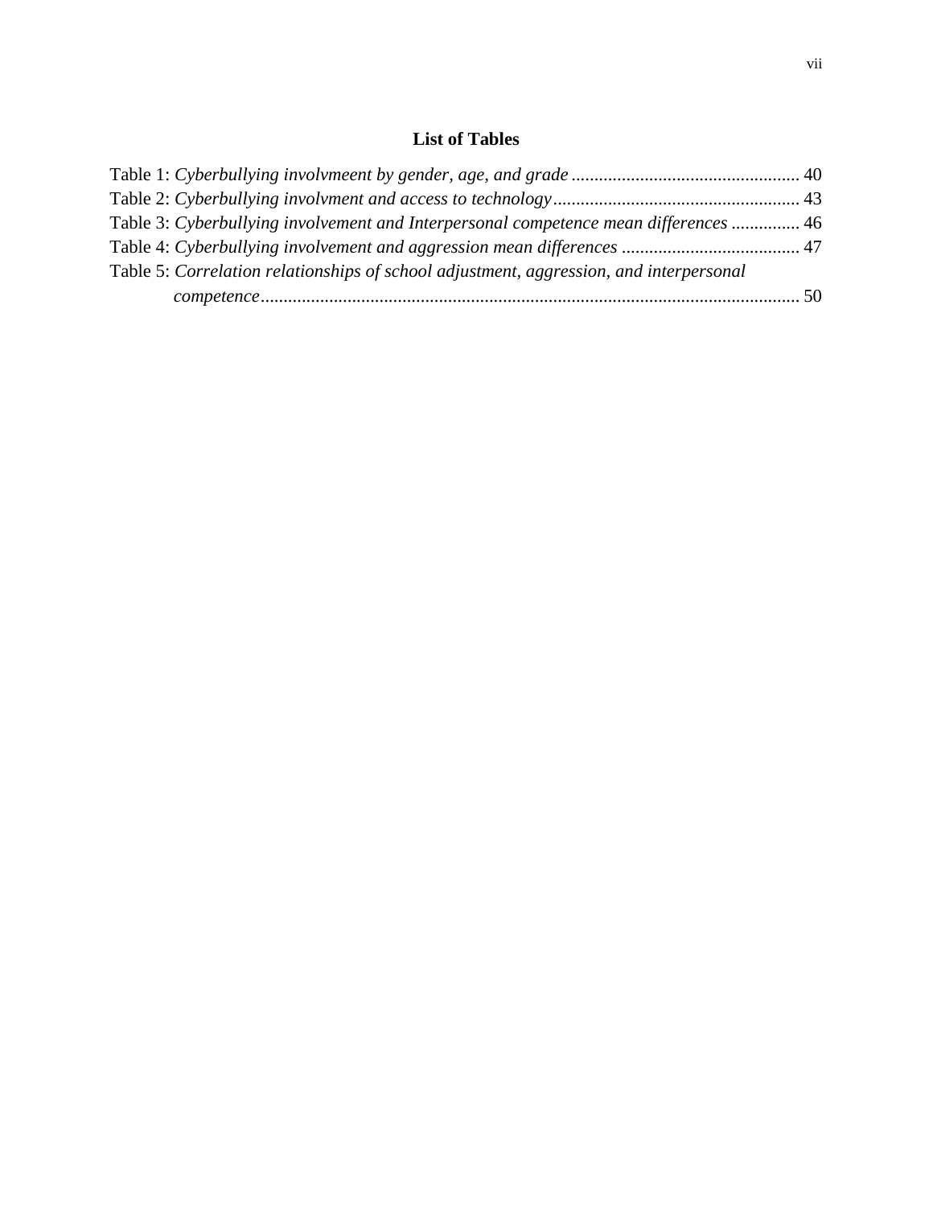# List of Tables

Table 1: *Cyberbullying involvmeent by gender, age, and grade* ................................................. 40

Table 2: *Cyberbullying involvment and access to technology* ..................................................... 43

Table 3: *Cyberbullying involvement and Interpersonal competence mean differences* ............... 46

Table 4: *Cyberbullying involvement and aggression mean differences* ....................................... 47

Table 5: *Correlation relationships of school adjustment, aggression, and interpersonal competence* ..................................................................................................................... 50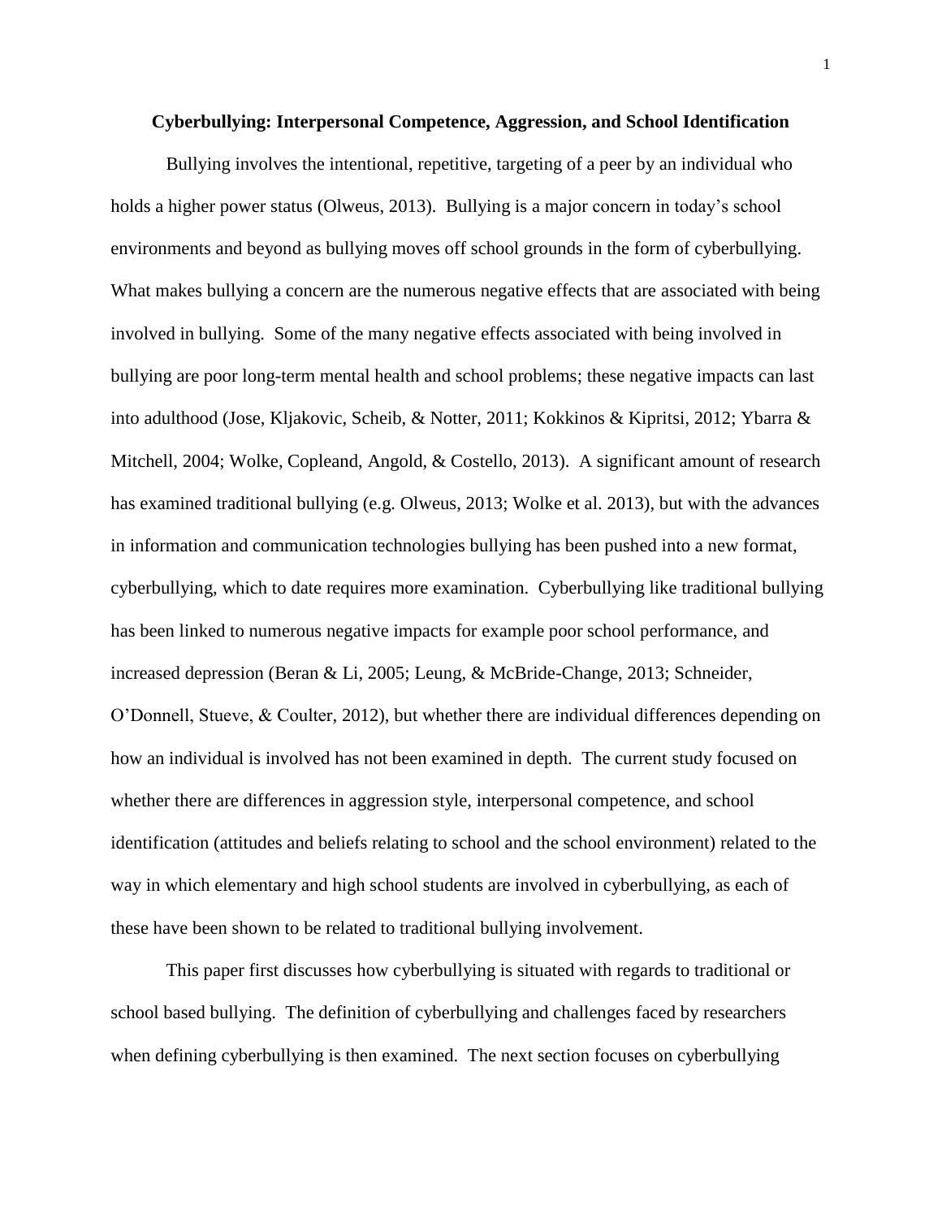**Cyberbullying: Interpersonal Competence, Aggression, and School Identification**

Bullying involves the intentional, repetitive, targeting of a peer by an individual who holds a higher power status (Olweus, 2013). Bullying is a major concern in today's school environments and beyond as bullying moves off school grounds in the form of cyberbullying. What makes bullying a concern are the numerous negative effects that are associated with being involved in bullying. Some of the many negative effects associated with being involved in bullying are poor long-term mental health and school problems; these negative impacts can last into adulthood (Jose, Kljakovic, Scheib, & Notter, 2011; Kokkinos & Kipritsi, 2012; Ybarra & Mitchell, 2004; Wolke, Copleand, Angold, & Costello, 2013). A significant amount of research has examined traditional bullying (e.g. Olweus, 2013; Wolke et al. 2013), but with the advances in information and communication technologies bullying has been pushed into a new format, cyberbullying, which to date requires more examination. Cyberbullying like traditional bullying has been linked to numerous negative impacts for example poor school performance, and increased depression (Beran & Li, 2005; Leung, & McBride-Change, 2013; Schneider, O'Donnell, Stueve, & Coulter, 2012), but whether there are individual differences depending on how an individual is involved has not been examined in depth. The current study focused on whether there are differences in aggression style, interpersonal competence, and school identification (attitudes and beliefs relating to school and the school environment) related to the way in which elementary and high school students are involved in cyberbullying, as each of these have been shown to be related to traditional bullying involvement.

This paper first discusses how cyberbullying is situated with regards to traditional or school based bullying. The definition of cyberbullying and challenges faced by researchers when defining cyberbullying is then examined. The next section focuses on cyberbullying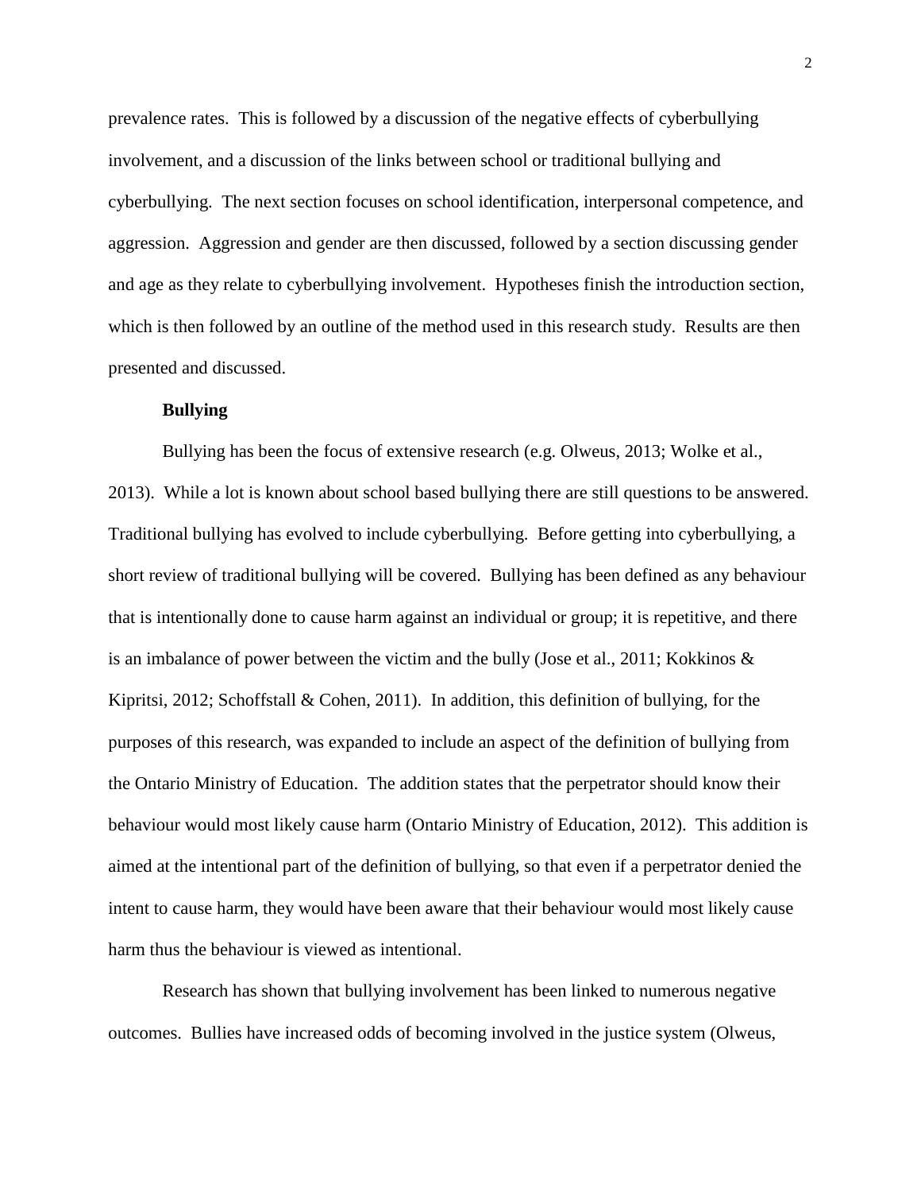prevalence rates. This is followed by a discussion of the negative effects of cyberbullying involvement, and a discussion of the links between school or traditional bullying and cyberbullying. The next section focuses on school identification, interpersonal competence, and aggression. Aggression and gender are then discussed, followed by a section discussing gender and age as they relate to cyberbullying involvement. Hypotheses finish the introduction section, which is then followed by an outline of the method used in this research study. Results are then presented and discussed.

## Bullying

Bullying has been the focus of extensive research (e.g. Olweus, 2013; Wolke et al., 2013). While a lot is known about school based bullying there are still questions to be answered. Traditional bullying has evolved to include cyberbullying. Before getting into cyberbullying, a short review of traditional bullying will be covered. Bullying has been defined as any behaviour that is intentionally done to cause harm against an individual or group; it is repetitive, and there is an imbalance of power between the victim and the bully (Jose et al., 2011; Kokkinos & Kipritsi, 2012; Schoffstall & Cohen, 2011). In addition, this definition of bullying, for the purposes of this research, was expanded to include an aspect of the definition of bullying from the Ontario Ministry of Education. The addition states that the perpetrator should know their behaviour would most likely cause harm (Ontario Ministry of Education, 2012). This addition is aimed at the intentional part of the definition of bullying, so that even if a perpetrator denied the intent to cause harm, they would have been aware that their behaviour would most likely cause harm thus the behaviour is viewed as intentional.

Research has shown that bullying involvement has been linked to numerous negative outcomes. Bullies have increased odds of becoming involved in the justice system (Olweus,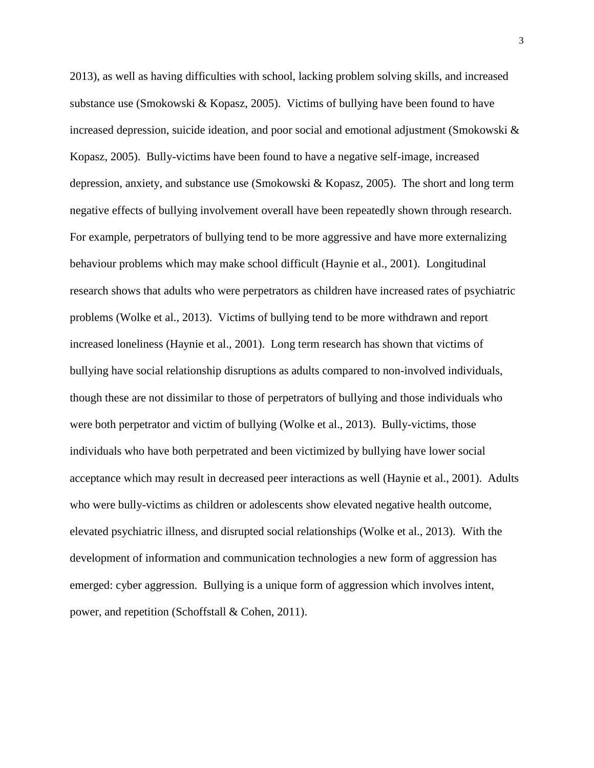2013), as well as having difficulties with school, lacking problem solving skills, and increased substance use (Smokowski & Kopasz, 2005). Victims of bullying have been found to have increased depression, suicide ideation, and poor social and emotional adjustment (Smokowski & Kopasz, 2005). Bully-victims have been found to have a negative self-image, increased depression, anxiety, and substance use (Smokowski & Kopasz, 2005). The short and long term negative effects of bullying involvement overall have been repeatedly shown through research. For example, perpetrators of bullying tend to be more aggressive and have more externalizing behaviour problems which may make school difficult (Haynie et al., 2001). Longitudinal research shows that adults who were perpetrators as children have increased rates of psychiatric problems (Wolke et al., 2013). Victims of bullying tend to be more withdrawn and report increased loneliness (Haynie et al., 2001). Long term research has shown that victims of bullying have social relationship disruptions as adults compared to non-involved individuals, though these are not dissimilar to those of perpetrators of bullying and those individuals who were both perpetrator and victim of bullying (Wolke et al., 2013). Bully-victims, those individuals who have both perpetrated and been victimized by bullying have lower social acceptance which may result in decreased peer interactions as well (Haynie et al., 2001). Adults who were bully-victims as children or adolescents show elevated negative health outcome, elevated psychiatric illness, and disrupted social relationships (Wolke et al., 2013). With the development of information and communication technologies a new form of aggression has emerged: cyber aggression. Bullying is a unique form of aggression which involves intent, power, and repetition (Schoffstall & Cohen, 2011).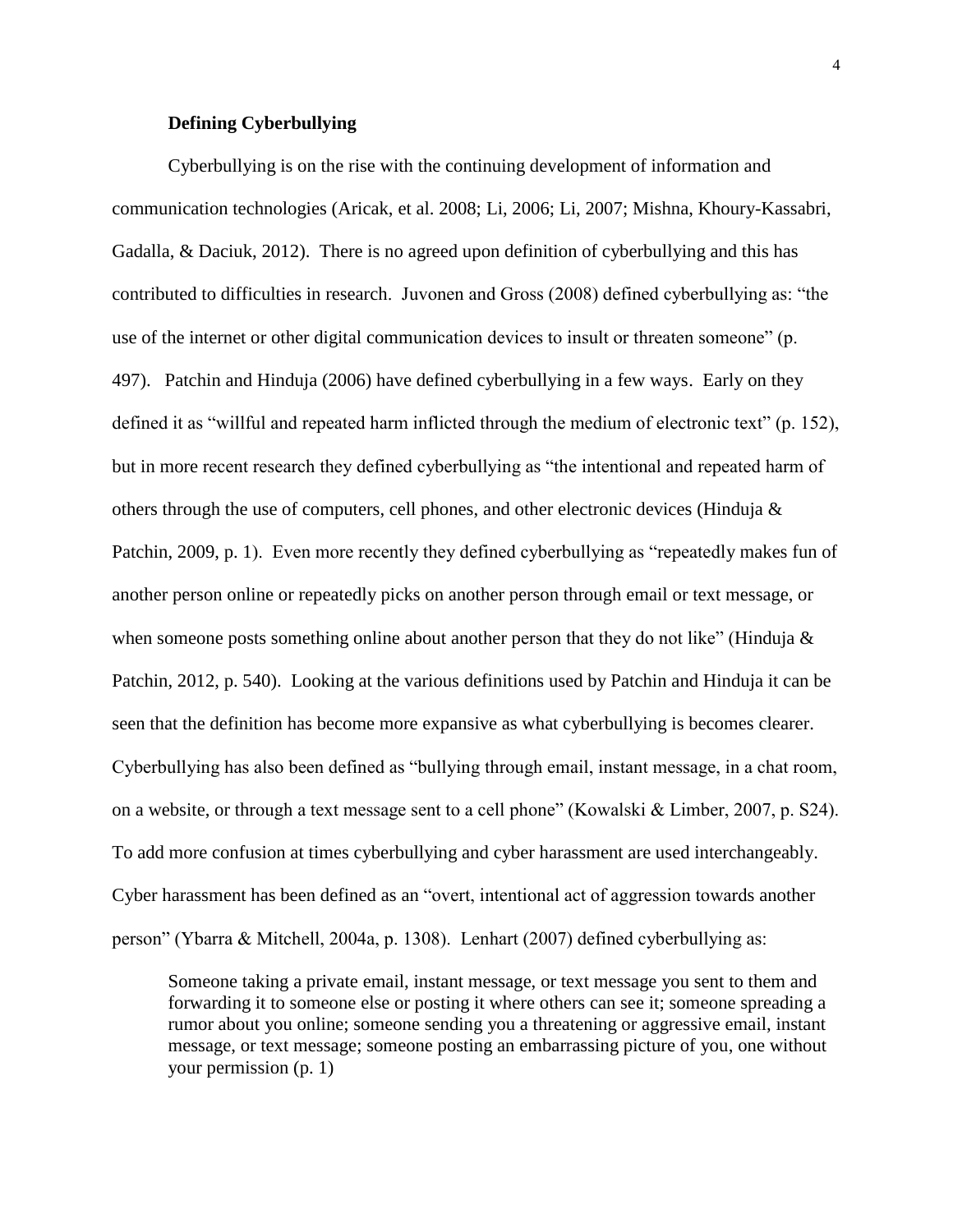**Defining Cyberbullying**

Cyberbullying is on the rise with the continuing development of information and communication technologies (Aricak, et al. 2008; Li, 2006; Li, 2007; Mishna, Khoury-Kassabri, Gadalla, & Daciuk, 2012). There is no agreed upon definition of cyberbullying and this has contributed to difficulties in research. Juvonen and Gross (2008) defined cyberbullying as: "the use of the internet or other digital communication devices to insult or threaten someone" (p. 497). Patchin and Hinduja (2006) have defined cyberbullying in a few ways. Early on they defined it as "willful and repeated harm inflicted through the medium of electronic text" (p. 152), but in more recent research they defined cyberbullying as "the intentional and repeated harm of others through the use of computers, cell phones, and other electronic devices (Hinduja & Patchin, 2009, p. 1). Even more recently they defined cyberbullying as "repeatedly makes fun of another person online or repeatedly picks on another person through email or text message, or when someone posts something online about another person that they do not like" (Hinduja & Patchin, 2012, p. 540). Looking at the various definitions used by Patchin and Hinduja it can be seen that the definition has become more expansive as what cyberbullying is becomes clearer. Cyberbullying has also been defined as "bullying through email, instant message, in a chat room, on a website, or through a text message sent to a cell phone" (Kowalski & Limber, 2007, p. S24). To add more confusion at times cyberbullying and cyber harassment are used interchangeably. Cyber harassment has been defined as an "overt, intentional act of aggression towards another person" (Ybarra & Mitchell, 2004a, p. 1308). Lenhart (2007) defined cyberbullying as:

> Someone taking a private email, instant message, or text message you sent to them and forwarding it to someone else or posting it where others can see it; someone spreading a rumor about you online; someone sending you a threatening or aggressive email, instant message, or text message; someone posting an embarrassing picture of you, one without your permission (p. 1)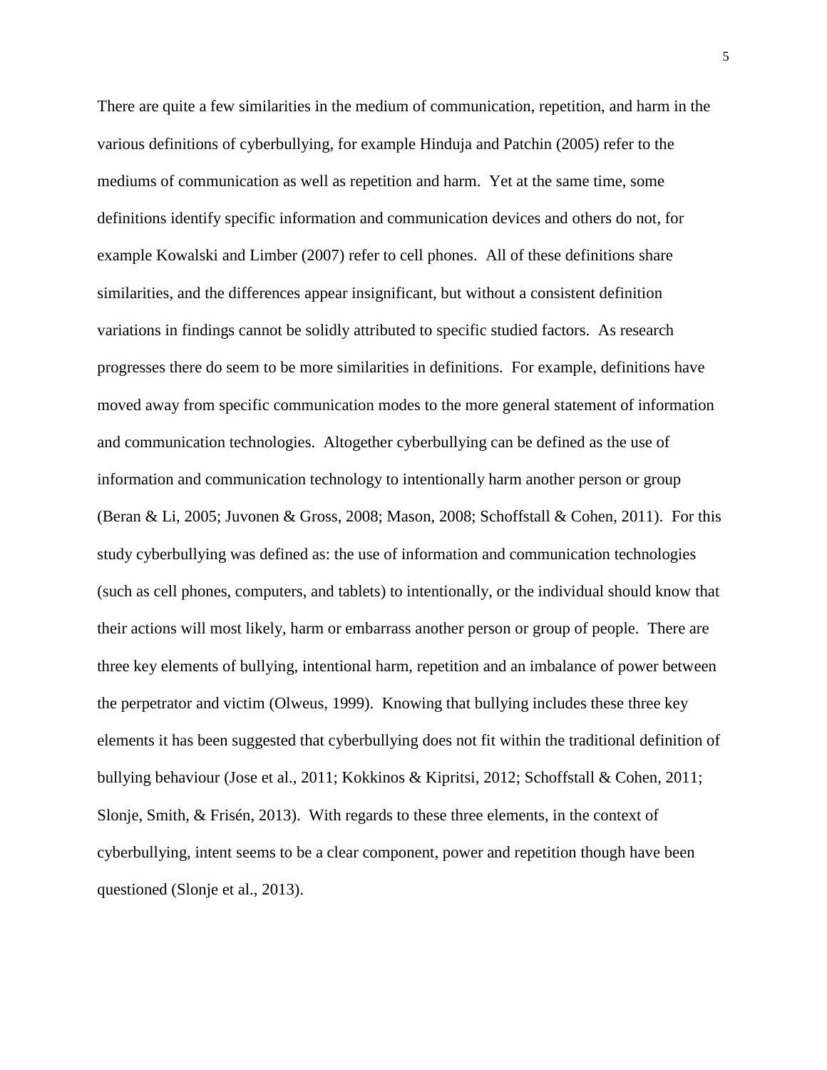There are quite a few similarities in the medium of communication, repetition, and harm in the various definitions of cyberbullying, for example Hinduja and Patchin (2005) refer to the mediums of communication as well as repetition and harm. Yet at the same time, some definitions identify specific information and communication devices and others do not, for example Kowalski and Limber (2007) refer to cell phones. All of these definitions share similarities, and the differences appear insignificant, but without a consistent definition variations in findings cannot be solidly attributed to specific studied factors. As research progresses there do seem to be more similarities in definitions. For example, definitions have moved away from specific communication modes to the more general statement of information and communication technologies. Altogether cyberbullying can be defined as the use of information and communication technology to intentionally harm another person or group (Beran & Li, 2005; Juvonen & Gross, 2008; Mason, 2008; Schoffstall & Cohen, 2011). For this study cyberbullying was defined as: the use of information and communication technologies (such as cell phones, computers, and tablets) to intentionally, or the individual should know that their actions will most likely, harm or embarrass another person or group of people. There are three key elements of bullying, intentional harm, repetition and an imbalance of power between the perpetrator and victim (Olweus, 1999). Knowing that bullying includes these three key elements it has been suggested that cyberbullying does not fit within the traditional definition of bullying behaviour (Jose et al., 2011; Kokkinos & Kipritsi, 2012; Schoffstall & Cohen, 2011; Slonje, Smith, & Frisén, 2013). With regards to these three elements, in the context of cyberbullying, intent seems to be a clear component, power and repetition though have been questioned (Slonje et al., 2013).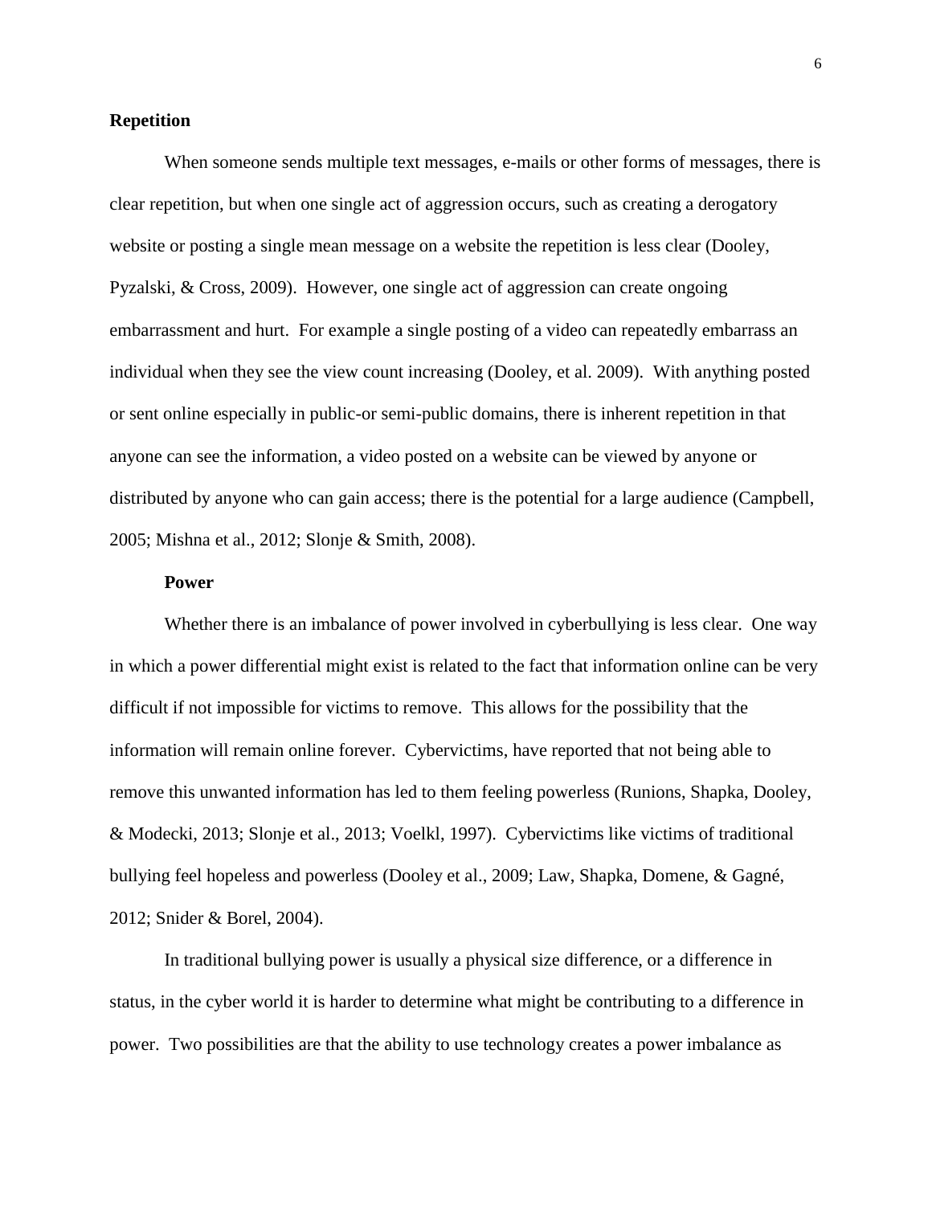## Repetition

When someone sends multiple text messages, e-mails or other forms of messages, there is clear repetition, but when one single act of aggression occurs, such as creating a derogatory website or posting a single mean message on a website the repetition is less clear (Dooley, Pyzalski, & Cross, 2009). However, one single act of aggression can create ongoing embarrassment and hurt. For example a single posting of a video can repeatedly embarrass an individual when they see the view count increasing (Dooley, et al. 2009). With anything posted or sent online especially in public-or semi-public domains, there is inherent repetition in that anyone can see the information, a video posted on a website can be viewed by anyone or distributed by anyone who can gain access; there is the potential for a large audience (Campbell, 2005; Mishna et al., 2012; Slonje & Smith, 2008).

### Power

Whether there is an imbalance of power involved in cyberbullying is less clear. One way in which a power differential might exist is related to the fact that information online can be very difficult if not impossible for victims to remove. This allows for the possibility that the information will remain online forever. Cybervictims, have reported that not being able to remove this unwanted information has led to them feeling powerless (Runions, Shapka, Dooley, & Modecki, 2013; Slonje et al., 2013; Voelkl, 1997). Cybervictims like victims of traditional bullying feel hopeless and powerless (Dooley et al., 2009; Law, Shapka, Domene, & Gagné, 2012; Snider & Borel, 2004).

In traditional bullying power is usually a physical size difference, or a difference in status, in the cyber world it is harder to determine what might be contributing to a difference in power. Two possibilities are that the ability to use technology creates a power imbalance as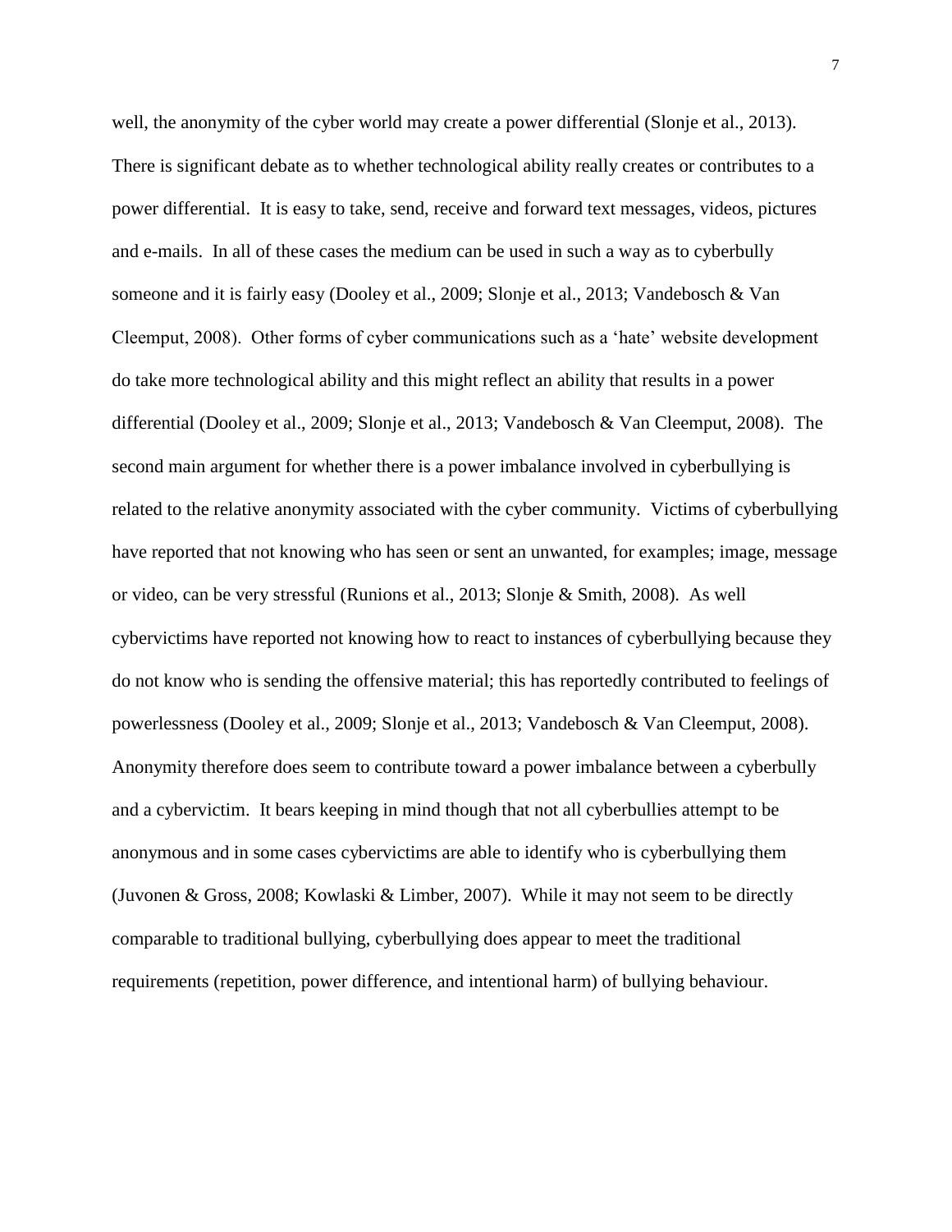well, the anonymity of the cyber world may create a power differential (Slonje et al., 2013). There is significant debate as to whether technological ability really creates or contributes to a power differential. It is easy to take, send, receive and forward text messages, videos, pictures and e-mails. In all of these cases the medium can be used in such a way as to cyberbully someone and it is fairly easy (Dooley et al., 2009; Slonje et al., 2013; Vandebosch & Van Cleemput, 2008). Other forms of cyber communications such as a 'hate' website development do take more technological ability and this might reflect an ability that results in a power differential (Dooley et al., 2009; Slonje et al., 2013; Vandebosch & Van Cleemput, 2008). The second main argument for whether there is a power imbalance involved in cyberbullying is related to the relative anonymity associated with the cyber community. Victims of cyberbullying have reported that not knowing who has seen or sent an unwanted, for examples; image, message or video, can be very stressful (Runions et al., 2013; Slonje & Smith, 2008). As well cybervictims have reported not knowing how to react to instances of cyberbullying because they do not know who is sending the offensive material; this has reportedly contributed to feelings of powerlessness (Dooley et al., 2009; Slonje et al., 2013; Vandebosch & Van Cleemput, 2008). Anonymity therefore does seem to contribute toward a power imbalance between a cyberbully and a cybervictim. It bears keeping in mind though that not all cyberbullies attempt to be anonymous and in some cases cybervictims are able to identify who is cyberbullying them (Juvonen & Gross, 2008; Kowlaski & Limber, 2007). While it may not seem to be directly comparable to traditional bullying, cyberbullying does appear to meet the traditional requirements (repetition, power difference, and intentional harm) of bullying behaviour.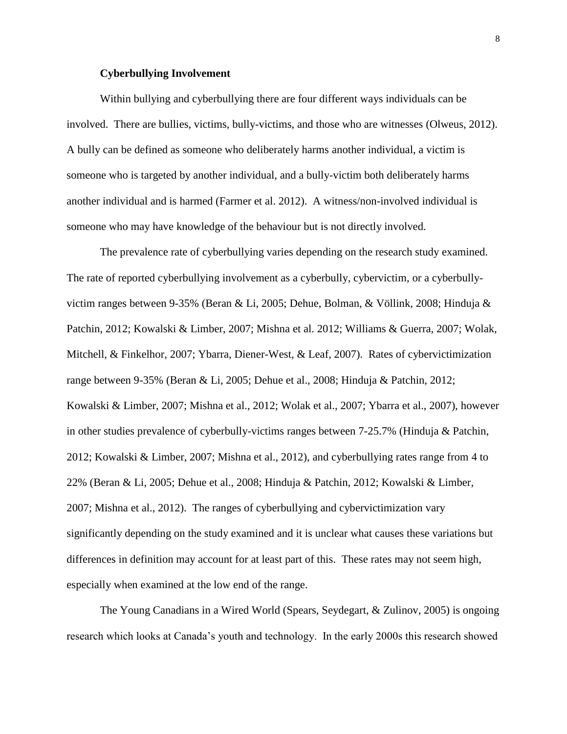### Cyberbullying Involvement

Within bullying and cyberbullying there are four different ways individuals can be involved. There are bullies, victims, bully-victims, and those who are witnesses (Olweus, 2012). A bully can be defined as someone who deliberately harms another individual, a victim is someone who is targeted by another individual, and a bully-victim both deliberately harms another individual and is harmed (Farmer et al. 2012). A witness/non-involved individual is someone who may have knowledge of the behaviour but is not directly involved.

The prevalence rate of cyberbullying varies depending on the research study examined. The rate of reported cyberbullying involvement as a cyberbully, cybervictim, or a cyberbully-victim ranges between 9-35% (Beran & Li, 2005; Dehue, Bolman, & Völlink, 2008; Hinduja & Patchin, 2012; Kowalski & Limber, 2007; Mishna et al. 2012; Williams & Guerra, 2007; Wolak, Mitchell, & Finkelhor, 2007; Ybarra, Diener-West, & Leaf, 2007). Rates of cybervictimization range between 9-35% (Beran & Li, 2005; Dehue et al., 2008; Hinduja & Patchin, 2012; Kowalski & Limber, 2007; Mishna et al., 2012; Wolak et al., 2007; Ybarra et al., 2007), however in other studies prevalence of cyberbully-victims ranges between 7-25.7% (Hinduja & Patchin, 2012; Kowalski & Limber, 2007; Mishna et al., 2012), and cyberbullying rates range from 4 to 22% (Beran & Li, 2005; Dehue et al., 2008; Hinduja & Patchin, 2012; Kowalski & Limber, 2007; Mishna et al., 2012). The ranges of cyberbullying and cybervictimization vary significantly depending on the study examined and it is unclear what causes these variations but differences in definition may account for at least part of this. These rates may not seem high, especially when examined at the low end of the range.

The Young Canadians in a Wired World (Spears, Seydegart, & Zulinov, 2005) is ongoing research which looks at Canada's youth and technology. In the early 2000s this research showed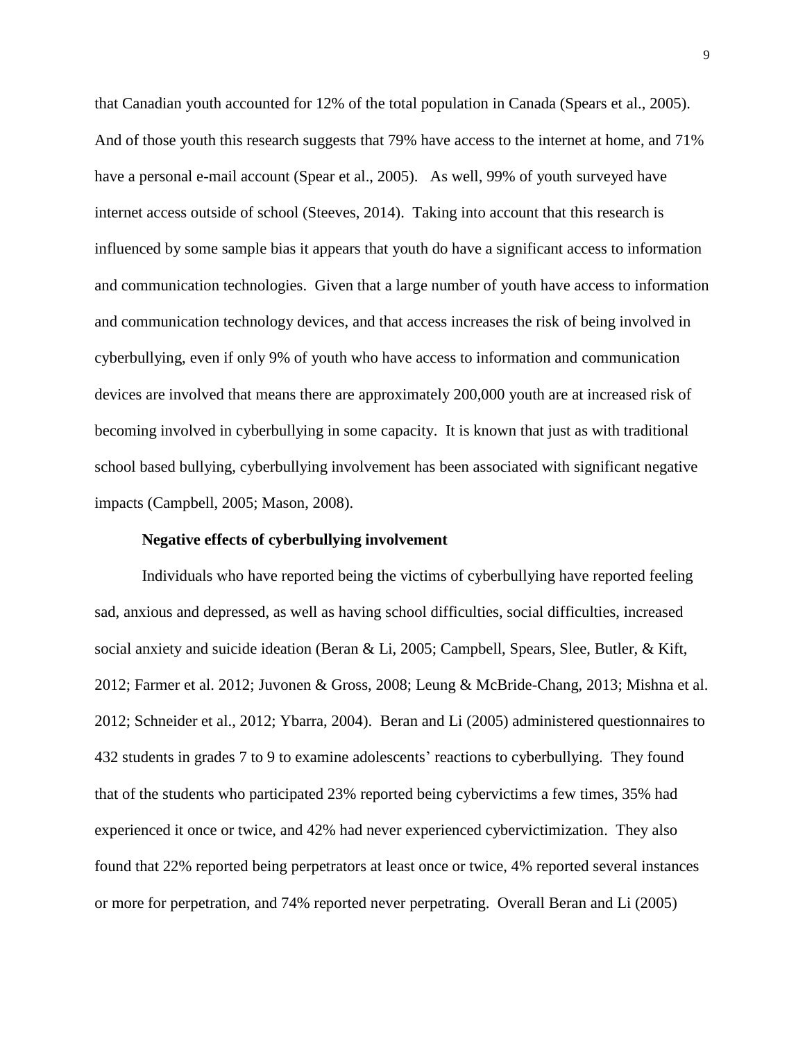that Canadian youth accounted for 12% of the total population in Canada (Spears et al., 2005). And of those youth this research suggests that 79% have access to the internet at home, and 71% have a personal e-mail account (Spear et al., 2005). As well, 99% of youth surveyed have internet access outside of school (Steeves, 2014). Taking into account that this research is influenced by some sample bias it appears that youth do have a significant access to information and communication technologies. Given that a large number of youth have access to information and communication technology devices, and that access increases the risk of being involved in cyberbullying, even if only 9% of youth who have access to information and communication devices are involved that means there are approximately 200,000 youth are at increased risk of becoming involved in cyberbullying in some capacity. It is known that just as with traditional school based bullying, cyberbullying involvement has been associated with significant negative impacts (Campbell, 2005; Mason, 2008).

**Negative effects of cyberbullying involvement**

Individuals who have reported being the victims of cyberbullying have reported feeling sad, anxious and depressed, as well as having school difficulties, social difficulties, increased social anxiety and suicide ideation (Beran & Li, 2005; Campbell, Spears, Slee, Butler, & Kift, 2012; Farmer et al. 2012; Juvonen & Gross, 2008; Leung & McBride-Chang, 2013; Mishna et al. 2012; Schneider et al., 2012; Ybarra, 2004). Beran and Li (2005) administered questionnaires to 432 students in grades 7 to 9 to examine adolescents' reactions to cyberbullying. They found that of the students who participated 23% reported being cybervictims a few times, 35% had experienced it once or twice, and 42% had never experienced cybervictimization. They also found that 22% reported being perpetrators at least once or twice, 4% reported several instances or more for perpetration, and 74% reported never perpetrating. Overall Beran and Li (2005)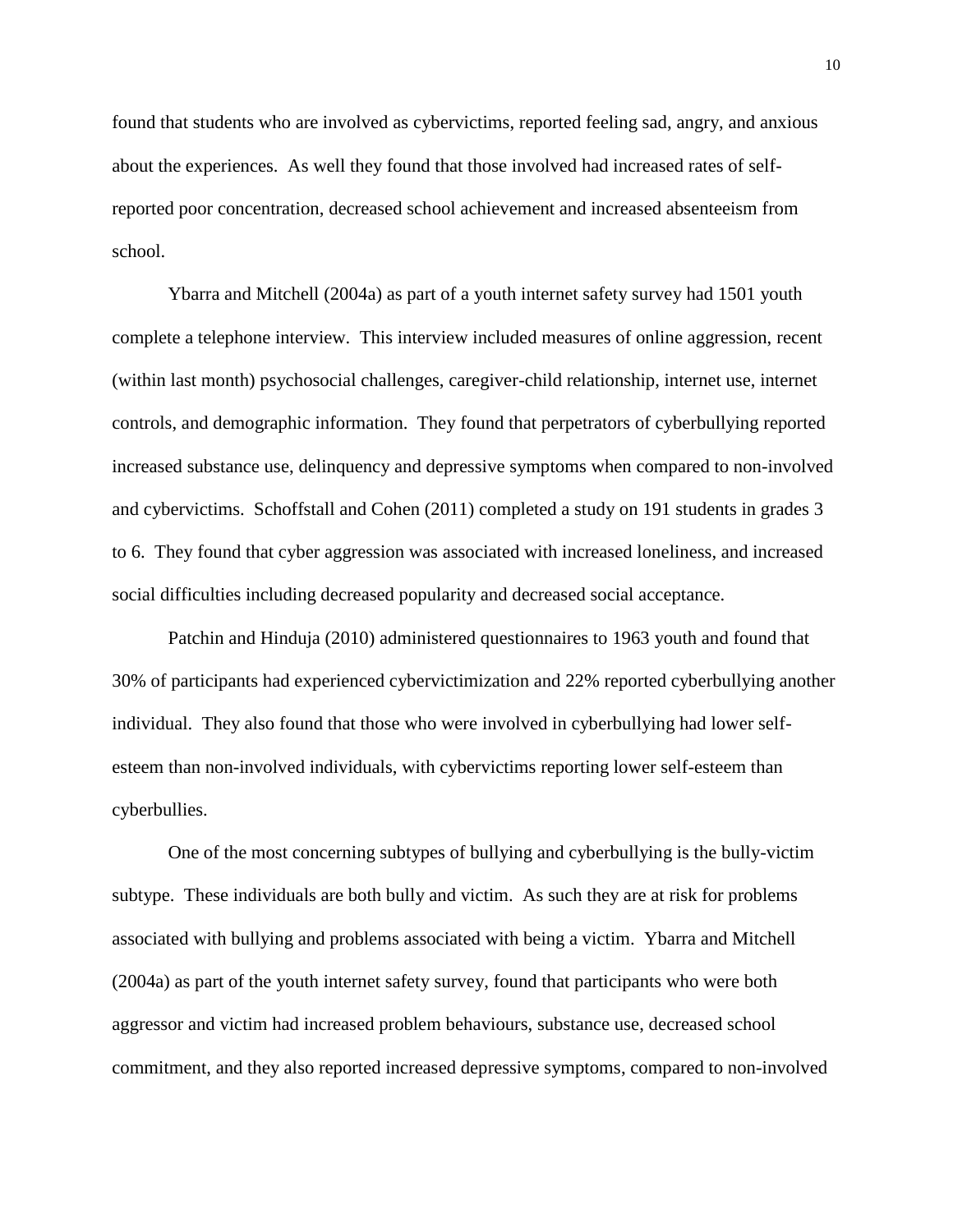found that students who are involved as cybervictims, reported feeling sad, angry, and anxious about the experiences. As well they found that those involved had increased rates of self-reported poor concentration, decreased school achievement and increased absenteeism from school.

Ybarra and Mitchell (2004a) as part of a youth internet safety survey had 1501 youth complete a telephone interview. This interview included measures of online aggression, recent (within last month) psychosocial challenges, caregiver-child relationship, internet use, internet controls, and demographic information. They found that perpetrators of cyberbullying reported increased substance use, delinquency and depressive symptoms when compared to non-involved and cybervictims. Schoffstall and Cohen (2011) completed a study on 191 students in grades 3 to 6. They found that cyber aggression was associated with increased loneliness, and increased social difficulties including decreased popularity and decreased social acceptance.

Patchin and Hinduja (2010) administered questionnaires to 1963 youth and found that 30% of participants had experienced cybervictimization and 22% reported cyberbullying another individual. They also found that those who were involved in cyberbullying had lower self-esteem than non-involved individuals, with cybervictims reporting lower self-esteem than cyberbullies.

One of the most concerning subtypes of bullying and cyberbullying is the bully-victim subtype. These individuals are both bully and victim. As such they are at risk for problems associated with bullying and problems associated with being a victim. Ybarra and Mitchell (2004a) as part of the youth internet safety survey, found that participants who were both aggressor and victim had increased problem behaviours, substance use, decreased school commitment, and they also reported increased depressive symptoms, compared to non-involved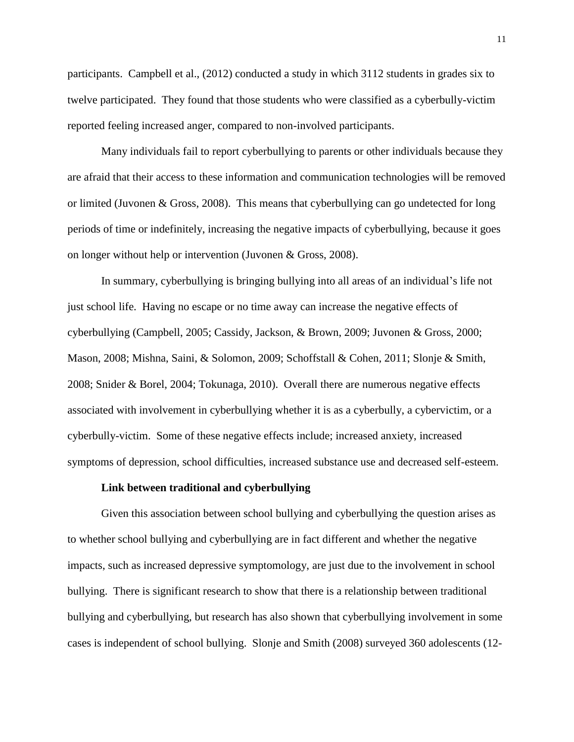participants. Campbell et al., (2012) conducted a study in which 3112 students in grades six to twelve participated. They found that those students who were classified as a cyberbully-victim reported feeling increased anger, compared to non-involved participants.

Many individuals fail to report cyberbullying to parents or other individuals because they are afraid that their access to these information and communication technologies will be removed or limited (Juvonen & Gross, 2008). This means that cyberbullying can go undetected for long periods of time or indefinitely, increasing the negative impacts of cyberbullying, because it goes on longer without help or intervention (Juvonen & Gross, 2008).

In summary, cyberbullying is bringing bullying into all areas of an individual's life not just school life. Having no escape or no time away can increase the negative effects of cyberbullying (Campbell, 2005; Cassidy, Jackson, & Brown, 2009; Juvonen & Gross, 2000; Mason, 2008; Mishna, Saini, & Solomon, 2009; Schoffstall & Cohen, 2011; Slonje & Smith, 2008; Snider & Borel, 2004; Tokunaga, 2010). Overall there are numerous negative effects associated with involvement in cyberbullying whether it is as a cyberbully, a cybervictim, or a cyberbully-victim. Some of these negative effects include; increased anxiety, increased symptoms of depression, school difficulties, increased substance use and decreased self-esteem.

### Link between traditional and cyberbullying

Given this association between school bullying and cyberbullying the question arises as to whether school bullying and cyberbullying are in fact different and whether the negative impacts, such as increased depressive symptomology, are just due to the involvement in school bullying. There is significant research to show that there is a relationship between traditional bullying and cyberbullying, but research has also shown that cyberbullying involvement in some cases is independent of school bullying. Slonje and Smith (2008) surveyed 360 adolescents (12-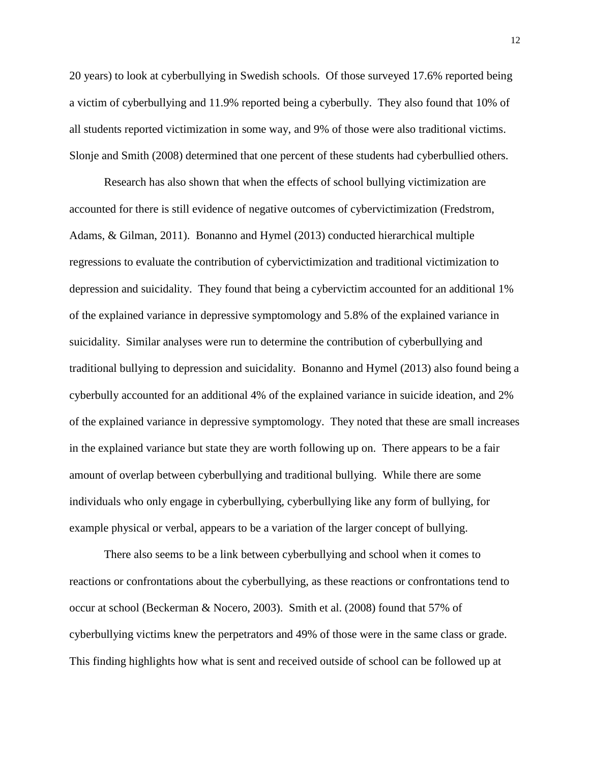20 years) to look at cyberbullying in Swedish schools. Of those surveyed 17.6% reported being a victim of cyberbullying and 11.9% reported being a cyberbully. They also found that 10% of all students reported victimization in some way, and 9% of those were also traditional victims. Slonje and Smith (2008) determined that one percent of these students had cyberbullied others.

Research has also shown that when the effects of school bullying victimization are accounted for there is still evidence of negative outcomes of cybervictimization (Fredstrom, Adams, & Gilman, 2011). Bonanno and Hymel (2013) conducted hierarchical multiple regressions to evaluate the contribution of cybervictimization and traditional victimization to depression and suicidality. They found that being a cybervictim accounted for an additional 1% of the explained variance in depressive symptomology and 5.8% of the explained variance in suicidality. Similar analyses were run to determine the contribution of cyberbullying and traditional bullying to depression and suicidality. Bonanno and Hymel (2013) also found being a cyberbully accounted for an additional 4% of the explained variance in suicide ideation, and 2% of the explained variance in depressive symptomology. They noted that these are small increases in the explained variance but state they are worth following up on. There appears to be a fair amount of overlap between cyberbullying and traditional bullying. While there are some individuals who only engage in cyberbullying, cyberbullying like any form of bullying, for example physical or verbal, appears to be a variation of the larger concept of bullying.

There also seems to be a link between cyberbullying and school when it comes to reactions or confrontations about the cyberbullying, as these reactions or confrontations tend to occur at school (Beckerman & Nocero, 2003). Smith et al. (2008) found that 57% of cyberbullying victims knew the perpetrators and 49% of those were in the same class or grade. This finding highlights how what is sent and received outside of school can be followed up at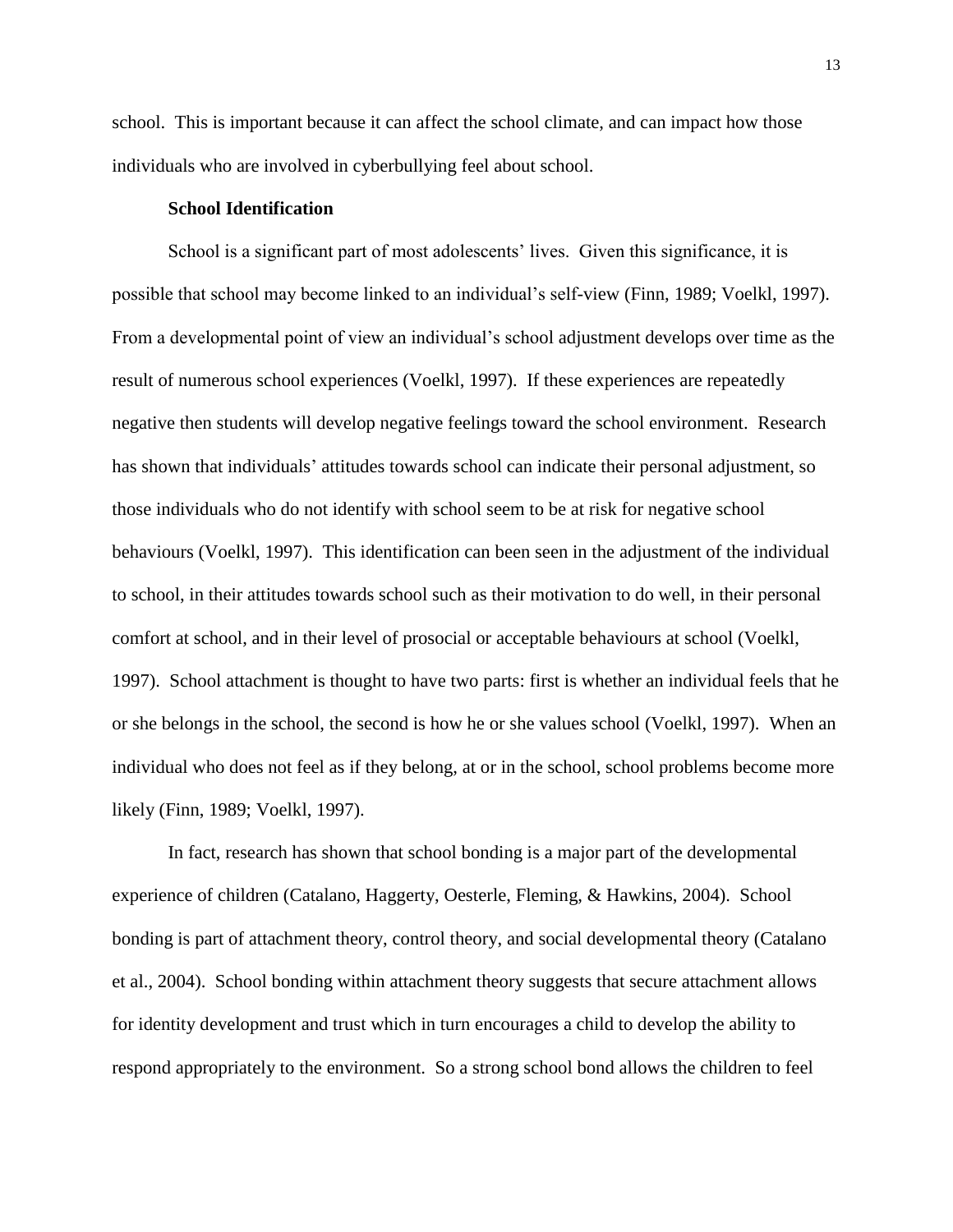school. This is important because it can affect the school climate, and can impact how those individuals who are involved in cyberbullying feel about school.

**School Identification**

School is a significant part of most adolescents' lives. Given this significance, it is possible that school may become linked to an individual's self-view (Finn, 1989; Voelkl, 1997). From a developmental point of view an individual's school adjustment develops over time as the result of numerous school experiences (Voelkl, 1997). If these experiences are repeatedly negative then students will develop negative feelings toward the school environment. Research has shown that individuals' attitudes towards school can indicate their personal adjustment, so those individuals who do not identify with school seem to be at risk for negative school behaviours (Voelkl, 1997). This identification can been seen in the adjustment of the individual to school, in their attitudes towards school such as their motivation to do well, in their personal comfort at school, and in their level of prosocial or acceptable behaviours at school (Voelkl, 1997). School attachment is thought to have two parts: first is whether an individual feels that he or she belongs in the school, the second is how he or she values school (Voelkl, 1997). When an individual who does not feel as if they belong, at or in the school, school problems become more likely (Finn, 1989; Voelkl, 1997).

In fact, research has shown that school bonding is a major part of the developmental experience of children (Catalano, Haggerty, Oesterle, Fleming, & Hawkins, 2004). School bonding is part of attachment theory, control theory, and social developmental theory (Catalano et al., 2004). School bonding within attachment theory suggests that secure attachment allows for identity development and trust which in turn encourages a child to develop the ability to respond appropriately to the environment. So a strong school bond allows the children to feel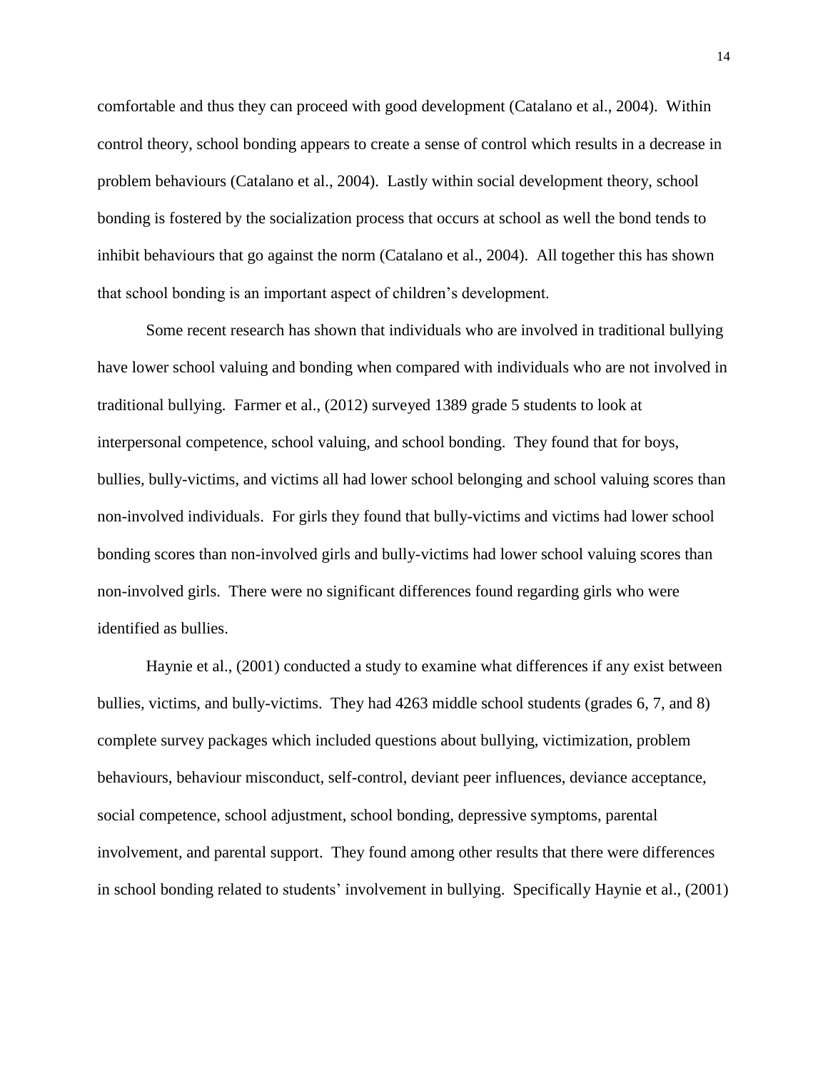comfortable and thus they can proceed with good development (Catalano et al., 2004). Within control theory, school bonding appears to create a sense of control which results in a decrease in problem behaviours (Catalano et al., 2004). Lastly within social development theory, school bonding is fostered by the socialization process that occurs at school as well the bond tends to inhibit behaviours that go against the norm (Catalano et al., 2004). All together this has shown that school bonding is an important aspect of children's development.

Some recent research has shown that individuals who are involved in traditional bullying have lower school valuing and bonding when compared with individuals who are not involved in traditional bullying. Farmer et al., (2012) surveyed 1389 grade 5 students to look at interpersonal competence, school valuing, and school bonding. They found that for boys, bullies, bully-victims, and victims all had lower school belonging and school valuing scores than non-involved individuals. For girls they found that bully-victims and victims had lower school bonding scores than non-involved girls and bully-victims had lower school valuing scores than non-involved girls. There were no significant differences found regarding girls who were identified as bullies.

Haynie et al., (2001) conducted a study to examine what differences if any exist between bullies, victims, and bully-victims. They had 4263 middle school students (grades 6, 7, and 8) complete survey packages which included questions about bullying, victimization, problem behaviours, behaviour misconduct, self-control, deviant peer influences, deviance acceptance, social competence, school adjustment, school bonding, depressive symptoms, parental involvement, and parental support. They found among other results that there were differences in school bonding related to students' involvement in bullying. Specifically Haynie et al., (2001)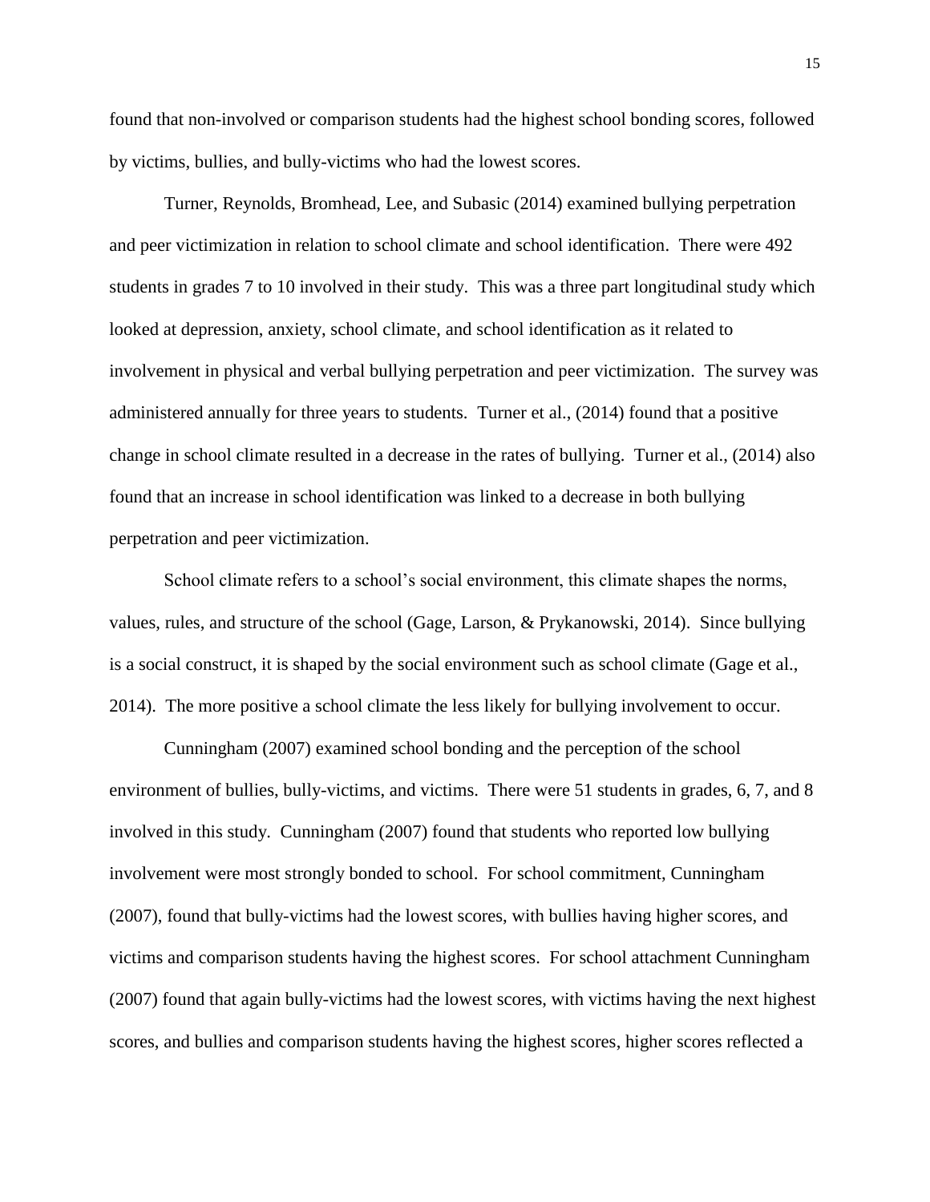found that non-involved or comparison students had the highest school bonding scores, followed by victims, bullies, and bully-victims who had the lowest scores.

Turner, Reynolds, Bromhead, Lee, and Subasic (2014) examined bullying perpetration and peer victimization in relation to school climate and school identification. There were 492 students in grades 7 to 10 involved in their study. This was a three part longitudinal study which looked at depression, anxiety, school climate, and school identification as it related to involvement in physical and verbal bullying perpetration and peer victimization. The survey was administered annually for three years to students. Turner et al., (2014) found that a positive change in school climate resulted in a decrease in the rates of bullying. Turner et al., (2014) also found that an increase in school identification was linked to a decrease in both bullying perpetration and peer victimization.

School climate refers to a school's social environment, this climate shapes the norms, values, rules, and structure of the school (Gage, Larson, & Prykanowski, 2014). Since bullying is a social construct, it is shaped by the social environment such as school climate (Gage et al., 2014). The more positive a school climate the less likely for bullying involvement to occur.

Cunningham (2007) examined school bonding and the perception of the school environment of bullies, bully-victims, and victims. There were 51 students in grades, 6, 7, and 8 involved in this study. Cunningham (2007) found that students who reported low bullying involvement were most strongly bonded to school. For school commitment, Cunningham (2007), found that bully-victims had the lowest scores, with bullies having higher scores, and victims and comparison students having the highest scores. For school attachment Cunningham (2007) found that again bully-victims had the lowest scores, with victims having the next highest scores, and bullies and comparison students having the highest scores, higher scores reflected a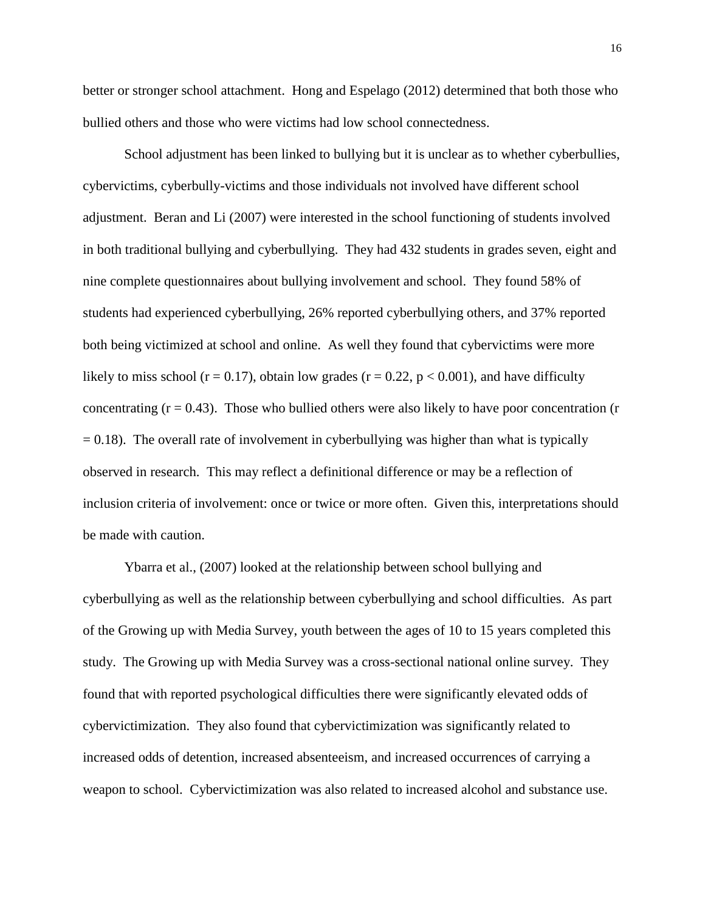better or stronger school attachment. Hong and Espelago (2012) determined that both those who bullied others and those who were victims had low school connectedness.

School adjustment has been linked to bullying but it is unclear as to whether cyberbullies, cybervictims, cyberbully-victims and those individuals not involved have different school adjustment. Beran and Li (2007) were interested in the school functioning of students involved in both traditional bullying and cyberbullying. They had 432 students in grades seven, eight and nine complete questionnaires about bullying involvement and school. They found 58% of students had experienced cyberbullying, 26% reported cyberbullying others, and 37% reported both being victimized at school and online. As well they found that cybervictims were more likely to miss school ($r = 0.17$), obtain low grades ($r = 0.22$, $p < 0.001$), and have difficulty concentrating ($r = 0.43$). Those who bullied others were also likely to have poor concentration ($r = 0.18$). The overall rate of involvement in cyberbullying was higher than what is typically observed in research. This may reflect a definitional difference or may be a reflection of inclusion criteria of involvement: once or twice or more often. Given this, interpretations should be made with caution.

Ybarra et al., (2007) looked at the relationship between school bullying and cyberbullying as well as the relationship between cyberbullying and school difficulties. As part of the Growing up with Media Survey, youth between the ages of 10 to 15 years completed this study. The Growing up with Media Survey was a cross-sectional national online survey. They found that with reported psychological difficulties there were significantly elevated odds of cybervictimization. They also found that cybervictimization was significantly related to increased odds of detention, increased absenteeism, and increased occurrences of carrying a weapon to school. Cybervictimization was also related to increased alcohol and substance use.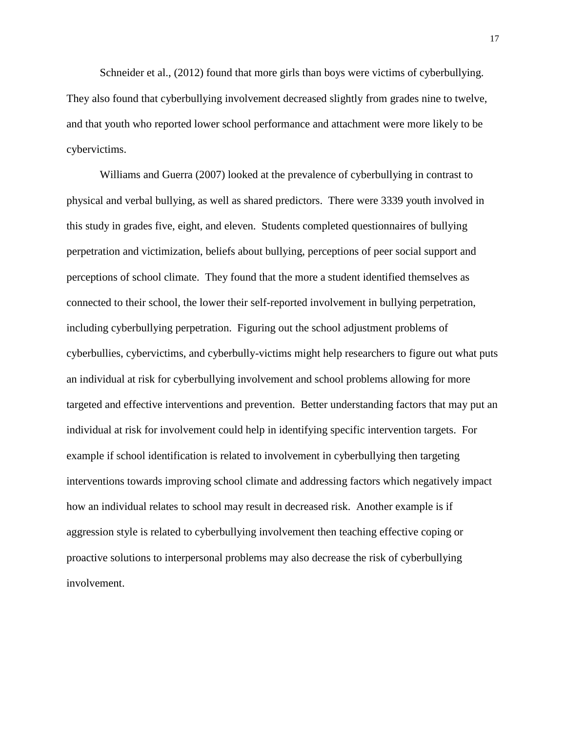Schneider et al., (2012) found that more girls than boys were victims of cyberbullying. They also found that cyberbullying involvement decreased slightly from grades nine to twelve, and that youth who reported lower school performance and attachment were more likely to be cybervictims.

Williams and Guerra (2007) looked at the prevalence of cyberbullying in contrast to physical and verbal bullying, as well as shared predictors. There were 3339 youth involved in this study in grades five, eight, and eleven. Students completed questionnaires of bullying perpetration and victimization, beliefs about bullying, perceptions of peer social support and perceptions of school climate. They found that the more a student identified themselves as connected to their school, the lower their self-reported involvement in bullying perpetration, including cyberbullying perpetration. Figuring out the school adjustment problems of cyberbullies, cybervictims, and cyberbully-victims might help researchers to figure out what puts an individual at risk for cyberbullying involvement and school problems allowing for more targeted and effective interventions and prevention. Better understanding factors that may put an individual at risk for involvement could help in identifying specific intervention targets. For example if school identification is related to involvement in cyberbullying then targeting interventions towards improving school climate and addressing factors which negatively impact how an individual relates to school may result in decreased risk. Another example is if aggression style is related to cyberbullying involvement then teaching effective coping or proactive solutions to interpersonal problems may also decrease the risk of cyberbullying involvement.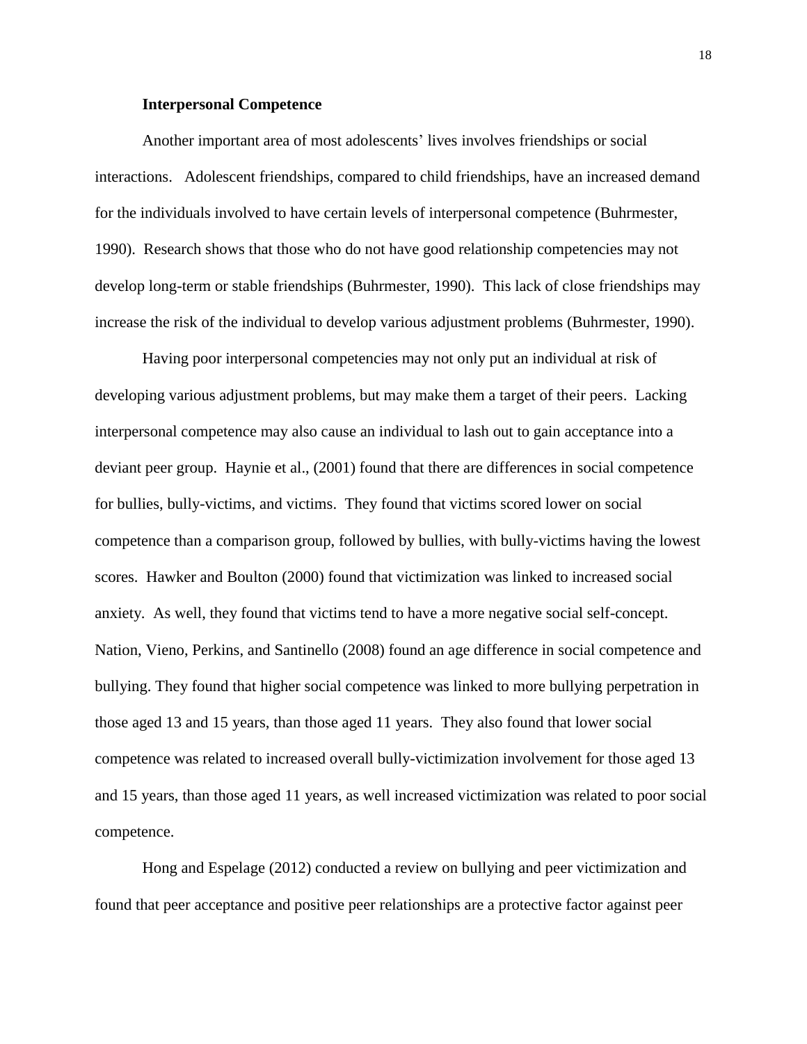**Interpersonal Competence**

Another important area of most adolescents' lives involves friendships or social interactions. Adolescent friendships, compared to child friendships, have an increased demand for the individuals involved to have certain levels of interpersonal competence (Buhrmester, 1990). Research shows that those who do not have good relationship competencies may not develop long-term or stable friendships (Buhrmester, 1990). This lack of close friendships may increase the risk of the individual to develop various adjustment problems (Buhrmester, 1990).

Having poor interpersonal competencies may not only put an individual at risk of developing various adjustment problems, but may make them a target of their peers. Lacking interpersonal competence may also cause an individual to lash out to gain acceptance into a deviant peer group. Haynie et al., (2001) found that there are differences in social competence for bullies, bully-victims, and victims. They found that victims scored lower on social competence than a comparison group, followed by bullies, with bully-victims having the lowest scores. Hawker and Boulton (2000) found that victimization was linked to increased social anxiety. As well, they found that victims tend to have a more negative social self-concept. Nation, Vieno, Perkins, and Santinello (2008) found an age difference in social competence and bullying. They found that higher social competence was linked to more bullying perpetration in those aged 13 and 15 years, than those aged 11 years. They also found that lower social competence was related to increased overall bully-victimization involvement for those aged 13 and 15 years, than those aged 11 years, as well increased victimization was related to poor social competence.

Hong and Espelage (2012) conducted a review on bullying and peer victimization and found that peer acceptance and positive peer relationships are a protective factor against peer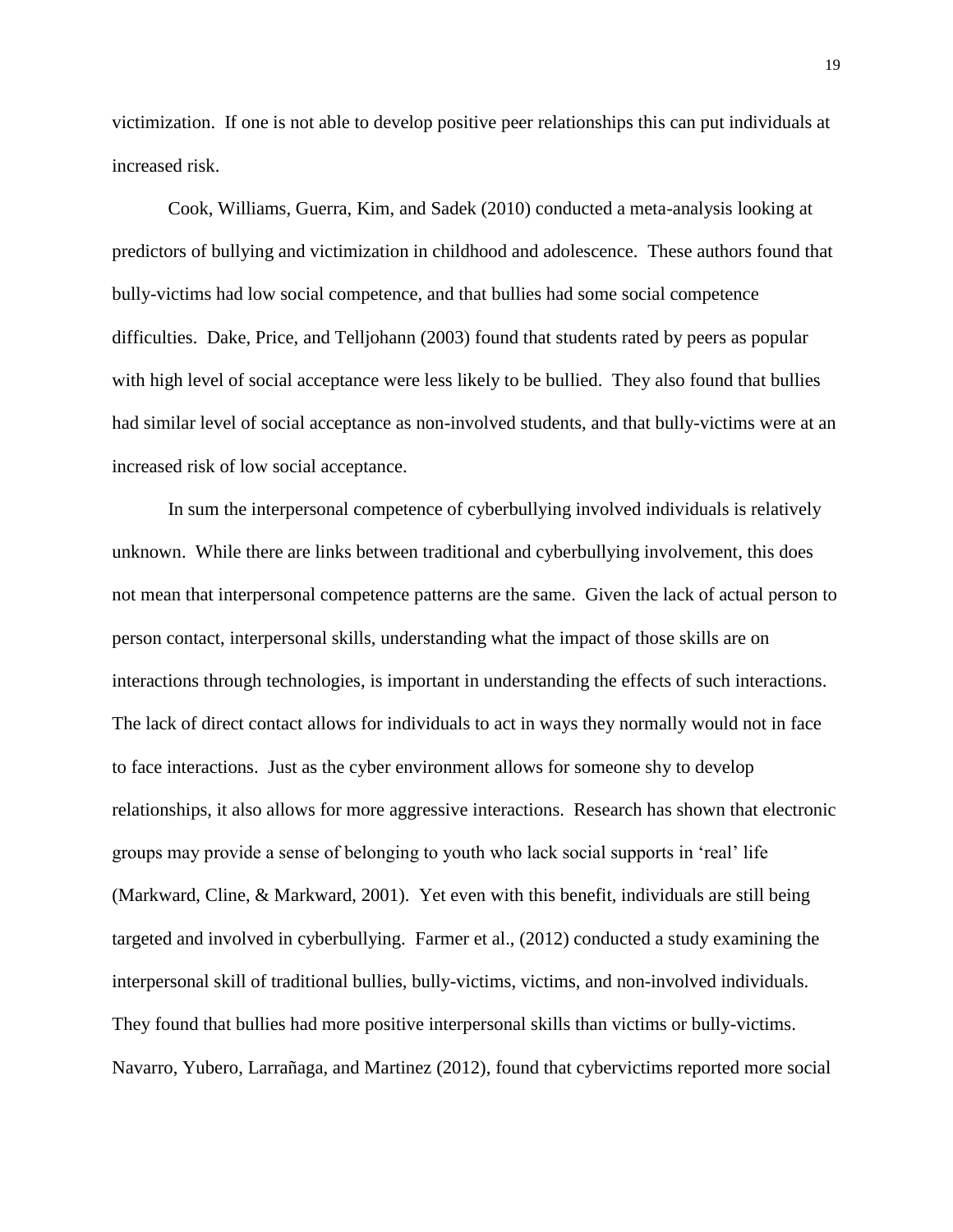victimization. If one is not able to develop positive peer relationships this can put individuals at increased risk.

Cook, Williams, Guerra, Kim, and Sadek (2010) conducted a meta-analysis looking at predictors of bullying and victimization in childhood and adolescence. These authors found that bully-victims had low social competence, and that bullies had some social competence difficulties. Dake, Price, and Telljohann (2003) found that students rated by peers as popular with high level of social acceptance were less likely to be bullied. They also found that bullies had similar level of social acceptance as non-involved students, and that bully-victims were at an increased risk of low social acceptance.

In sum the interpersonal competence of cyberbullying involved individuals is relatively unknown. While there are links between traditional and cyberbullying involvement, this does not mean that interpersonal competence patterns are the same. Given the lack of actual person to person contact, interpersonal skills, understanding what the impact of those skills are on interactions through technologies, is important in understanding the effects of such interactions. The lack of direct contact allows for individuals to act in ways they normally would not in face to face interactions. Just as the cyber environment allows for someone shy to develop relationships, it also allows for more aggressive interactions. Research has shown that electronic groups may provide a sense of belonging to youth who lack social supports in 'real' life (Markward, Cline, & Markward, 2001). Yet even with this benefit, individuals are still being targeted and involved in cyberbullying. Farmer et al., (2012) conducted a study examining the interpersonal skill of traditional bullies, bully-victims, victims, and non-involved individuals. They found that bullies had more positive interpersonal skills than victims or bully-victims. Navarro, Yubero, Larrañaga, and Martinez (2012), found that cybervictims reported more social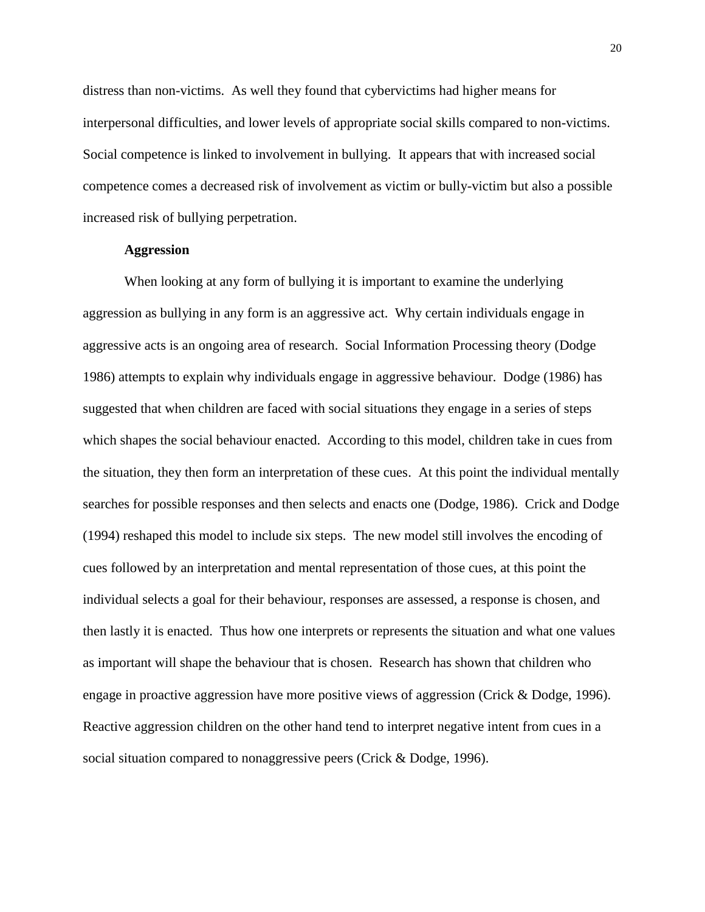distress than non-victims. As well they found that cybervictims had higher means for interpersonal difficulties, and lower levels of appropriate social skills compared to non-victims. Social competence is linked to involvement in bullying. It appears that with increased social competence comes a decreased risk of involvement as victim or bully-victim but also a possible increased risk of bullying perpetration.

### Aggression

When looking at any form of bullying it is important to examine the underlying aggression as bullying in any form is an aggressive act. Why certain individuals engage in aggressive acts is an ongoing area of research. Social Information Processing theory (Dodge 1986) attempts to explain why individuals engage in aggressive behaviour. Dodge (1986) has suggested that when children are faced with social situations they engage in a series of steps which shapes the social behaviour enacted. According to this model, children take in cues from the situation, they then form an interpretation of these cues. At this point the individual mentally searches for possible responses and then selects and enacts one (Dodge, 1986). Crick and Dodge (1994) reshaped this model to include six steps. The new model still involves the encoding of cues followed by an interpretation and mental representation of those cues, at this point the individual selects a goal for their behaviour, responses are assessed, a response is chosen, and then lastly it is enacted. Thus how one interprets or represents the situation and what one values as important will shape the behaviour that is chosen. Research has shown that children who engage in proactive aggression have more positive views of aggression (Crick & Dodge, 1996). Reactive aggression children on the other hand tend to interpret negative intent from cues in a social situation compared to nonaggressive peers (Crick & Dodge, 1996).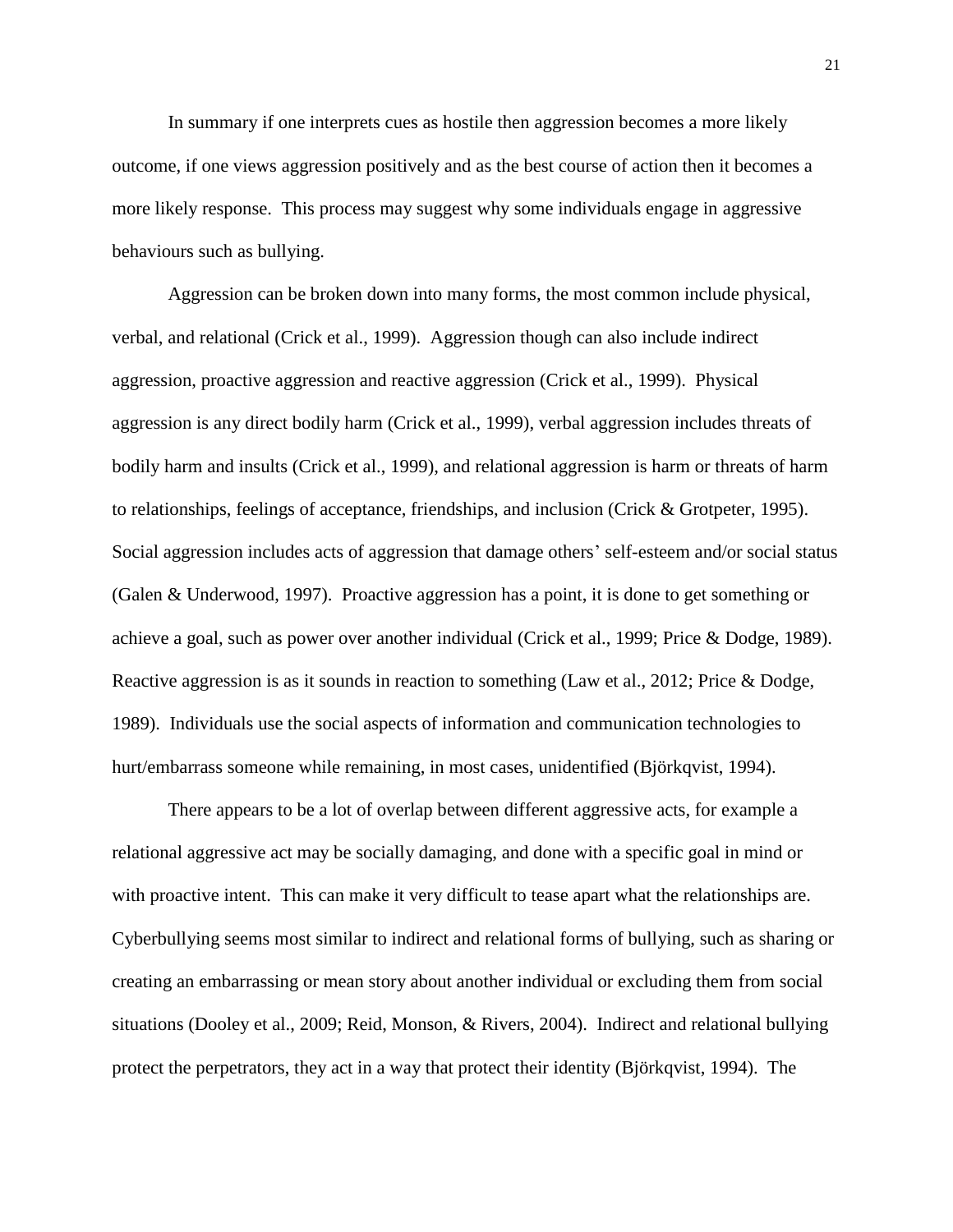In summary if one interprets cues as hostile then aggression becomes a more likely outcome, if one views aggression positively and as the best course of action then it becomes a more likely response. This process may suggest why some individuals engage in aggressive behaviours such as bullying.

Aggression can be broken down into many forms, the most common include physical, verbal, and relational (Crick et al., 1999). Aggression though can also include indirect aggression, proactive aggression and reactive aggression (Crick et al., 1999). Physical aggression is any direct bodily harm (Crick et al., 1999), verbal aggression includes threats of bodily harm and insults (Crick et al., 1999), and relational aggression is harm or threats of harm to relationships, feelings of acceptance, friendships, and inclusion (Crick & Grotpeter, 1995). Social aggression includes acts of aggression that damage others' self-esteem and/or social status (Galen & Underwood, 1997). Proactive aggression has a point, it is done to get something or achieve a goal, such as power over another individual (Crick et al., 1999; Price & Dodge, 1989). Reactive aggression is as it sounds in reaction to something (Law et al., 2012; Price & Dodge, 1989). Individuals use the social aspects of information and communication technologies to hurt/embarrass someone while remaining, in most cases, unidentified (Björkqvist, 1994).

There appears to be a lot of overlap between different aggressive acts, for example a relational aggressive act may be socially damaging, and done with a specific goal in mind or with proactive intent. This can make it very difficult to tease apart what the relationships are. Cyberbullying seems most similar to indirect and relational forms of bullying, such as sharing or creating an embarrassing or mean story about another individual or excluding them from social situations (Dooley et al., 2009; Reid, Monson, & Rivers, 2004). Indirect and relational bullying protect the perpetrators, they act in a way that protect their identity (Björkqvist, 1994). The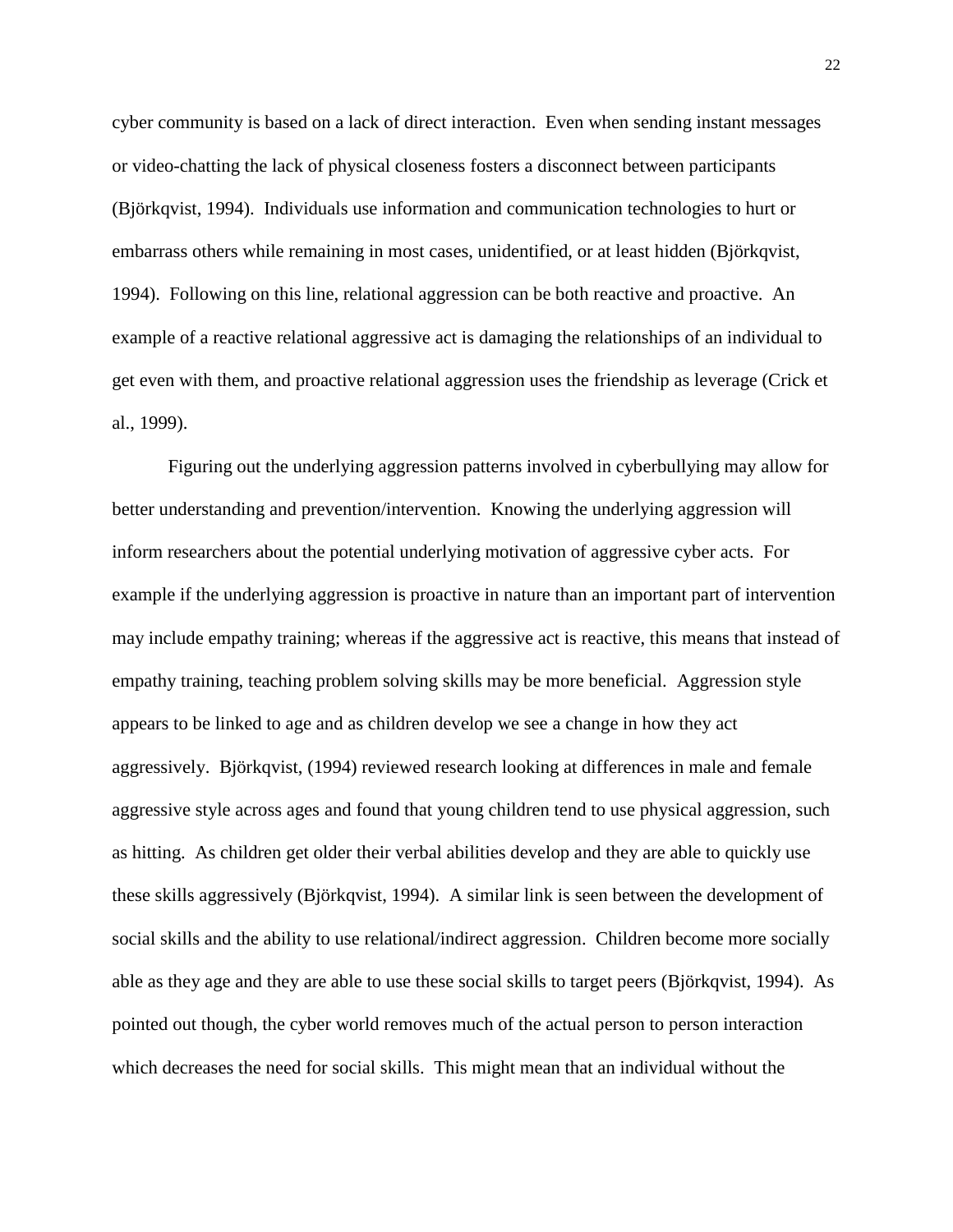cyber community is based on a lack of direct interaction. Even when sending instant messages or video-chatting the lack of physical closeness fosters a disconnect between participants (Björkqvist, 1994). Individuals use information and communication technologies to hurt or embarrass others while remaining in most cases, unidentified, or at least hidden (Björkqvist, 1994). Following on this line, relational aggression can be both reactive and proactive. An example of a reactive relational aggressive act is damaging the relationships of an individual to get even with them, and proactive relational aggression uses the friendship as leverage (Crick et al., 1999).

Figuring out the underlying aggression patterns involved in cyberbullying may allow for better understanding and prevention/intervention. Knowing the underlying aggression will inform researchers about the potential underlying motivation of aggressive cyber acts. For example if the underlying aggression is proactive in nature than an important part of intervention may include empathy training; whereas if the aggressive act is reactive, this means that instead of empathy training, teaching problem solving skills may be more beneficial. Aggression style appears to be linked to age and as children develop we see a change in how they act aggressively. Björkqvist, (1994) reviewed research looking at differences in male and female aggressive style across ages and found that young children tend to use physical aggression, such as hitting. As children get older their verbal abilities develop and they are able to quickly use these skills aggressively (Björkqvist, 1994). A similar link is seen between the development of social skills and the ability to use relational/indirect aggression. Children become more socially able as they age and they are able to use these social skills to target peers (Björkqvist, 1994). As pointed out though, the cyber world removes much of the actual person to person interaction which decreases the need for social skills. This might mean that an individual without the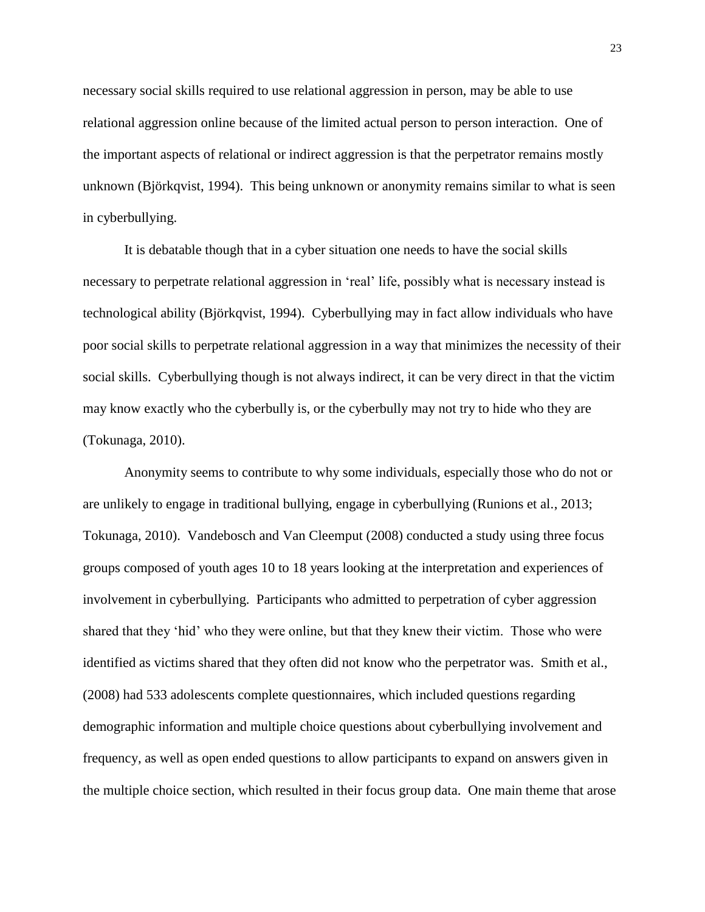necessary social skills required to use relational aggression in person, may be able to use relational aggression online because of the limited actual person to person interaction. One of the important aspects of relational or indirect aggression is that the perpetrator remains mostly unknown (Björkqvist, 1994). This being unknown or anonymity remains similar to what is seen in cyberbullying.

It is debatable though that in a cyber situation one needs to have the social skills necessary to perpetrate relational aggression in 'real' life, possibly what is necessary instead is technological ability (Björkqvist, 1994). Cyberbullying may in fact allow individuals who have poor social skills to perpetrate relational aggression in a way that minimizes the necessity of their social skills. Cyberbullying though is not always indirect, it can be very direct in that the victim may know exactly who the cyberbully is, or the cyberbully may not try to hide who they are (Tokunaga, 2010).

Anonymity seems to contribute to why some individuals, especially those who do not or are unlikely to engage in traditional bullying, engage in cyberbullying (Runions et al., 2013; Tokunaga, 2010). Vandebosch and Van Cleemput (2008) conducted a study using three focus groups composed of youth ages 10 to 18 years looking at the interpretation and experiences of involvement in cyberbullying. Participants who admitted to perpetration of cyber aggression shared that they 'hid' who they were online, but that they knew their victim. Those who were identified as victims shared that they often did not know who the perpetrator was. Smith et al., (2008) had 533 adolescents complete questionnaires, which included questions regarding demographic information and multiple choice questions about cyberbullying involvement and frequency, as well as open ended questions to allow participants to expand on answers given in the multiple choice section, which resulted in their focus group data. One main theme that arose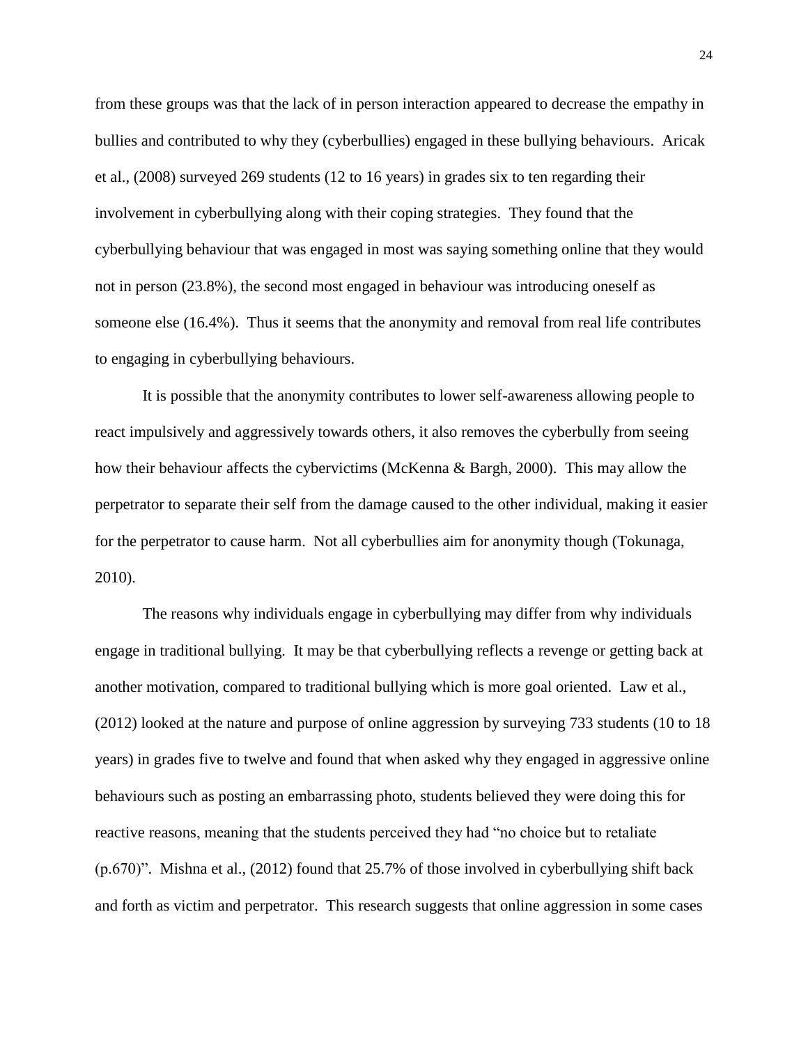from these groups was that the lack of in person interaction appeared to decrease the empathy in bullies and contributed to why they (cyberbullies) engaged in these bullying behaviours. Aricak et al., (2008) surveyed 269 students (12 to 16 years) in grades six to ten regarding their involvement in cyberbullying along with their coping strategies. They found that the cyberbullying behaviour that was engaged in most was saying something online that they would not in person (23.8%), the second most engaged in behaviour was introducing oneself as someone else (16.4%). Thus it seems that the anonymity and removal from real life contributes to engaging in cyberbullying behaviours.

It is possible that the anonymity contributes to lower self-awareness allowing people to react impulsively and aggressively towards others, it also removes the cyberbully from seeing how their behaviour affects the cybervictims (McKenna & Bargh, 2000). This may allow the perpetrator to separate their self from the damage caused to the other individual, making it easier for the perpetrator to cause harm. Not all cyberbullies aim for anonymity though (Tokunaga, 2010).

The reasons why individuals engage in cyberbullying may differ from why individuals engage in traditional bullying. It may be that cyberbullying reflects a revenge or getting back at another motivation, compared to traditional bullying which is more goal oriented. Law et al., (2012) looked at the nature and purpose of online aggression by surveying 733 students (10 to 18 years) in grades five to twelve and found that when asked why they engaged in aggressive online behaviours such as posting an embarrassing photo, students believed they were doing this for reactive reasons, meaning that the students perceived they had "no choice but to retaliate (p.670)". Mishna et al., (2012) found that 25.7% of those involved in cyberbullying shift back and forth as victim and perpetrator. This research suggests that online aggression in some cases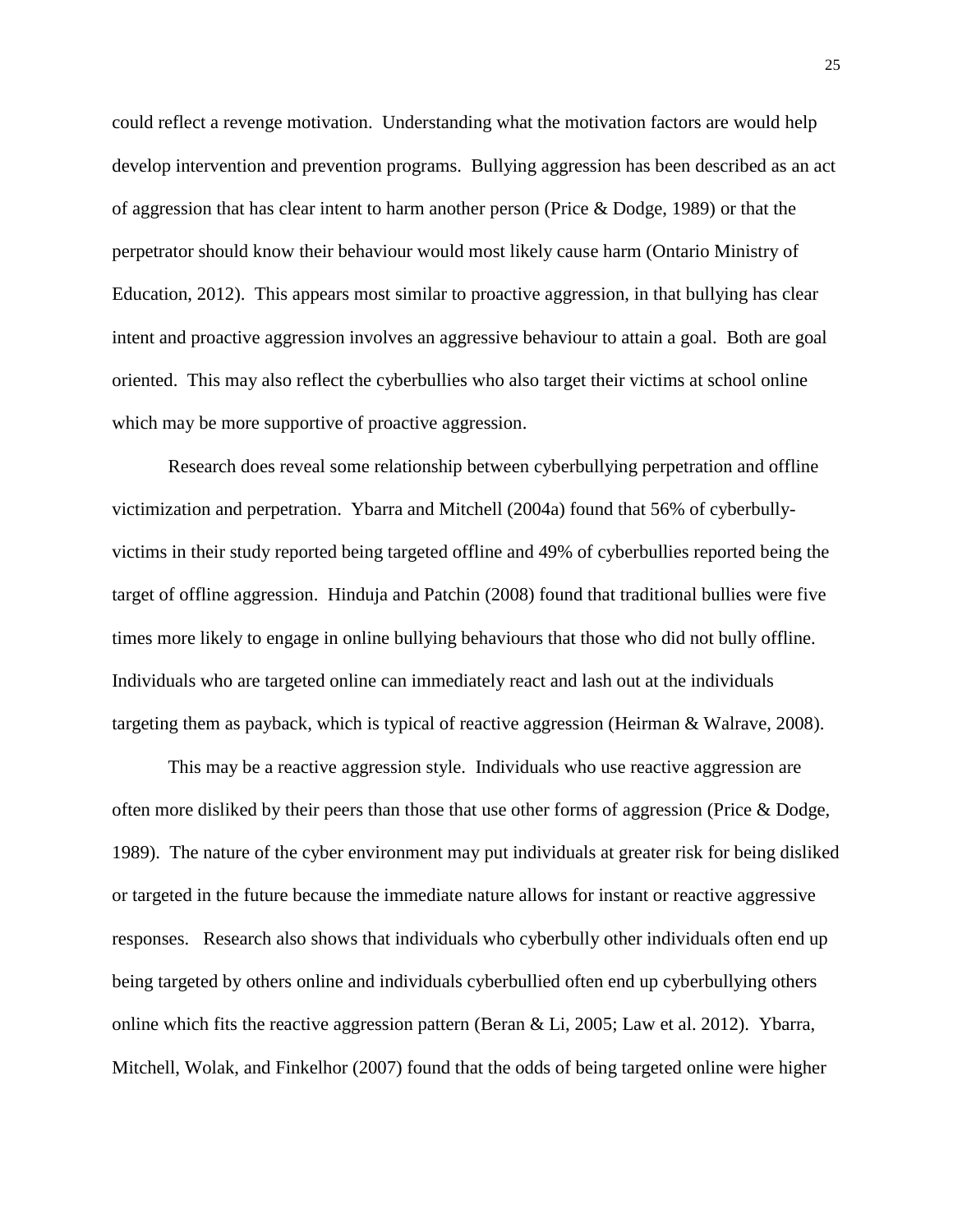could reflect a revenge motivation. Understanding what the motivation factors are would help develop intervention and prevention programs. Bullying aggression has been described as an act of aggression that has clear intent to harm another person (Price & Dodge, 1989) or that the perpetrator should know their behaviour would most likely cause harm (Ontario Ministry of Education, 2012). This appears most similar to proactive aggression, in that bullying has clear intent and proactive aggression involves an aggressive behaviour to attain a goal. Both are goal oriented. This may also reflect the cyberbullies who also target their victims at school online which may be more supportive of proactive aggression.

Research does reveal some relationship between cyberbullying perpetration and offline victimization and perpetration. Ybarra and Mitchell (2004a) found that 56% of cyberbully-victims in their study reported being targeted offline and 49% of cyberbullies reported being the target of offline aggression. Hinduja and Patchin (2008) found that traditional bullies were five times more likely to engage in online bullying behaviours that those who did not bully offline. Individuals who are targeted online can immediately react and lash out at the individuals targeting them as payback, which is typical of reactive aggression (Heirman & Walrave, 2008).

This may be a reactive aggression style. Individuals who use reactive aggression are often more disliked by their peers than those that use other forms of aggression (Price & Dodge, 1989). The nature of the cyber environment may put individuals at greater risk for being disliked or targeted in the future because the immediate nature allows for instant or reactive aggressive responses. Research also shows that individuals who cyberbully other individuals often end up being targeted by others online and individuals cyberbullied often end up cyberbullying others online which fits the reactive aggression pattern (Beran & Li, 2005; Law et al. 2012). Ybarra, Mitchell, Wolak, and Finkelhor (2007) found that the odds of being targeted online were higher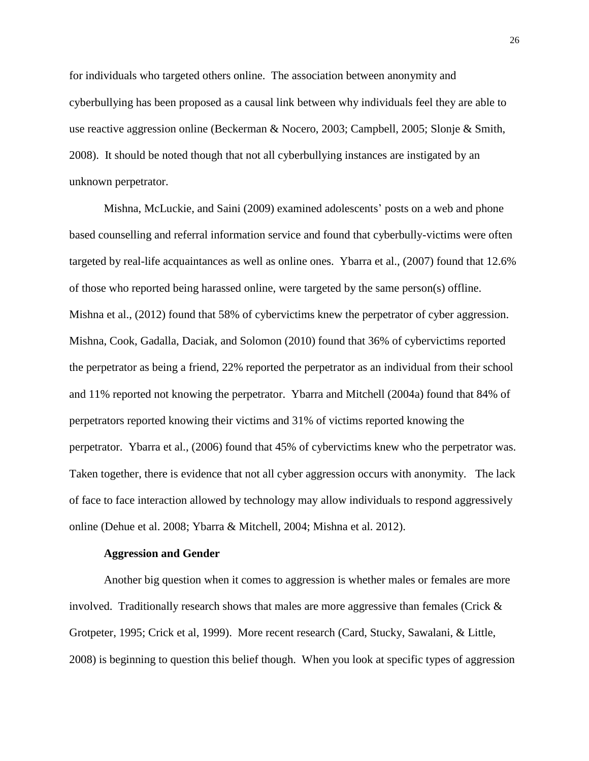for individuals who targeted others online. The association between anonymity and cyberbullying has been proposed as a causal link between why individuals feel they are able to use reactive aggression online (Beckerman & Nocero, 2003; Campbell, 2005; Slonje & Smith, 2008). It should be noted though that not all cyberbullying instances are instigated by an unknown perpetrator.

Mishna, McLuckie, and Saini (2009) examined adolescents' posts on a web and phone based counselling and referral information service and found that cyberbully-victims were often targeted by real-life acquaintances as well as online ones. Ybarra et al., (2007) found that 12.6% of those who reported being harassed online, were targeted by the same person(s) offline. Mishna et al., (2012) found that 58% of cybervictims knew the perpetrator of cyber aggression. Mishna, Cook, Gadalla, Daciak, and Solomon (2010) found that 36% of cybervictims reported the perpetrator as being a friend, 22% reported the perpetrator as an individual from their school and 11% reported not knowing the perpetrator. Ybarra and Mitchell (2004a) found that 84% of perpetrators reported knowing their victims and 31% of victims reported knowing the perpetrator. Ybarra et al., (2006) found that 45% of cybervictims knew who the perpetrator was. Taken together, there is evidence that not all cyber aggression occurs with anonymity. The lack of face to face interaction allowed by technology may allow individuals to respond aggressively online (Dehue et al. 2008; Ybarra & Mitchell, 2004; Mishna et al. 2012).

### Aggression and Gender

Another big question when it comes to aggression is whether males or females are more involved. Traditionally research shows that males are more aggressive than females (Crick & Grotpeter, 1995; Crick et al, 1999). More recent research (Card, Stucky, Sawalani, & Little, 2008) is beginning to question this belief though. When you look at specific types of aggression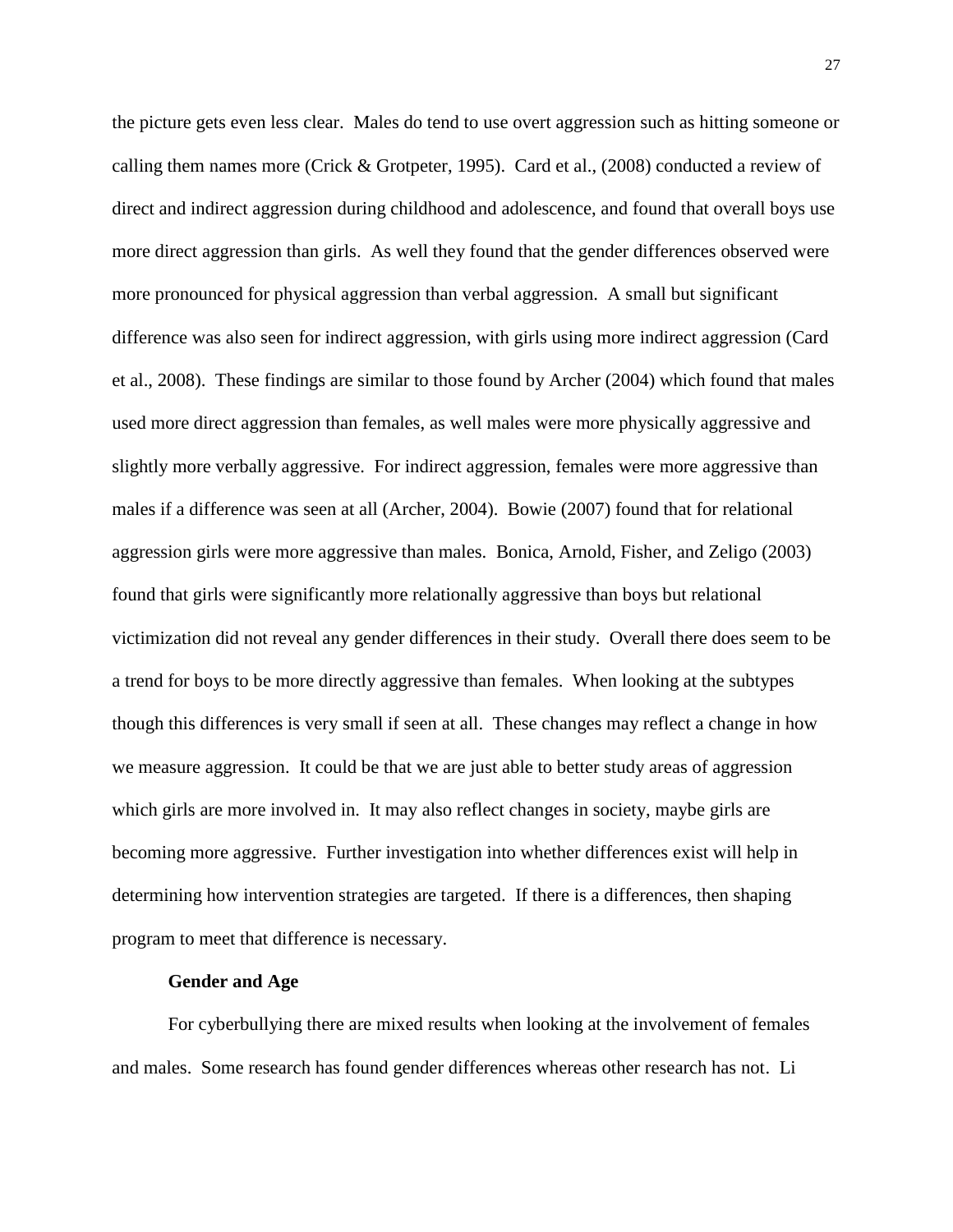the picture gets even less clear. Males do tend to use overt aggression such as hitting someone or calling them names more (Crick & Grotpeter, 1995). Card et al., (2008) conducted a review of direct and indirect aggression during childhood and adolescence, and found that overall boys use more direct aggression than girls. As well they found that the gender differences observed were more pronounced for physical aggression than verbal aggression. A small but significant difference was also seen for indirect aggression, with girls using more indirect aggression (Card et al., 2008). These findings are similar to those found by Archer (2004) which found that males used more direct aggression than females, as well males were more physically aggressive and slightly more verbally aggressive. For indirect aggression, females were more aggressive than males if a difference was seen at all (Archer, 2004). Bowie (2007) found that for relational aggression girls were more aggressive than males. Bonica, Arnold, Fisher, and Zeligo (2003) found that girls were significantly more relationally aggressive than boys but relational victimization did not reveal any gender differences in their study. Overall there does seem to be a trend for boys to be more directly aggressive than females. When looking at the subtypes though this differences is very small if seen at all. These changes may reflect a change in how we measure aggression. It could be that we are just able to better study areas of aggression which girls are more involved in. It may also reflect changes in society, maybe girls are becoming more aggressive. Further investigation into whether differences exist will help in determining how intervention strategies are targeted. If there is a differences, then shaping program to meet that difference is necessary.

**Gender and Age**

For cyberbullying there are mixed results when looking at the involvement of females and males. Some research has found gender differences whereas other research has not. Li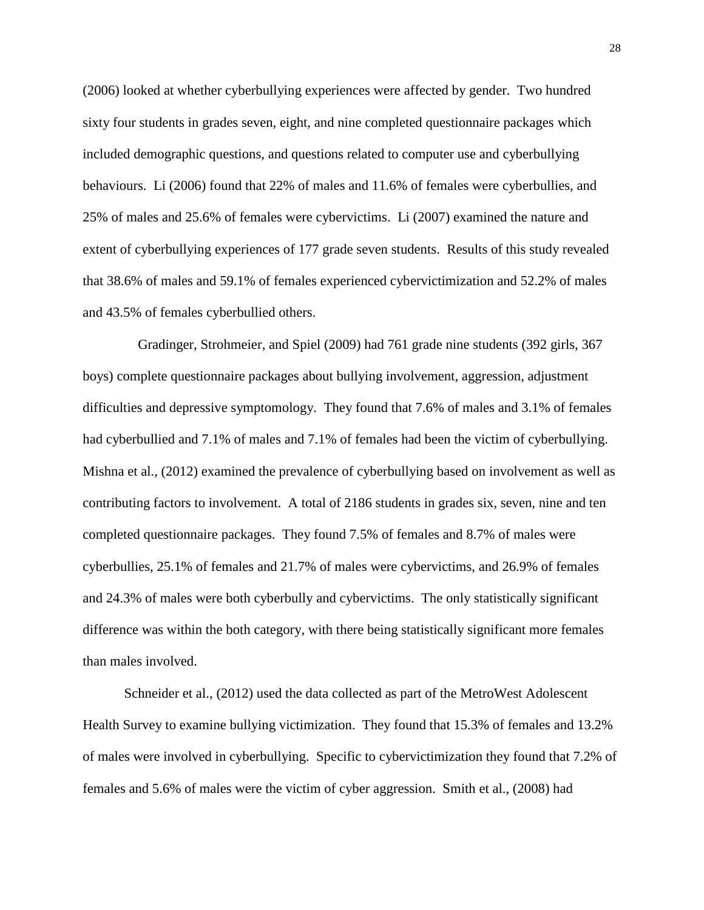(2006) looked at whether cyberbullying experiences were affected by gender. Two hundred sixty four students in grades seven, eight, and nine completed questionnaire packages which included demographic questions, and questions related to computer use and cyberbullying behaviours. Li (2006) found that 22% of males and 11.6% of females were cyberbullies, and 25% of males and 25.6% of females were cybervictims. Li (2007) examined the nature and extent of cyberbullying experiences of 177 grade seven students. Results of this study revealed that 38.6% of males and 59.1% of females experienced cybervictimization and 52.2% of males and 43.5% of females cyberbullied others.

Gradinger, Strohmeier, and Spiel (2009) had 761 grade nine students (392 girls, 367 boys) complete questionnaire packages about bullying involvement, aggression, adjustment difficulties and depressive symptomology. They found that 7.6% of males and 3.1% of females had cyberbullied and 7.1% of males and 7.1% of females had been the victim of cyberbullying. Mishna et al., (2012) examined the prevalence of cyberbullying based on involvement as well as contributing factors to involvement. A total of 2186 students in grades six, seven, nine and ten completed questionnaire packages. They found 7.5% of females and 8.7% of males were cyberbullies, 25.1% of females and 21.7% of males were cybervictims, and 26.9% of females and 24.3% of males were both cyberbully and cybervictims. The only statistically significant difference was within the both category, with there being statistically significant more females than males involved.

Schneider et al., (2012) used the data collected as part of the MetroWest Adolescent Health Survey to examine bullying victimization. They found that 15.3% of females and 13.2% of males were involved in cyberbullying. Specific to cybervictimization they found that 7.2% of females and 5.6% of males were the victim of cyber aggression. Smith et al., (2008) had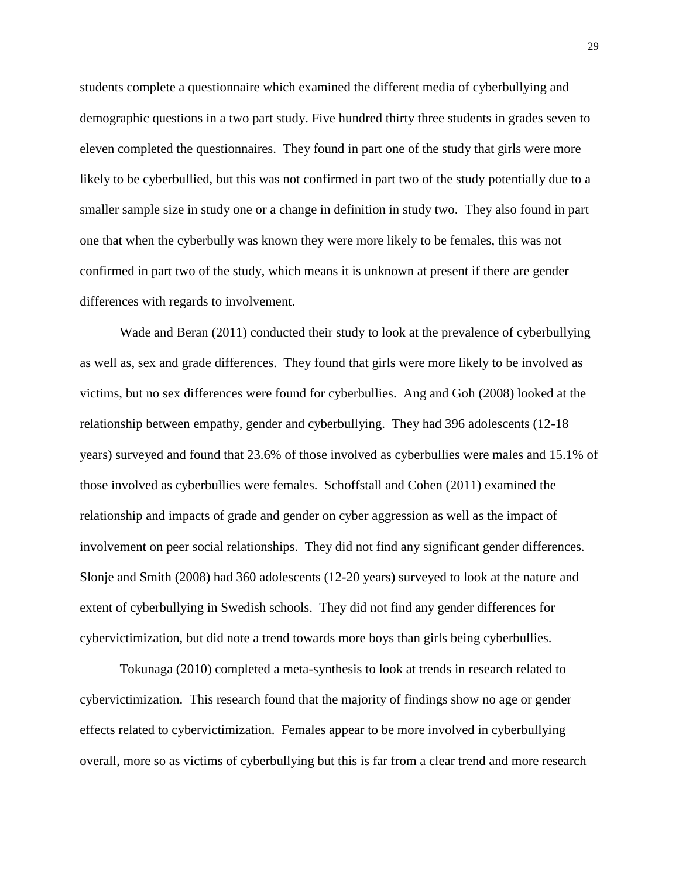students complete a questionnaire which examined the different media of cyberbullying and demographic questions in a two part study. Five hundred thirty three students in grades seven to eleven completed the questionnaires. They found in part one of the study that girls were more likely to be cyberbullied, but this was not confirmed in part two of the study potentially due to a smaller sample size in study one or a change in definition in study two. They also found in part one that when the cyberbully was known they were more likely to be females, this was not confirmed in part two of the study, which means it is unknown at present if there are gender differences with regards to involvement.

Wade and Beran (2011) conducted their study to look at the prevalence of cyberbullying as well as, sex and grade differences. They found that girls were more likely to be involved as victims, but no sex differences were found for cyberbullies. Ang and Goh (2008) looked at the relationship between empathy, gender and cyberbullying. They had 396 adolescents (12-18 years) surveyed and found that 23.6% of those involved as cyberbullies were males and 15.1% of those involved as cyberbullies were females. Schoffstall and Cohen (2011) examined the relationship and impacts of grade and gender on cyber aggression as well as the impact of involvement on peer social relationships. They did not find any significant gender differences. Slonje and Smith (2008) had 360 adolescents (12-20 years) surveyed to look at the nature and extent of cyberbullying in Swedish schools. They did not find any gender differences for cybervictimization, but did note a trend towards more boys than girls being cyberbullies.

Tokunaga (2010) completed a meta-synthesis to look at trends in research related to cybervictimization. This research found that the majority of findings show no age or gender effects related to cybervictimization. Females appear to be more involved in cyberbullying overall, more so as victims of cyberbullying but this is far from a clear trend and more research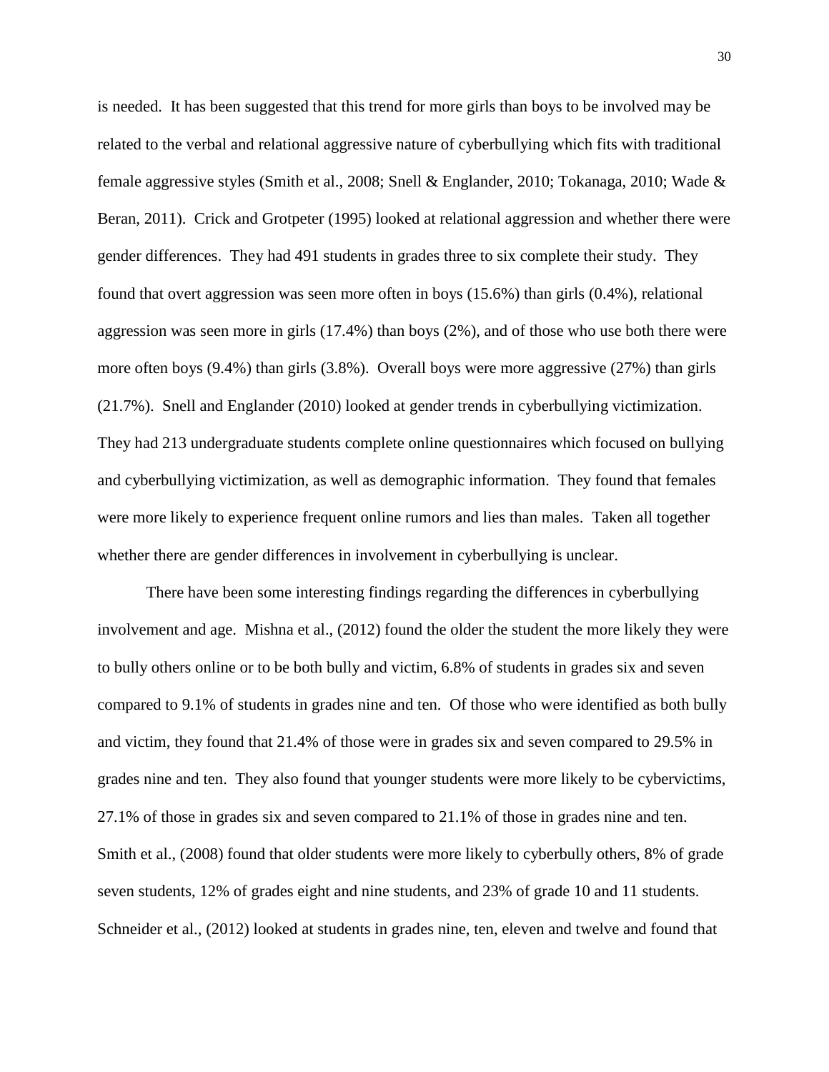is needed. It has been suggested that this trend for more girls than boys to be involved may be related to the verbal and relational aggressive nature of cyberbullying which fits with traditional female aggressive styles (Smith et al., 2008; Snell & Englander, 2010; Tokanaga, 2010; Wade & Beran, 2011). Crick and Grotpeter (1995) looked at relational aggression and whether there were gender differences. They had 491 students in grades three to six complete their study. They found that overt aggression was seen more often in boys (15.6%) than girls (0.4%), relational aggression was seen more in girls (17.4%) than boys (2%), and of those who use both there were more often boys (9.4%) than girls (3.8%). Overall boys were more aggressive (27%) than girls (21.7%). Snell and Englander (2010) looked at gender trends in cyberbullying victimization. They had 213 undergraduate students complete online questionnaires which focused on bullying and cyberbullying victimization, as well as demographic information. They found that females were more likely to experience frequent online rumors and lies than males. Taken all together whether there are gender differences in involvement in cyberbullying is unclear.

There have been some interesting findings regarding the differences in cyberbullying involvement and age. Mishna et al., (2012) found the older the student the more likely they were to bully others online or to be both bully and victim, 6.8% of students in grades six and seven compared to 9.1% of students in grades nine and ten. Of those who were identified as both bully and victim, they found that 21.4% of those were in grades six and seven compared to 29.5% in grades nine and ten. They also found that younger students were more likely to be cybervictims, 27.1% of those in grades six and seven compared to 21.1% of those in grades nine and ten. Smith et al., (2008) found that older students were more likely to cyberbully others, 8% of grade seven students, 12% of grades eight and nine students, and 23% of grade 10 and 11 students. Schneider et al., (2012) looked at students in grades nine, ten, eleven and twelve and found that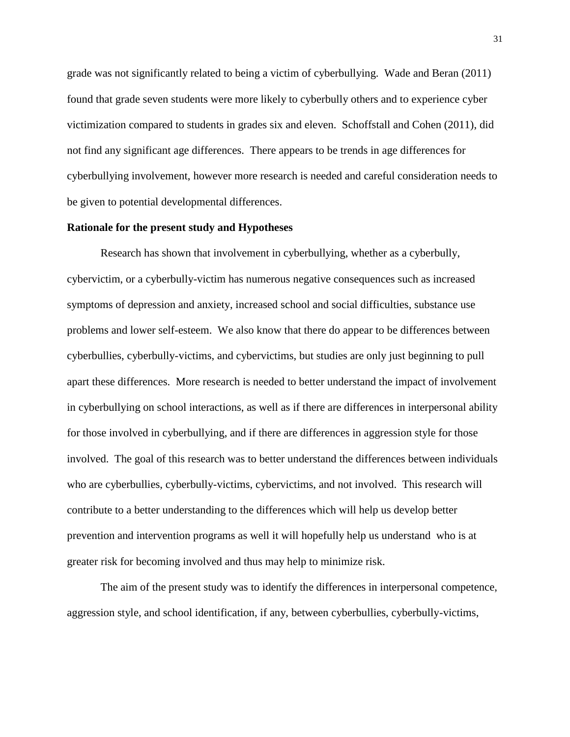grade was not significantly related to being a victim of cyberbullying. Wade and Beran (2011) found that grade seven students were more likely to cyberbully others and to experience cyber victimization compared to students in grades six and eleven. Schoffstall and Cohen (2011), did not find any significant age differences. There appears to be trends in age differences for cyberbullying involvement, however more research is needed and careful consideration needs to be given to potential developmental differences.

**Rationale for the present study and Hypotheses**

Research has shown that involvement in cyberbullying, whether as a cyberbully, cybervictim, or a cyberbully-victim has numerous negative consequences such as increased symptoms of depression and anxiety, increased school and social difficulties, substance use problems and lower self-esteem. We also know that there do appear to be differences between cyberbullies, cyberbully-victims, and cybervictims, but studies are only just beginning to pull apart these differences. More research is needed to better understand the impact of involvement in cyberbullying on school interactions, as well as if there are differences in interpersonal ability for those involved in cyberbullying, and if there are differences in aggression style for those involved. The goal of this research was to better understand the differences between individuals who are cyberbullies, cyberbully-victims, cybervictims, and not involved. This research will contribute to a better understanding to the differences which will help us develop better prevention and intervention programs as well it will hopefully help us understand who is at greater risk for becoming involved and thus may help to minimize risk.

The aim of the present study was to identify the differences in interpersonal competence, aggression style, and school identification, if any, between cyberbullies, cyberbully-victims,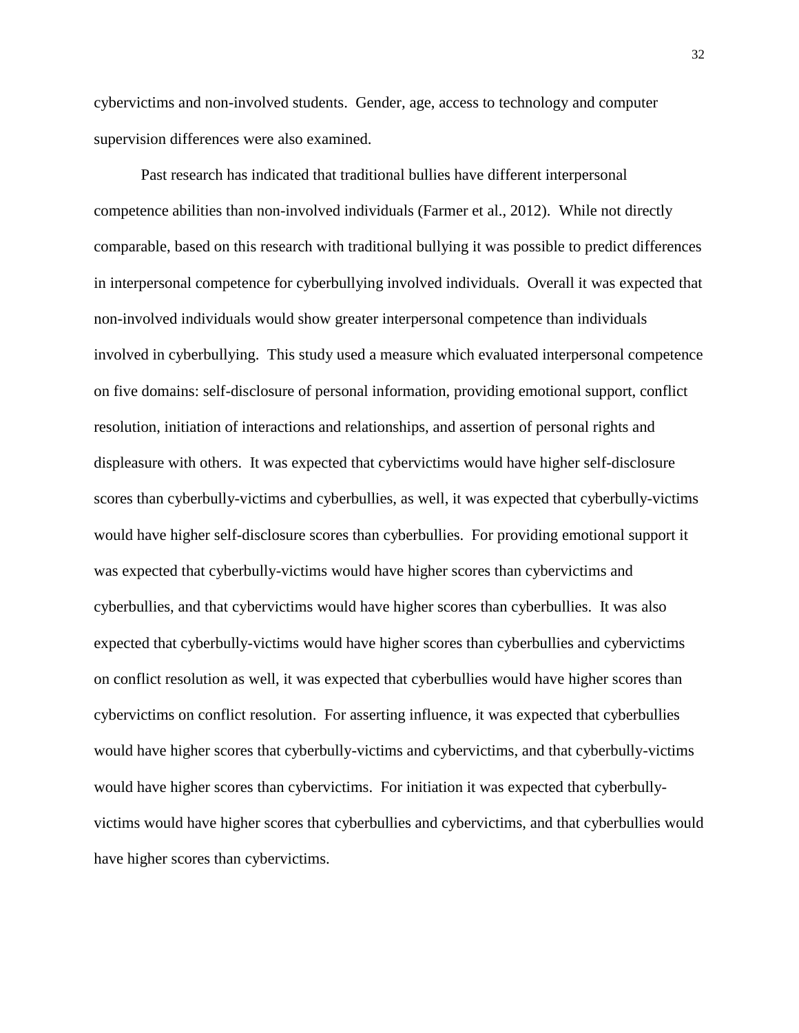cybervictims and non-involved students. Gender, age, access to technology and computer supervision differences were also examined.

Past research has indicated that traditional bullies have different interpersonal competence abilities than non-involved individuals (Farmer et al., 2012). While not directly comparable, based on this research with traditional bullying it was possible to predict differences in interpersonal competence for cyberbullying involved individuals. Overall it was expected that non-involved individuals would show greater interpersonal competence than individuals involved in cyberbullying. This study used a measure which evaluated interpersonal competence on five domains: self-disclosure of personal information, providing emotional support, conflict resolution, initiation of interactions and relationships, and assertion of personal rights and displeasure with others. It was expected that cybervictims would have higher self-disclosure scores than cyberbully-victims and cyberbullies, as well, it was expected that cyberbully-victims would have higher self-disclosure scores than cyberbullies. For providing emotional support it was expected that cyberbully-victims would have higher scores than cybervictims and cyberbullies, and that cybervictims would have higher scores than cyberbullies. It was also expected that cyberbully-victims would have higher scores than cyberbullies and cybervictims on conflict resolution as well, it was expected that cyberbullies would have higher scores than cybervictims on conflict resolution. For asserting influence, it was expected that cyberbullies would have higher scores that cyberbully-victims and cybervictims, and that cyberbully-victims would have higher scores than cybervictims. For initiation it was expected that cyberbully-victims would have higher scores that cyberbullies and cybervictims, and that cyberbullies would have higher scores than cybervictims.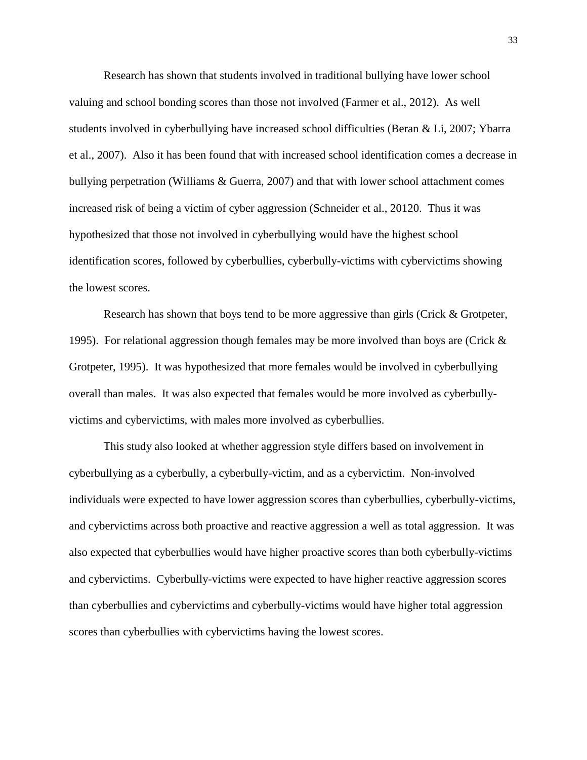Research has shown that students involved in traditional bullying have lower school valuing and school bonding scores than those not involved (Farmer et al., 2012). As well students involved in cyberbullying have increased school difficulties (Beran & Li, 2007; Ybarra et al., 2007). Also it has been found that with increased school identification comes a decrease in bullying perpetration (Williams & Guerra, 2007) and that with lower school attachment comes increased risk of being a victim of cyber aggression (Schneider et al., 20120. Thus it was hypothesized that those not involved in cyberbullying would have the highest school identification scores, followed by cyberbullies, cyberbully-victims with cybervictims showing the lowest scores.

Research has shown that boys tend to be more aggressive than girls (Crick & Grotpeter, 1995). For relational aggression though females may be more involved than boys are (Crick & Grotpeter, 1995). It was hypothesized that more females would be involved in cyberbullying overall than males. It was also expected that females would be more involved as cyberbully-victims and cybervictims, with males more involved as cyberbullies.

This study also looked at whether aggression style differs based on involvement in cyberbullying as a cyberbully, a cyberbully-victim, and as a cybervictim. Non-involved individuals were expected to have lower aggression scores than cyberbullies, cyberbully-victims, and cybervictims across both proactive and reactive aggression a well as total aggression. It was also expected that cyberbullies would have higher proactive scores than both cyberbully-victims and cybervictims. Cyberbully-victims were expected to have higher reactive aggression scores than cyberbullies and cybervictims and cyberbully-victims would have higher total aggression scores than cyberbullies with cybervictims having the lowest scores.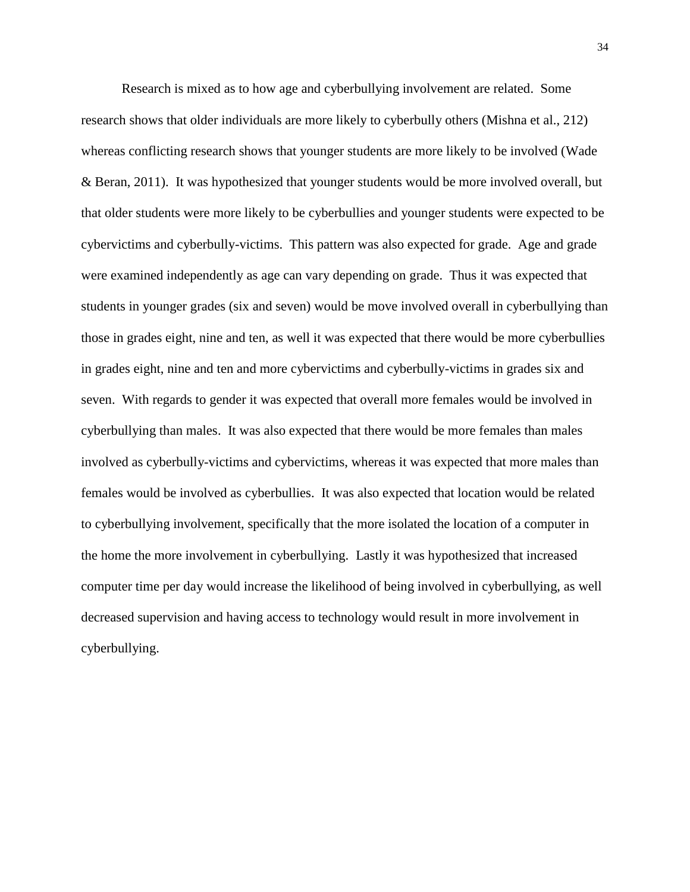Research is mixed as to how age and cyberbullying involvement are related. Some research shows that older individuals are more likely to cyberbully others (Mishna et al., 212) whereas conflicting research shows that younger students are more likely to be involved (Wade & Beran, 2011). It was hypothesized that younger students would be more involved overall, but that older students were more likely to be cyberbullies and younger students were expected to be cybervictims and cyberbully-victims. This pattern was also expected for grade. Age and grade were examined independently as age can vary depending on grade. Thus it was expected that students in younger grades (six and seven) would be move involved overall in cyberbullying than those in grades eight, nine and ten, as well it was expected that there would be more cyberbullies in grades eight, nine and ten and more cybervictims and cyberbully-victims in grades six and seven. With regards to gender it was expected that overall more females would be involved in cyberbullying than males. It was also expected that there would be more females than males involved as cyberbully-victims and cybervictims, whereas it was expected that more males than females would be involved as cyberbullies. It was also expected that location would be related to cyberbullying involvement, specifically that the more isolated the location of a computer in the home the more involvement in cyberbullying. Lastly it was hypothesized that increased computer time per day would increase the likelihood of being involved in cyberbullying, as well decreased supervision and having access to technology would result in more involvement in cyberbullying.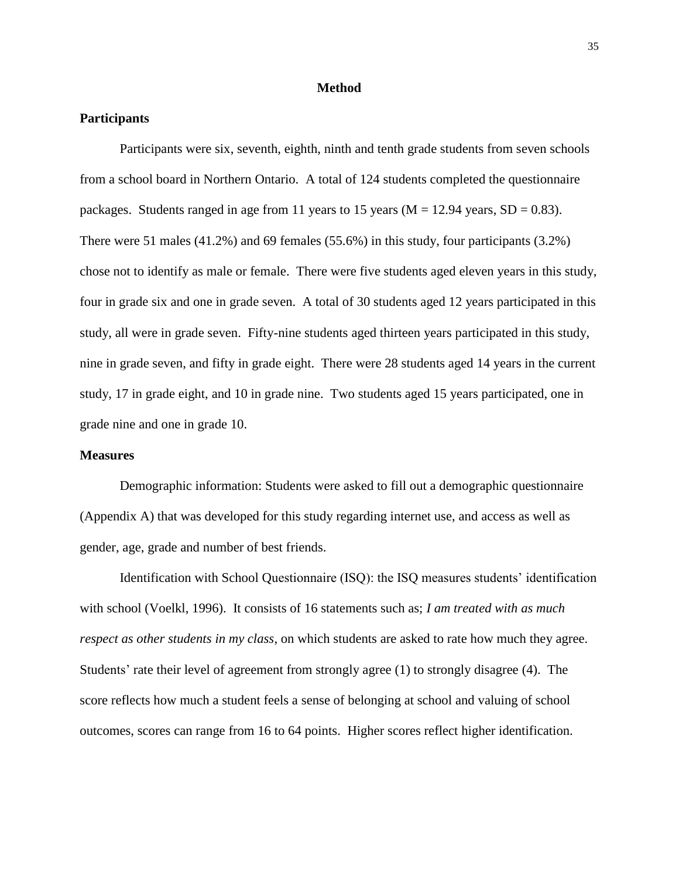## Method

### Participants

Participants were six, seventh, eighth, ninth and tenth grade students from seven schools from a school board in Northern Ontario. A total of 124 students completed the questionnaire packages. Students ranged in age from 11 years to 15 years (M = 12.94 years, SD = 0.83). There were 51 males (41.2%) and 69 females (55.6%) in this study, four participants (3.2%) chose not to identify as male or female. There were five students aged eleven years in this study, four in grade six and one in grade seven. A total of 30 students aged 12 years participated in this study, all were in grade seven. Fifty-nine students aged thirteen years participated in this study, nine in grade seven, and fifty in grade eight. There were 28 students aged 14 years in the current study, 17 in grade eight, and 10 in grade nine. Two students aged 15 years participated, one in grade nine and one in grade 10.

### Measures

Demographic information: Students were asked to fill out a demographic questionnaire (Appendix A) that was developed for this study regarding internet use, and access as well as gender, age, grade and number of best friends.

Identification with School Questionnaire (ISQ): the ISQ measures students' identification with school (Voelkl, 1996). It consists of 16 statements such as; *I am treated with as much respect as other students in my class*, on which students are asked to rate how much they agree. Students' rate their level of agreement from strongly agree (1) to strongly disagree (4). The score reflects how much a student feels a sense of belonging at school and valuing of school outcomes, scores can range from 16 to 64 points. Higher scores reflect higher identification.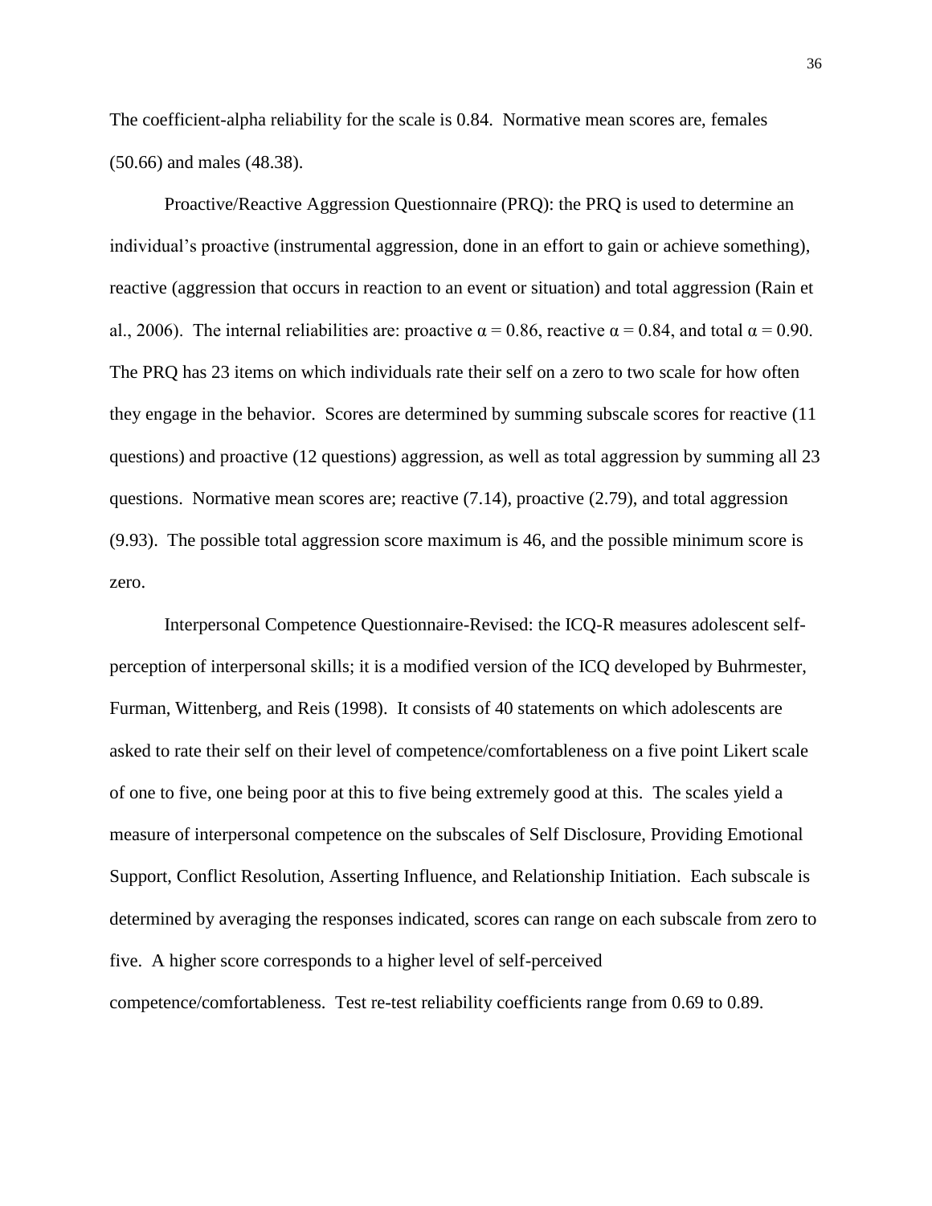The coefficient-alpha reliability for the scale is 0.84. Normative mean scores are, females (50.66) and males (48.38).

Proactive/Reactive Aggression Questionnaire (PRQ): the PRQ is used to determine an individual's proactive (instrumental aggression, done in an effort to gain or achieve something), reactive (aggression that occurs in reaction to an event or situation) and total aggression (Rain et al., 2006). The internal reliabilities are: proactive $\alpha = 0.86$, reactive $\alpha = 0.84$, and total $\alpha = 0.90$. The PRQ has 23 items on which individuals rate their self on a zero to two scale for how often they engage in the behavior. Scores are determined by summing subscale scores for reactive (11 questions) and proactive (12 questions) aggression, as well as total aggression by summing all 23 questions. Normative mean scores are; reactive (7.14), proactive (2.79), and total aggression (9.93). The possible total aggression score maximum is 46, and the possible minimum score is zero.

Interpersonal Competence Questionnaire-Revised: the ICQ-R measures adolescent self-perception of interpersonal skills; it is a modified version of the ICQ developed by Buhrmester, Furman, Wittenberg, and Reis (1998). It consists of 40 statements on which adolescents are asked to rate their self on their level of competence/comfortableness on a five point Likert scale of one to five, one being poor at this to five being extremely good at this. The scales yield a measure of interpersonal competence on the subscales of Self Disclosure, Providing Emotional Support, Conflict Resolution, Asserting Influence, and Relationship Initiation. Each subscale is determined by averaging the responses indicated, scores can range on each subscale from zero to five. A higher score corresponds to a higher level of self-perceived competence/comfortableness. Test re-test reliability coefficients range from 0.69 to 0.89.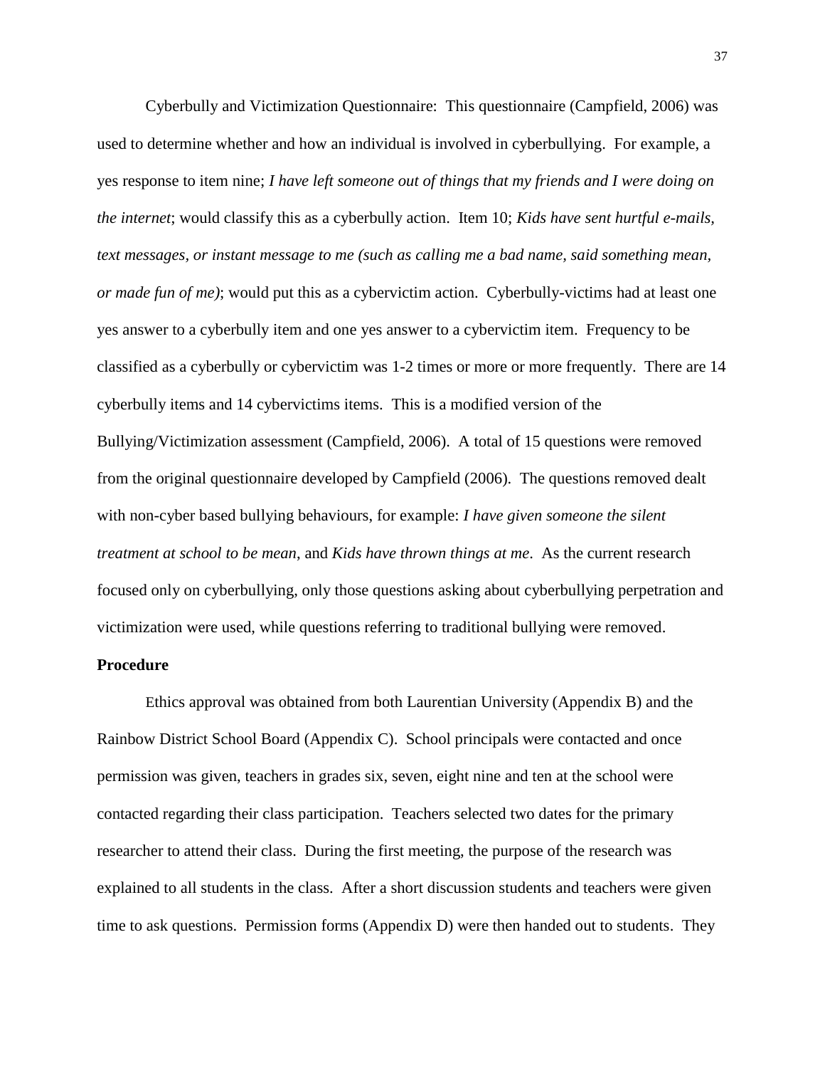Cyberbully and Victimization Questionnaire: This questionnaire (Campfield, 2006) was used to determine whether and how an individual is involved in cyberbullying. For example, a yes response to item nine; *I have left someone out of things that my friends and I were doing on the internet*; would classify this as a cyberbully action. Item 10; *Kids have sent hurtful e-mails, text messages, or instant message to me (such as calling me a bad name, said something mean, or made fun of me)*; would put this as a cybervictim action. Cyberbully-victims had at least one yes answer to a cyberbully item and one yes answer to a cybervictim item. Frequency to be classified as a cyberbully or cybervictim was 1-2 times or more or more frequently. There are 14 cyberbully items and 14 cybervictims items. This is a modified version of the Bullying/Victimization assessment (Campfield, 2006). A total of 15 questions were removed from the original questionnaire developed by Campfield (2006). The questions removed dealt with non-cyber based bullying behaviours, for example: *I have given someone the silent treatment at school to be mean*, and *Kids have thrown things at me*. As the current research focused only on cyberbullying, only those questions asking about cyberbullying perpetration and victimization were used, while questions referring to traditional bullying were removed.

**Procedure**

Ethics approval was obtained from both Laurentian University (Appendix B) and the Rainbow District School Board (Appendix C). School principals were contacted and once permission was given, teachers in grades six, seven, eight nine and ten at the school were contacted regarding their class participation. Teachers selected two dates for the primary researcher to attend their class. During the first meeting, the purpose of the research was explained to all students in the class. After a short discussion students and teachers were given time to ask questions. Permission forms (Appendix D) were then handed out to students. They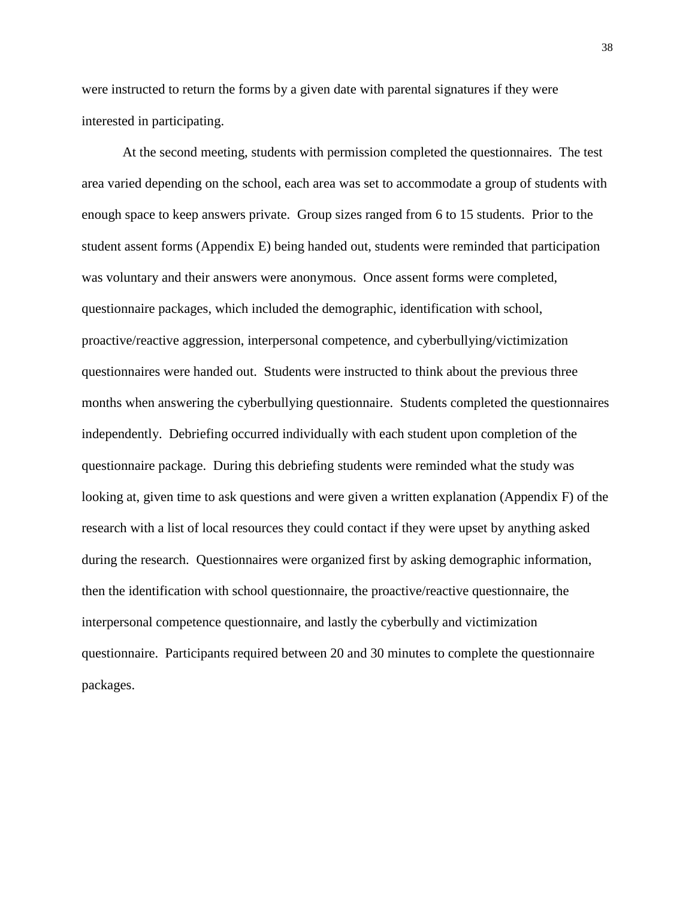were instructed to return the forms by a given date with parental signatures if they were interested in participating.

At the second meeting, students with permission completed the questionnaires. The test area varied depending on the school, each area was set to accommodate a group of students with enough space to keep answers private. Group sizes ranged from 6 to 15 students. Prior to the student assent forms (Appendix E) being handed out, students were reminded that participation was voluntary and their answers were anonymous. Once assent forms were completed, questionnaire packages, which included the demographic, identification with school, proactive/reactive aggression, interpersonal competence, and cyberbullying/victimization questionnaires were handed out. Students were instructed to think about the previous three months when answering the cyberbullying questionnaire. Students completed the questionnaires independently. Debriefing occurred individually with each student upon completion of the questionnaire package. During this debriefing students were reminded what the study was looking at, given time to ask questions and were given a written explanation (Appendix F) of the research with a list of local resources they could contact if they were upset by anything asked during the research. Questionnaires were organized first by asking demographic information, then the identification with school questionnaire, the proactive/reactive questionnaire, the interpersonal competence questionnaire, and lastly the cyberbully and victimization questionnaire. Participants required between 20 and 30 minutes to complete the questionnaire packages.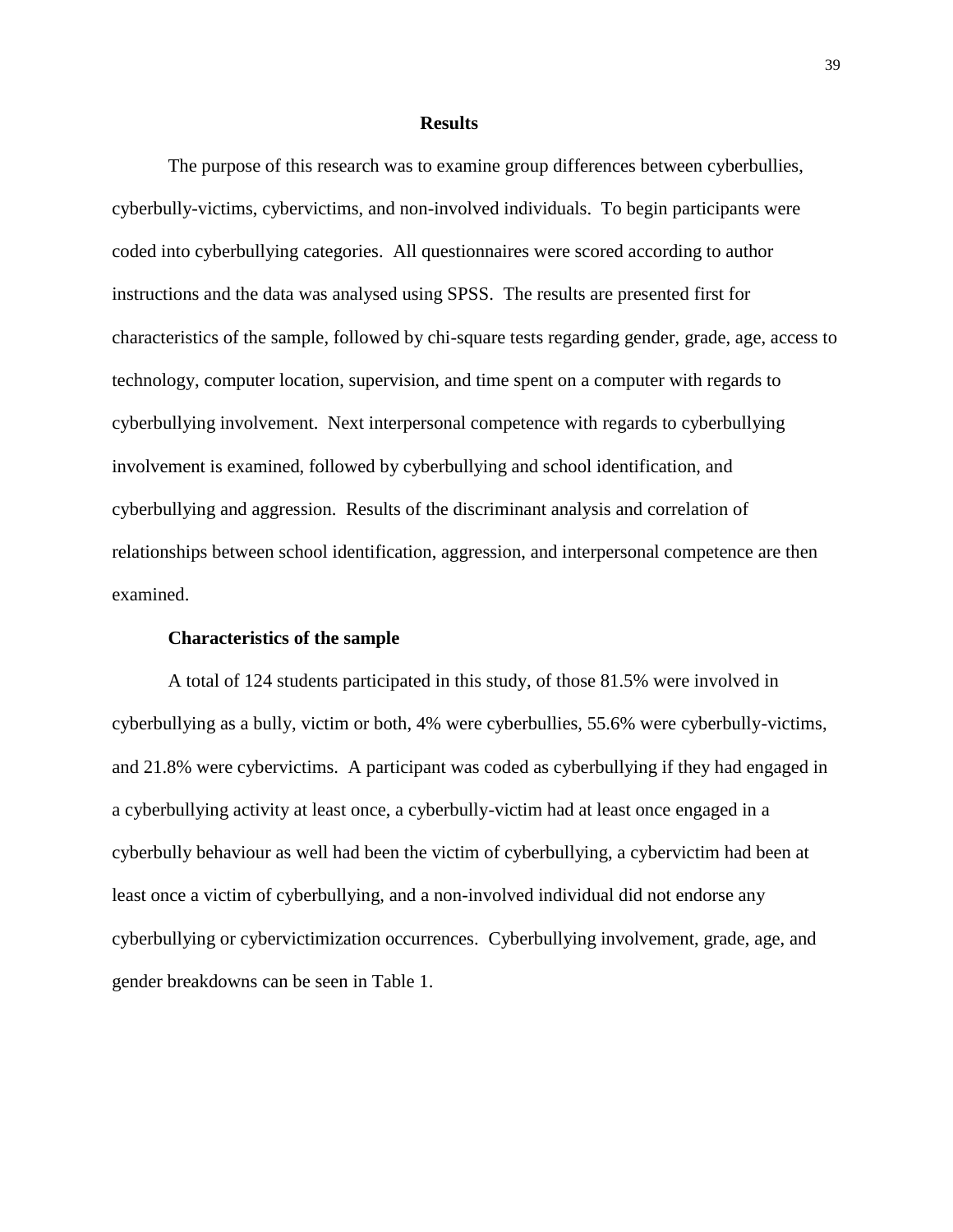# Results

The purpose of this research was to examine group differences between cyberbullies, cyberbully-victims, cybervictims, and non-involved individuals. To begin participants were coded into cyberbullying categories. All questionnaires were scored according to author instructions and the data was analysed using SPSS. The results are presented first for characteristics of the sample, followed by chi-square tests regarding gender, grade, age, access to technology, computer location, supervision, and time spent on a computer with regards to cyberbullying involvement. Next interpersonal competence with regards to cyberbullying involvement is examined, followed by cyberbullying and school identification, and cyberbullying and aggression. Results of the discriminant analysis and correlation of relationships between school identification, aggression, and interpersonal competence are then examined.

## Characteristics of the sample

A total of 124 students participated in this study, of those 81.5% were involved in cyberbullying as a bully, victim or both, 4% were cyberbullies, 55.6% were cyberbully-victims, and 21.8% were cybervictims. A participant was coded as cyberbullying if they had engaged in a cyberbullying activity at least once, a cyberbully-victim had at least once engaged in a cyberbully behaviour as well had been the victim of cyberbullying, a cybervictim had been at least once a victim of cyberbullying, and a non-involved individual did not endorse any cyberbullying or cybervictimization occurrences. Cyberbullying involvement, grade, age, and gender breakdowns can be seen in Table 1.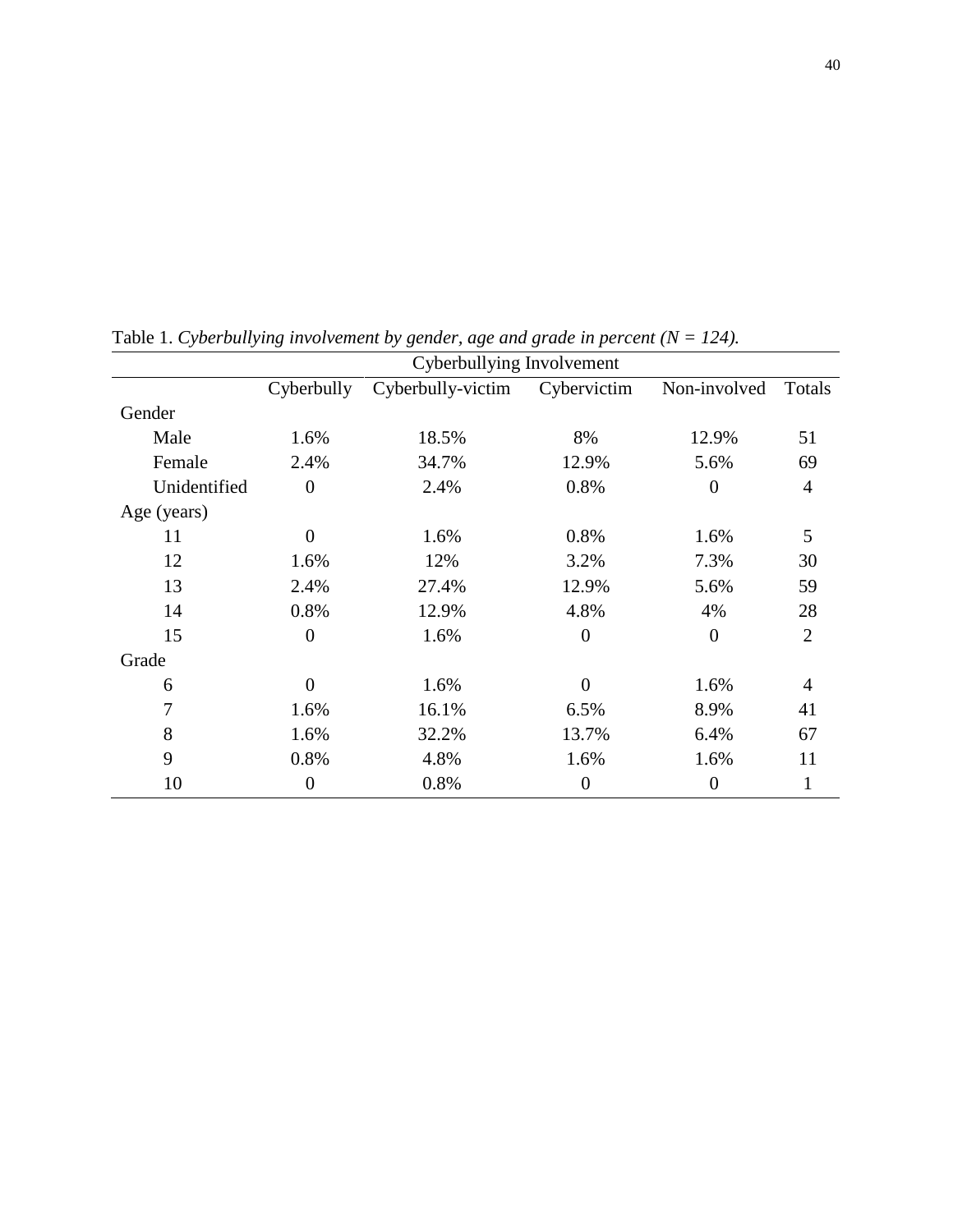Table 1. *Cyberbullying involvement by gender, age and grade in percent (N = 124).*

| | Cyberbullying Involvement | | | | |
|---|---|---|---|---|---|
| | Cyberbully | Cyberbully-victim | Cybervictim | Non-involved | Totals |
| Gender | | | | | |
| Male | 1.6% | 18.5% | 8% | 12.9% | 51 |
| Female | 2.4% | 34.7% | 12.9% | 5.6% | 69 |
| Unidentified | 0 | 2.4% | 0.8% | 0 | 4 |
| Age (years) | | | | | |
| 11 | 0 | 1.6% | 0.8% | 1.6% | 5 |
| 12 | 1.6% | 12% | 3.2% | 7.3% | 30 |
| 13 | 2.4% | 27.4% | 12.9% | 5.6% | 59 |
| 14 | 0.8% | 12.9% | 4.8% | 4% | 28 |
| 15 | 0 | 1.6% | 0 | 0 | 2 |
| Grade | | | | | |
| 6 | 0 | 1.6% | 0 | 1.6% | 4 |
| 7 | 1.6% | 16.1% | 6.5% | 8.9% | 41 |
| 8 | 1.6% | 32.2% | 13.7% | 6.4% | 67 |
| 9 | 0.8% | 4.8% | 1.6% | 1.6% | 11 |
| 10 | 0 | 0.8% | 0 | 0 | 1 |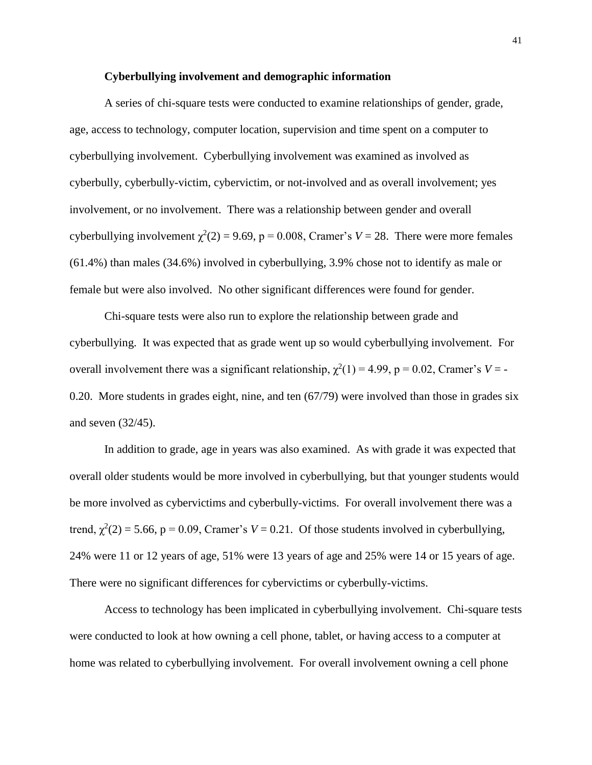### Cyberbullying involvement and demographic information

A series of chi-square tests were conducted to examine relationships of gender, grade, age, access to technology, computer location, supervision and time spent on a computer to cyberbullying involvement. Cyberbullying involvement was examined as involved as cyberbully, cyberbully-victim, cybervictim, or not-involved and as overall involvement; yes involvement, or no involvement. There was a relationship between gender and overall cyberbullying involvement $\chi^2(2) = 9.69$, p = 0.008, Cramer's $V = 28$. There were more females (61.4%) than males (34.6%) involved in cyberbullying, 3.9% chose not to identify as male or female but were also involved. No other significant differences were found for gender.

Chi-square tests were also run to explore the relationship between grade and cyberbullying. It was expected that as grade went up so would cyberbullying involvement. For overall involvement there was a significant relationship, $\chi^2(1) = 4.99$, p = 0.02, Cramer's $V = -0.20$. More students in grades eight, nine, and ten (67/79) were involved than those in grades six and seven (32/45).

In addition to grade, age in years was also examined. As with grade it was expected that overall older students would be more involved in cyberbullying, but that younger students would be more involved as cybervictims and cyberbully-victims. For overall involvement there was a trend, $\chi^2(2) = 5.66$, p = 0.09, Cramer's $V = 0.21$. Of those students involved in cyberbullying, 24% were 11 or 12 years of age, 51% were 13 years of age and 25% were 14 or 15 years of age. There were no significant differences for cybervictims or cyberbully-victims.

Access to technology has been implicated in cyberbullying involvement. Chi-square tests were conducted to look at how owning a cell phone, tablet, or having access to a computer at home was related to cyberbullying involvement. For overall involvement owning a cell phone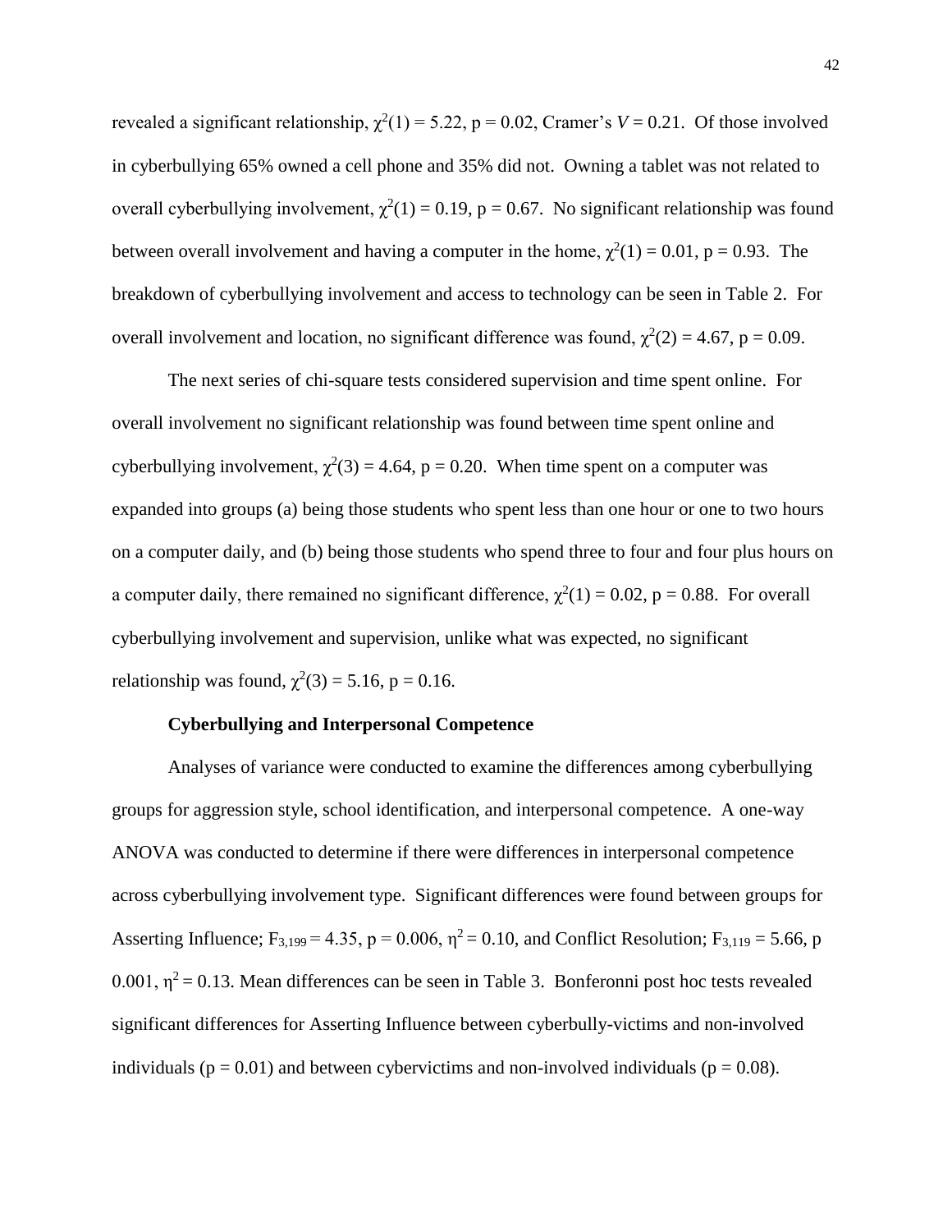revealed a significant relationship, $\chi^2(1) = 5.22$, p = 0.02, Cramer's $V = 0.21$. Of those involved in cyberbullying 65% owned a cell phone and 35% did not. Owning a tablet was not related to overall cyberbullying involvement, $\chi^2(1) = 0.19$, p = 0.67. No significant relationship was found between overall involvement and having a computer in the home, $\chi^2(1) = 0.01$, p = 0.93. The breakdown of cyberbullying involvement and access to technology can be seen in Table 2. For overall involvement and location, no significant difference was found, $\chi^2(2) = 4.67$, p = 0.09.

The next series of chi-square tests considered supervision and time spent online. For overall involvement no significant relationship was found between time spent online and cyberbullying involvement, $\chi^2(3) = 4.64$, p = 0.20. When time spent on a computer was expanded into groups (a) being those students who spent less than one hour or one to two hours on a computer daily, and (b) being those students who spend three to four and four plus hours on a computer daily, there remained no significant difference, $\chi^2(1) = 0.02$, p = 0.88. For overall cyberbullying involvement and supervision, unlike what was expected, no significant relationship was found, $\chi^2(3) = 5.16$, p = 0.16.

**Cyberbullying and Interpersonal Competence**

Analyses of variance were conducted to examine the differences among cyberbullying groups for aggression style, school identification, and interpersonal competence. A one-way ANOVA was conducted to determine if there were differences in interpersonal competence across cyberbullying involvement type. Significant differences were found between groups for Asserting Influence; $F_{3,199} = 4.35$, p = 0.006, $\eta^2 = 0.10$, and Conflict Resolution; $F_{3,119} = 5.66$, p 0.001, $\eta^2 = 0.13$. Mean differences can be seen in Table 3. Bonferonni post hoc tests revealed significant differences for Asserting Influence between cyberbully-victims and non-involved individuals (p = 0.01) and between cybervictims and non-involved individuals (p = 0.08).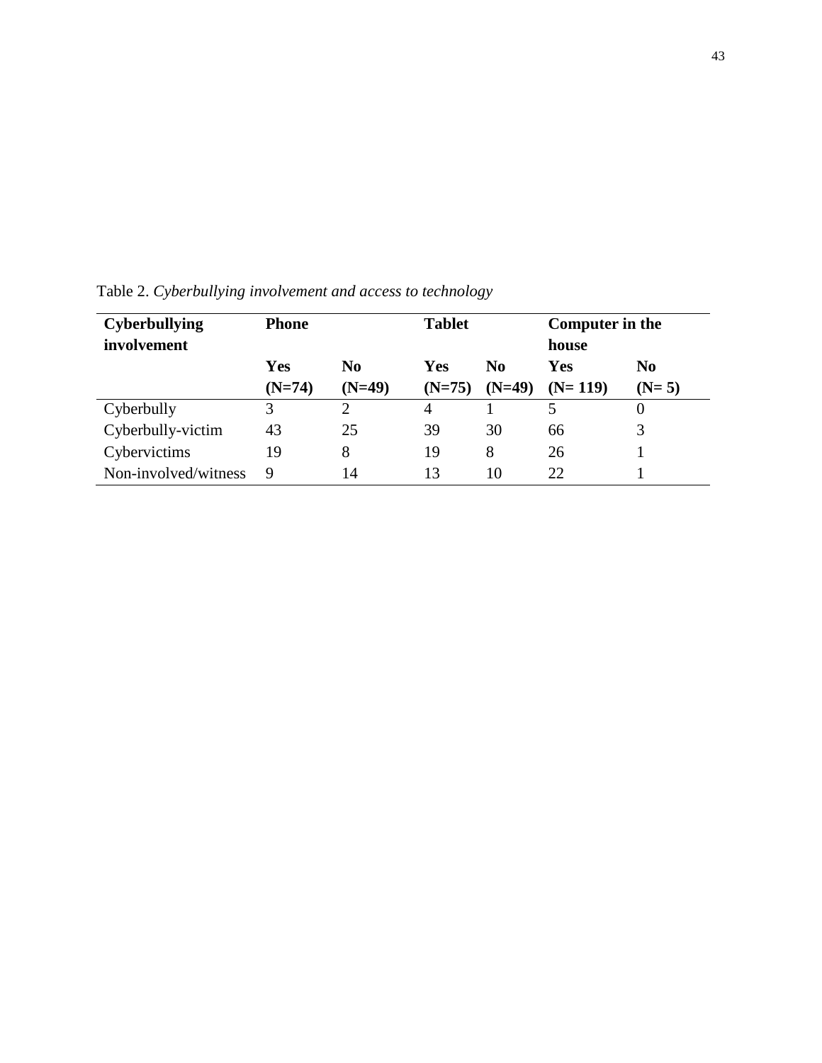Table 2. *Cyberbullying involvement and access to technology*

| Cyberbullying involvement | Phone | | Tablet | | Computer in the house | |
|---|---|---|---|---|---|---|
| | Yes (N=74) | No (N=49) | Yes (N=75) | No (N=49) | Yes (N= 119) | No (N= 5) |
| Cyberbully | 3 | 2 | 4 | 1 | 5 | 0 |
| Cyberbully-victim | 43 | 25 | 39 | 30 | 66 | 3 |
| Cybervictims | 19 | 8 | 19 | 8 | 26 | 1 |
| Non-involved/witness | 9 | 14 | 13 | 10 | 22 | 1 |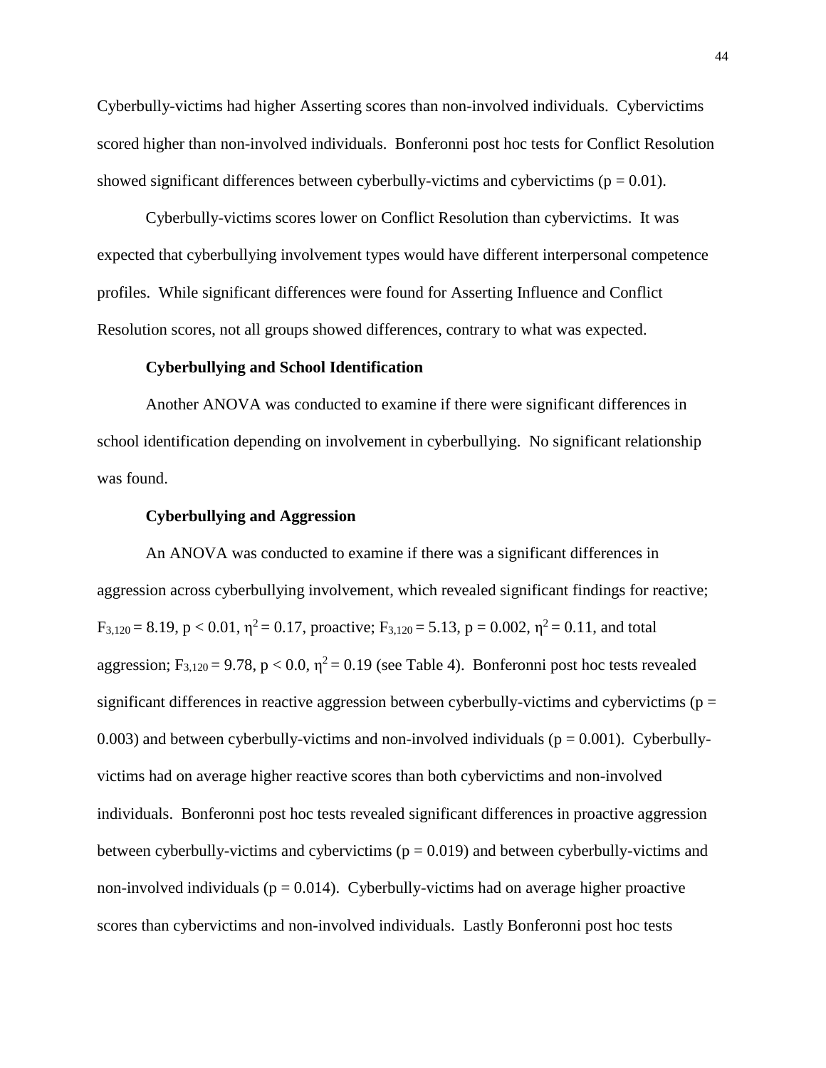Cyberbully-victims had higher Asserting scores than non-involved individuals. Cybervictims scored higher than non-involved individuals. Bonferonni post hoc tests for Conflict Resolution showed significant differences between cyberbully-victims and cybervictims ($p = 0.01$).

Cyberbully-victims scores lower on Conflict Resolution than cybervictims. It was expected that cyberbullying involvement types would have different interpersonal competence profiles. While significant differences were found for Asserting Influence and Conflict Resolution scores, not all groups showed differences, contrary to what was expected.

### Cyberbullying and School Identification

Another ANOVA was conducted to examine if there were significant differences in school identification depending on involvement in cyberbullying. No significant relationship was found.

### Cyberbullying and Aggression

An ANOVA was conducted to examine if there was a significant differences in aggression across cyberbullying involvement, which revealed significant findings for reactive; $F_{3,120} = 8.19$, $p < 0.01$, $\eta^2 = 0.17$, proactive; $F_{3,120} = 5.13$, $p = 0.002$, $\eta^2 = 0.11$, and total aggression; $F_{3,120} = 9.78$, $p < 0.0$, $\eta^2 = 0.19$ (see Table 4). Bonferonni post hoc tests revealed significant differences in reactive aggression between cyberbully-victims and cybervictims ($p = 0.003$) and between cyberbully-victims and non-involved individuals ($p = 0.001$). Cyberbully-victims had on average higher reactive scores than both cybervictims and non-involved individuals. Bonferonni post hoc tests revealed significant differences in proactive aggression between cyberbully-victims and cybervictims ($p = 0.019$) and between cyberbully-victims and non-involved individuals ($p = 0.014$). Cyberbully-victims had on average higher proactive scores than cybervictims and non-involved individuals. Lastly Bonferonni post hoc tests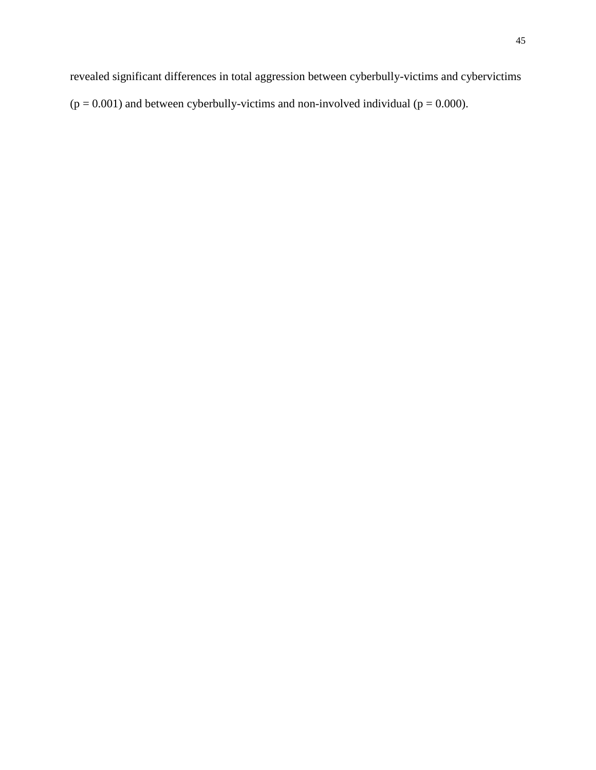revealed significant differences in total aggression between cyberbully-victims and cybervictims ($p = 0.001$) and between cyberbully-victims and non-involved individual ($p = 0.000$).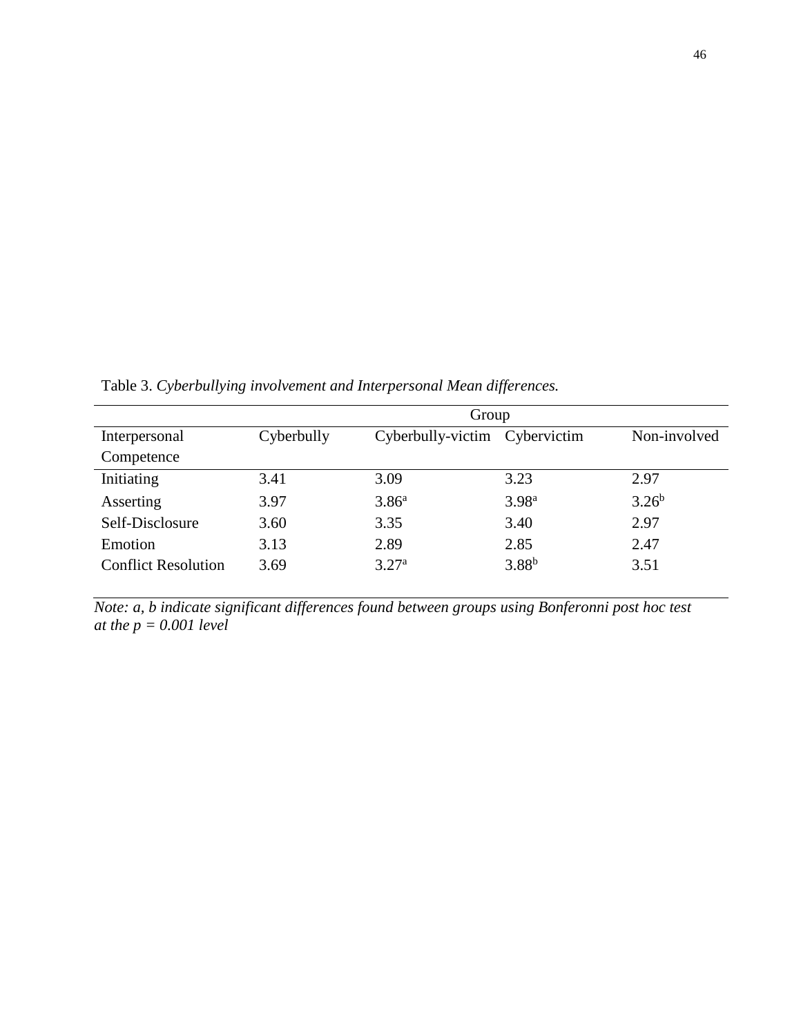Table 3. *Cyberbullying involvement and Interpersonal Mean differences.*

| | Group | | | |
|---|---|---|---|---|
| Interpersonal Competence | Cyberbully | Cyberbully-victim | Cybervictim | Non-involved |
| Initiating | 3.41 | 3.09 | 3.23 | 2.97 |
| Asserting | 3.97 | 3.86[a] | 3.98[a] | 3.26[b] |
| Self-Disclosure | 3.60 | 3.35 | 3.40 | 2.97 |
| Emotion | 3.13 | 2.89 | 2.85 | 2.47 |
| Conflict Resolution | 3.69 | 3.27[a] | 3.88[b] | 3.51 |

*Note: a, b indicate significant differences found between groups using Bonferonni post hoc test at the $p = 0.001$ level*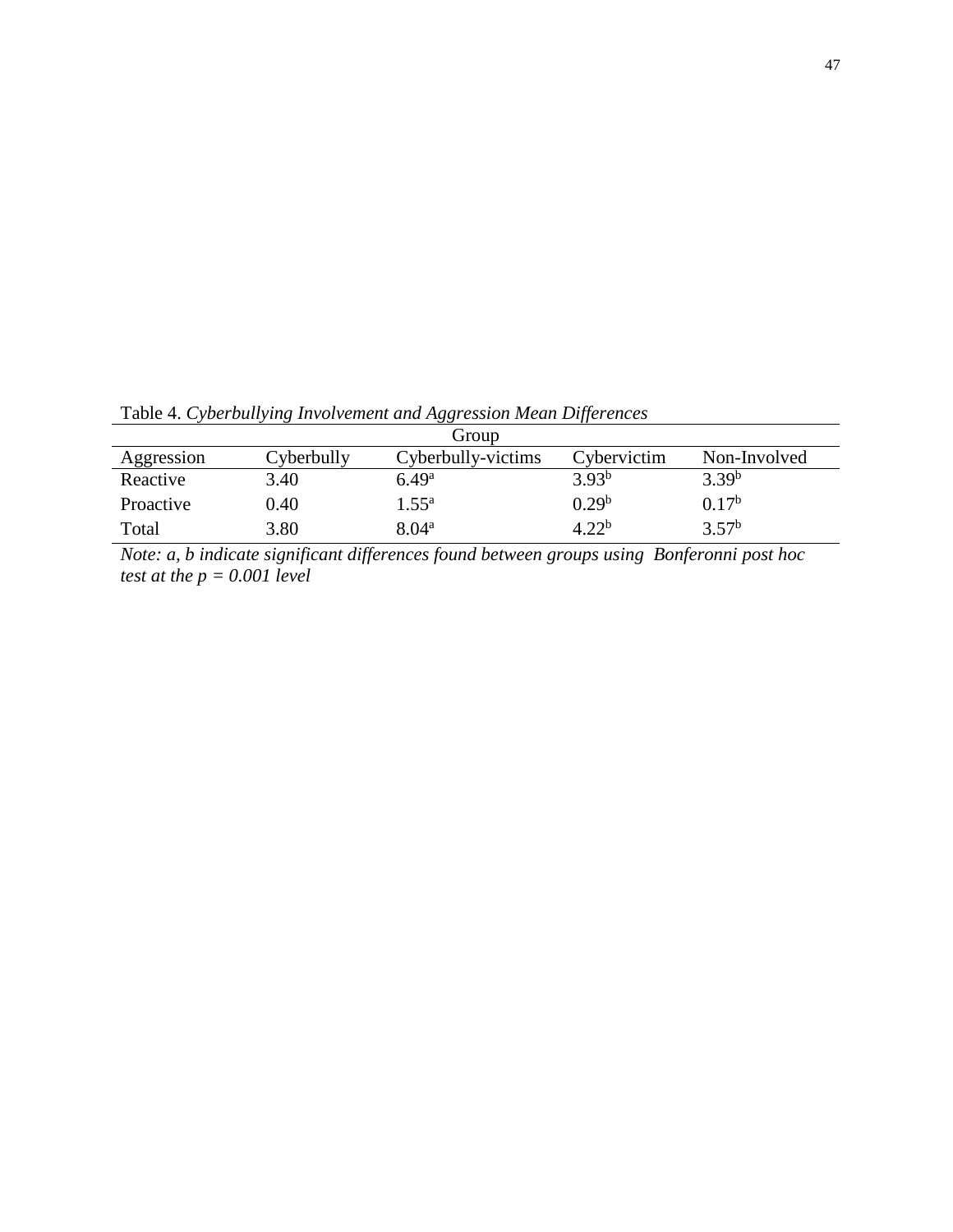Table 4. *Cyberbullying Involvement and Aggression Mean Differences*

| | Group | | | |
|---|---|---|---|---|
| Aggression | Cyberbully | Cyberbully-victims | Cybervictim | Non-Involved |
| Reactive | 3.40 | 6.49[a] | 3.93[b] | 3.39[b] |
| Proactive | 0.40 | 1.55[a] | 0.29[b] | 0.17[b] |
| Total | 3.80 | 8.04[a] | 4.22[b] | 3.57[b] |

*Note: a, b indicate significant differences found between groups using Bonferonni post hoc test at the* $p = 0.001$ *level*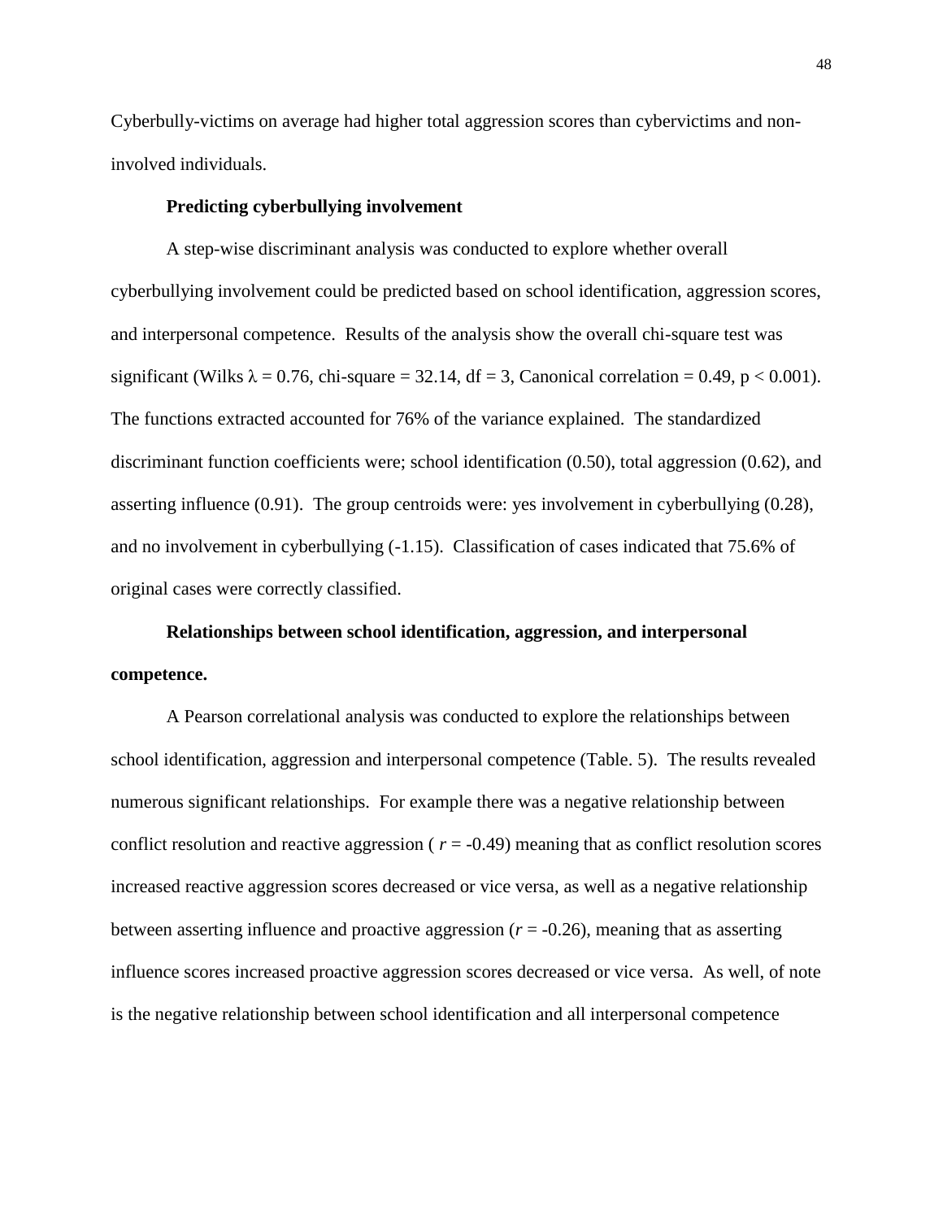Cyberbully-victims on average had higher total aggression scores than cybervictims and non-involved individuals.

### Predicting cyberbullying involvement

A step-wise discriminant analysis was conducted to explore whether overall cyberbullying involvement could be predicted based on school identification, aggression scores, and interpersonal competence. Results of the analysis show the overall chi-square test was significant (Wilks $\lambda = 0.76$, chi-square = 32.14, df = 3, Canonical correlation = 0.49, $p < 0.001$). The functions extracted accounted for 76% of the variance explained. The standardized discriminant function coefficients were; school identification (0.50), total aggression (0.62), and asserting influence (0.91). The group centroids were: yes involvement in cyberbullying (0.28), and no involvement in cyberbullying (-1.15). Classification of cases indicated that 75.6% of original cases were correctly classified.

### Relationships between school identification, aggression, and interpersonal competence.

A Pearson correlational analysis was conducted to explore the relationships between school identification, aggression and interpersonal competence (Table. 5). The results revealed numerous significant relationships. For example there was a negative relationship between conflict resolution and reactive aggression ( $r = -0.49$) meaning that as conflict resolution scores increased reactive aggression scores decreased or vice versa, as well as a negative relationship between asserting influence and proactive aggression ($r = -0.26$), meaning that as asserting influence scores increased proactive aggression scores decreased or vice versa. As well, of note is the negative relationship between school identification and all interpersonal competence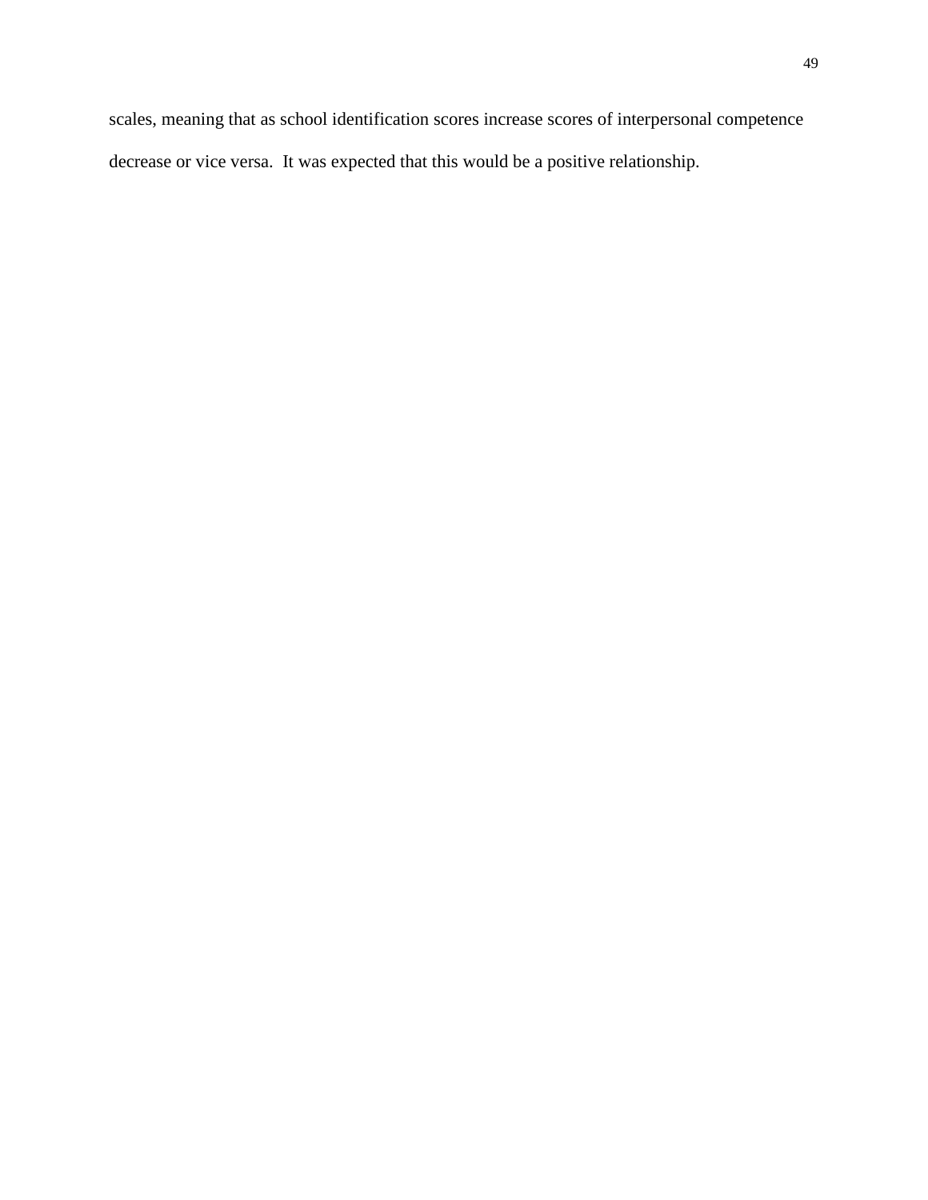scales, meaning that as school identification scores increase scores of interpersonal competence decrease or vice versa.  It was expected that this would be a positive relationship.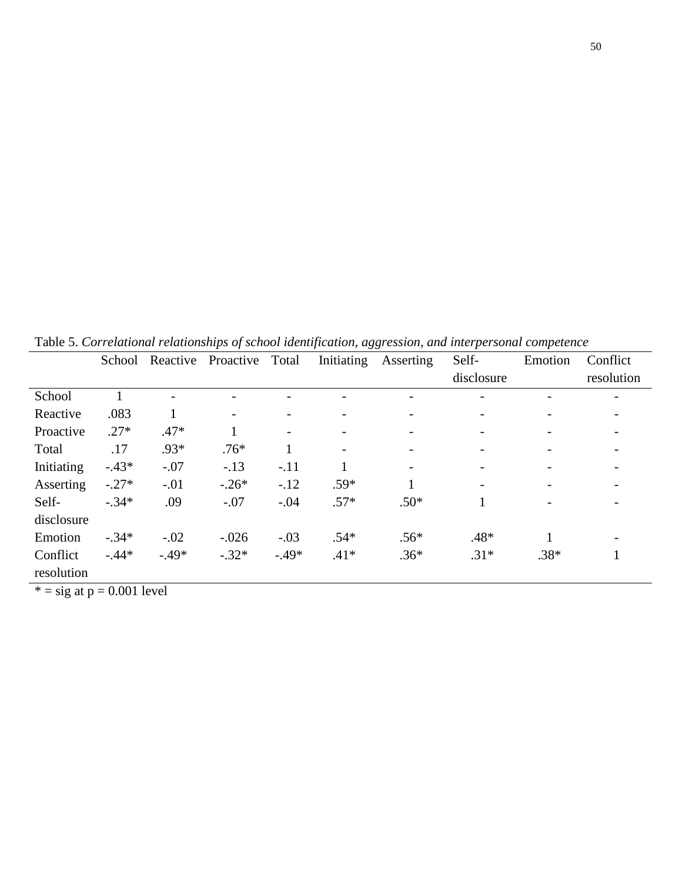Table 5. *Correlational relationships of school identification, aggression, and interpersonal competence*

| | School | Reactive | Proactive | Total | Initiating | Asserting | Self-disclosure | Emotion | Conflict resolution |
|---|---|---|---|---|---|---|---|---|---|
| School | 1 | - | - | - | - | - | - | - | - |
| Reactive | .083 | 1 | - | - | - | - | - | - | - |
| Proactive | .27* | .47* | 1 | - | - | - | - | - | - |
| Total | .17 | .93* | .76* | 1 | - | - | - | - | - |
| Initiating | -.43* | -.07 | -.13 | -.11 | 1 | - | - | - | - |
| Asserting | -.27* | -.01 | -.26* | -.12 | .59* | 1 | - | - | - |
| Self-disclosure | -.34* | .09 | -.07 | -.04 | .57* | .50* | 1 | - | - |
| Emotion | -.34* | -.02 | -.026 | -.03 | .54* | .56* | .48* | 1 | - |
| Conflict resolution | -.44* | -.49* | -.32* | -.49* | .41* | .36* | .31* | .38* | 1 |

* = sig at $p = 0.001$ level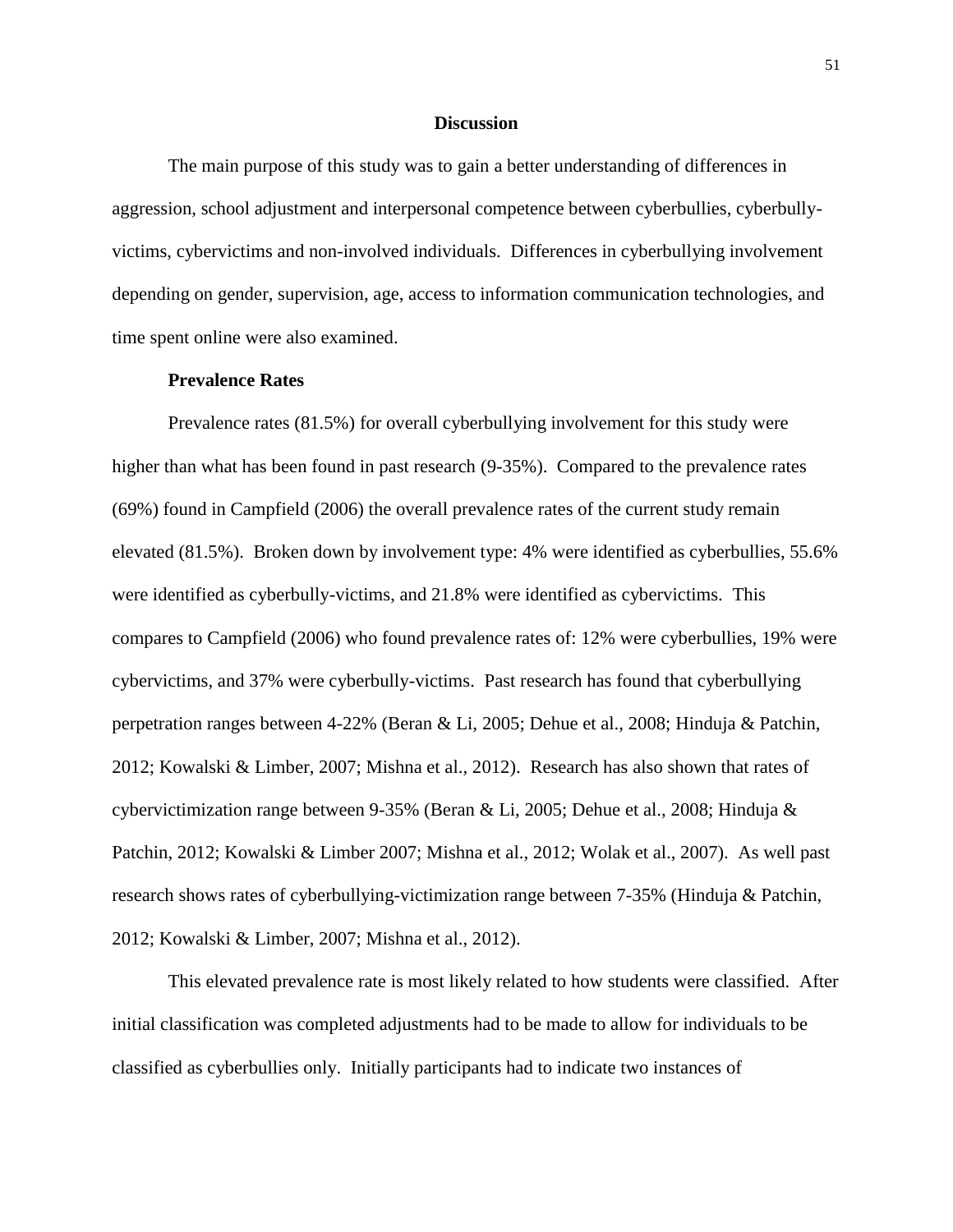## Discussion

The main purpose of this study was to gain a better understanding of differences in aggression, school adjustment and interpersonal competence between cyberbullies, cyberbully-victims, cybervictims and non-involved individuals. Differences in cyberbullying involvement depending on gender, supervision, age, access to information communication technologies, and time spent online were also examined.

### Prevalence Rates

Prevalence rates (81.5%) for overall cyberbullying involvement for this study were higher than what has been found in past research (9-35%). Compared to the prevalence rates (69%) found in Campfield (2006) the overall prevalence rates of the current study remain elevated (81.5%). Broken down by involvement type: 4% were identified as cyberbullies, 55.6% were identified as cyberbully-victims, and 21.8% were identified as cybervictims. This compares to Campfield (2006) who found prevalence rates of: 12% were cyberbullies, 19% were cybervictims, and 37% were cyberbully-victims. Past research has found that cyberbullying perpetration ranges between 4-22% (Beran & Li, 2005; Dehue et al., 2008; Hinduja & Patchin, 2012; Kowalski & Limber, 2007; Mishna et al., 2012). Research has also shown that rates of cybervictimization range between 9-35% (Beran & Li, 2005; Dehue et al., 2008; Hinduja & Patchin, 2012; Kowalski & Limber 2007; Mishna et al., 2012; Wolak et al., 2007). As well past research shows rates of cyberbullying-victimization range between 7-35% (Hinduja & Patchin, 2012; Kowalski & Limber, 2007; Mishna et al., 2012).

This elevated prevalence rate is most likely related to how students were classified. After initial classification was completed adjustments had to be made to allow for individuals to be classified as cyberbullies only. Initially participants had to indicate two instances of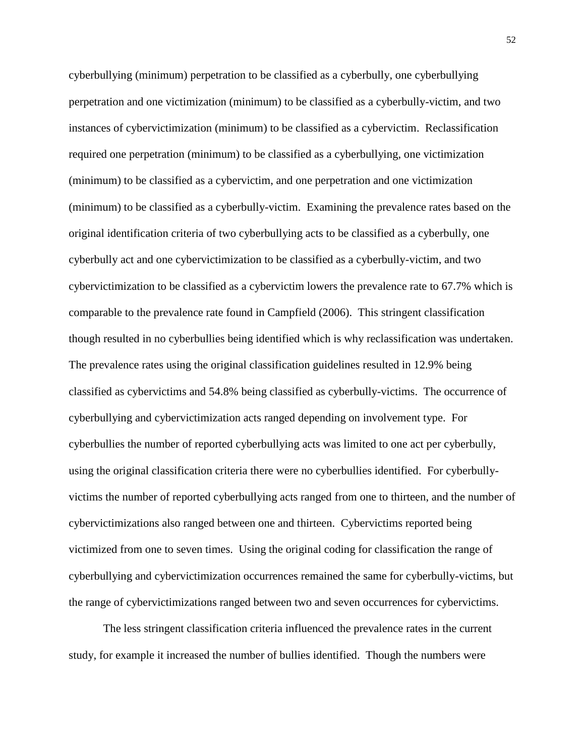cyberbullying (minimum) perpetration to be classified as a cyberbully, one cyberbullying perpetration and one victimization (minimum) to be classified as a cyberbully-victim, and two instances of cybervictimization (minimum) to be classified as a cybervictim. Reclassification required one perpetration (minimum) to be classified as a cyberbullying, one victimization (minimum) to be classified as a cybervictim, and one perpetration and one victimization (minimum) to be classified as a cyberbully-victim. Examining the prevalence rates based on the original identification criteria of two cyberbullying acts to be classified as a cyberbully, one cyberbully act and one cybervictimization to be classified as a cyberbully-victim, and two cybervictimization to be classified as a cybervictim lowers the prevalence rate to 67.7% which is comparable to the prevalence rate found in Campfield (2006). This stringent classification though resulted in no cyberbullies being identified which is why reclassification was undertaken. The prevalence rates using the original classification guidelines resulted in 12.9% being classified as cybervictims and 54.8% being classified as cyberbully-victims. The occurrence of cyberbullying and cybervictimization acts ranged depending on involvement type. For cyberbullies the number of reported cyberbullying acts was limited to one act per cyberbully, using the original classification criteria there were no cyberbullies identified. For cyberbully-victims the number of reported cyberbullying acts ranged from one to thirteen, and the number of cybervictimizations also ranged between one and thirteen. Cybervictims reported being victimized from one to seven times. Using the original coding for classification the range of cyberbullying and cybervictimization occurrences remained the same for cyberbully-victims, but the range of cybervictimizations ranged between two and seven occurrences for cybervictims.

The less stringent classification criteria influenced the prevalence rates in the current study, for example it increased the number of bullies identified. Though the numbers were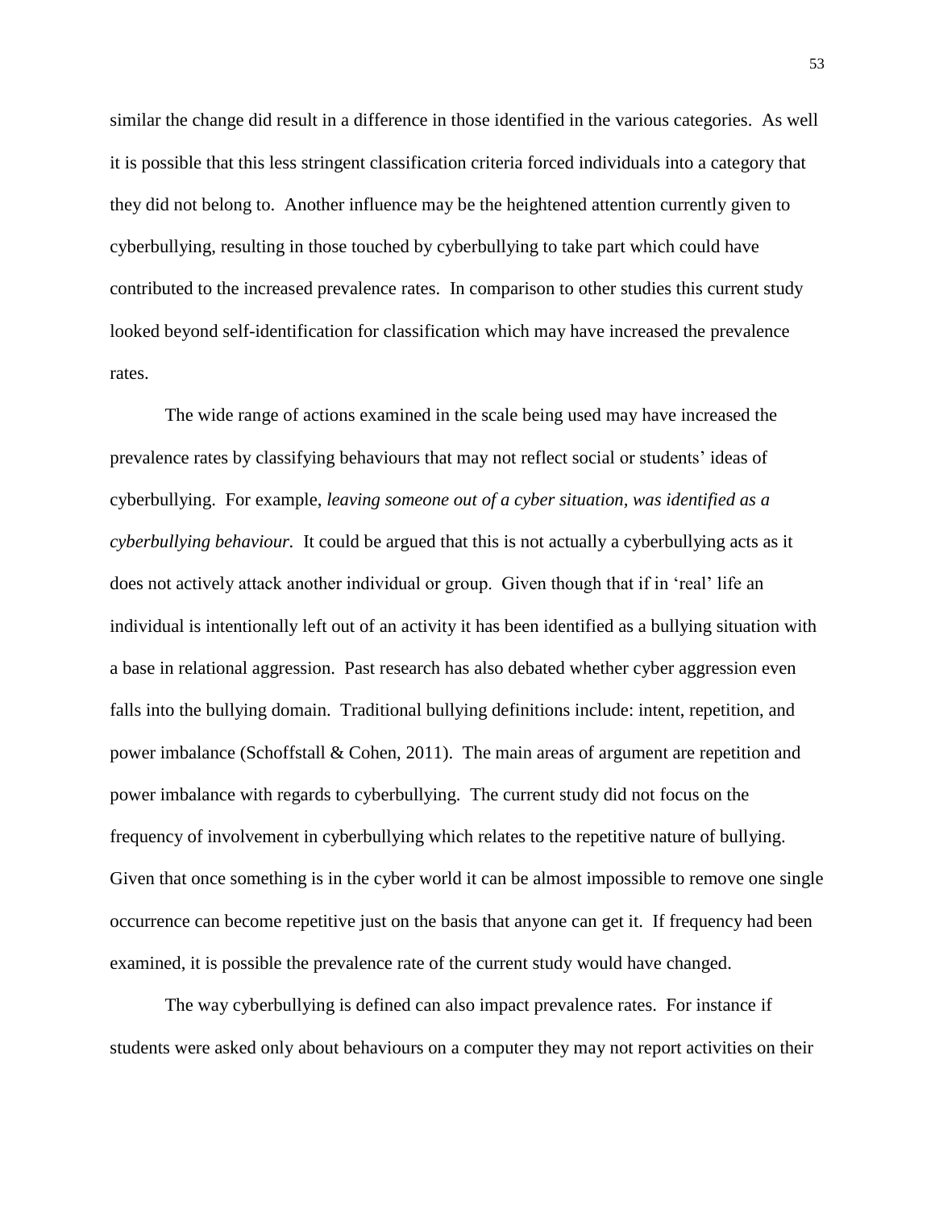similar the change did result in a difference in those identified in the various categories. As well it is possible that this less stringent classification criteria forced individuals into a category that they did not belong to. Another influence may be the heightened attention currently given to cyberbullying, resulting in those touched by cyberbullying to take part which could have contributed to the increased prevalence rates. In comparison to other studies this current study looked beyond self-identification for classification which may have increased the prevalence rates.

The wide range of actions examined in the scale being used may have increased the prevalence rates by classifying behaviours that may not reflect social or students' ideas of cyberbullying. For example, *leaving someone out of a cyber situation, was identified as a cyberbullying behaviour*. It could be argued that this is not actually a cyberbullying acts as it does not actively attack another individual or group. Given though that if in 'real' life an individual is intentionally left out of an activity it has been identified as a bullying situation with a base in relational aggression. Past research has also debated whether cyber aggression even falls into the bullying domain. Traditional bullying definitions include: intent, repetition, and power imbalance (Schoffstall & Cohen, 2011). The main areas of argument are repetition and power imbalance with regards to cyberbullying. The current study did not focus on the frequency of involvement in cyberbullying which relates to the repetitive nature of bullying. Given that once something is in the cyber world it can be almost impossible to remove one single occurrence can become repetitive just on the basis that anyone can get it. If frequency had been examined, it is possible the prevalence rate of the current study would have changed.

The way cyberbullying is defined can also impact prevalence rates. For instance if students were asked only about behaviours on a computer they may not report activities on their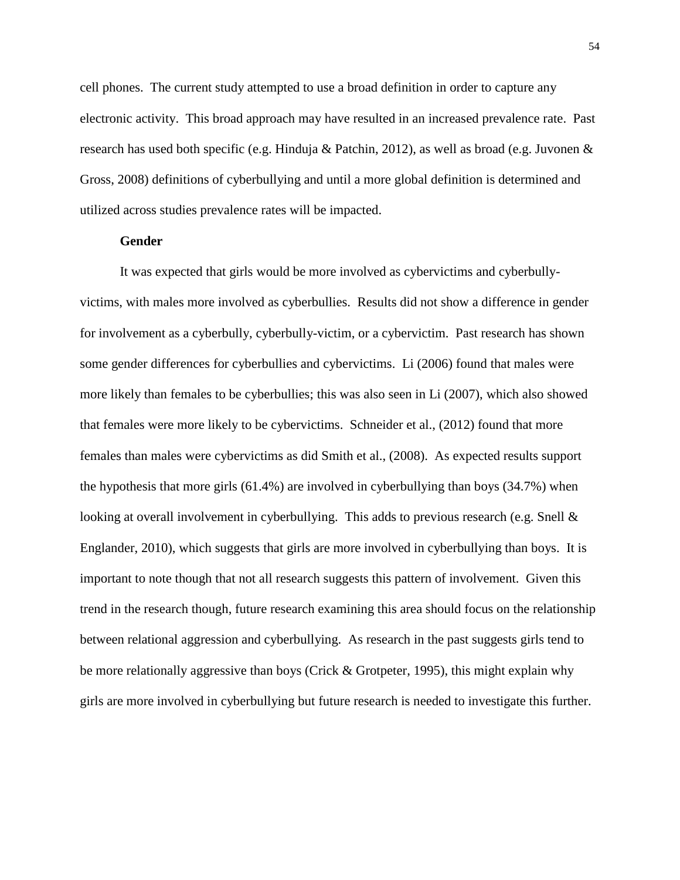cell phones. The current study attempted to use a broad definition in order to capture any electronic activity. This broad approach may have resulted in an increased prevalence rate. Past research has used both specific (e.g. Hinduja & Patchin, 2012), as well as broad (e.g. Juvonen & Gross, 2008) definitions of cyberbullying and until a more global definition is determined and utilized across studies prevalence rates will be impacted.

### Gender

It was expected that girls would be more involved as cybervictims and cyberbully-victims, with males more involved as cyberbullies. Results did not show a difference in gender for involvement as a cyberbully, cyberbully-victim, or a cybervictim. Past research has shown some gender differences for cyberbullies and cybervictims. Li (2006) found that males were more likely than females to be cyberbullies; this was also seen in Li (2007), which also showed that females were more likely to be cybervictims. Schneider et al., (2012) found that more females than males were cybervictims as did Smith et al., (2008). As expected results support the hypothesis that more girls (61.4%) are involved in cyberbullying than boys (34.7%) when looking at overall involvement in cyberbullying. This adds to previous research (e.g. Snell & Englander, 2010), which suggests that girls are more involved in cyberbullying than boys. It is important to note though that not all research suggests this pattern of involvement. Given this trend in the research though, future research examining this area should focus on the relationship between relational aggression and cyberbullying. As research in the past suggests girls tend to be more relationally aggressive than boys (Crick & Grotpeter, 1995), this might explain why girls are more involved in cyberbullying but future research is needed to investigate this further.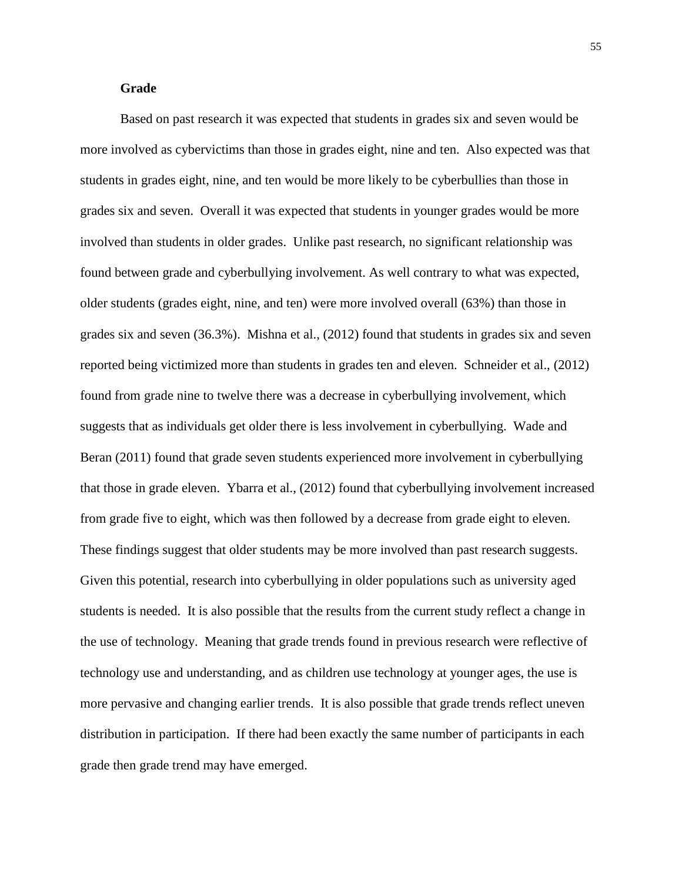### Grade

Based on past research it was expected that students in grades six and seven would be more involved as cybervictims than those in grades eight, nine and ten. Also expected was that students in grades eight, nine, and ten would be more likely to be cyberbullies than those in grades six and seven. Overall it was expected that students in younger grades would be more involved than students in older grades. Unlike past research, no significant relationship was found between grade and cyberbullying involvement. As well contrary to what was expected, older students (grades eight, nine, and ten) were more involved overall (63%) than those in grades six and seven (36.3%). Mishna et al., (2012) found that students in grades six and seven reported being victimized more than students in grades ten and eleven. Schneider et al., (2012) found from grade nine to twelve there was a decrease in cyberbullying involvement, which suggests that as individuals get older there is less involvement in cyberbullying. Wade and Beran (2011) found that grade seven students experienced more involvement in cyberbullying that those in grade eleven. Ybarra et al., (2012) found that cyberbullying involvement increased from grade five to eight, which was then followed by a decrease from grade eight to eleven. These findings suggest that older students may be more involved than past research suggests. Given this potential, research into cyberbullying in older populations such as university aged students is needed. It is also possible that the results from the current study reflect a change in the use of technology. Meaning that grade trends found in previous research were reflective of technology use and understanding, and as children use technology at younger ages, the use is more pervasive and changing earlier trends. It is also possible that grade trends reflect uneven distribution in participation. If there had been exactly the same number of participants in each grade then grade trend may have emerged.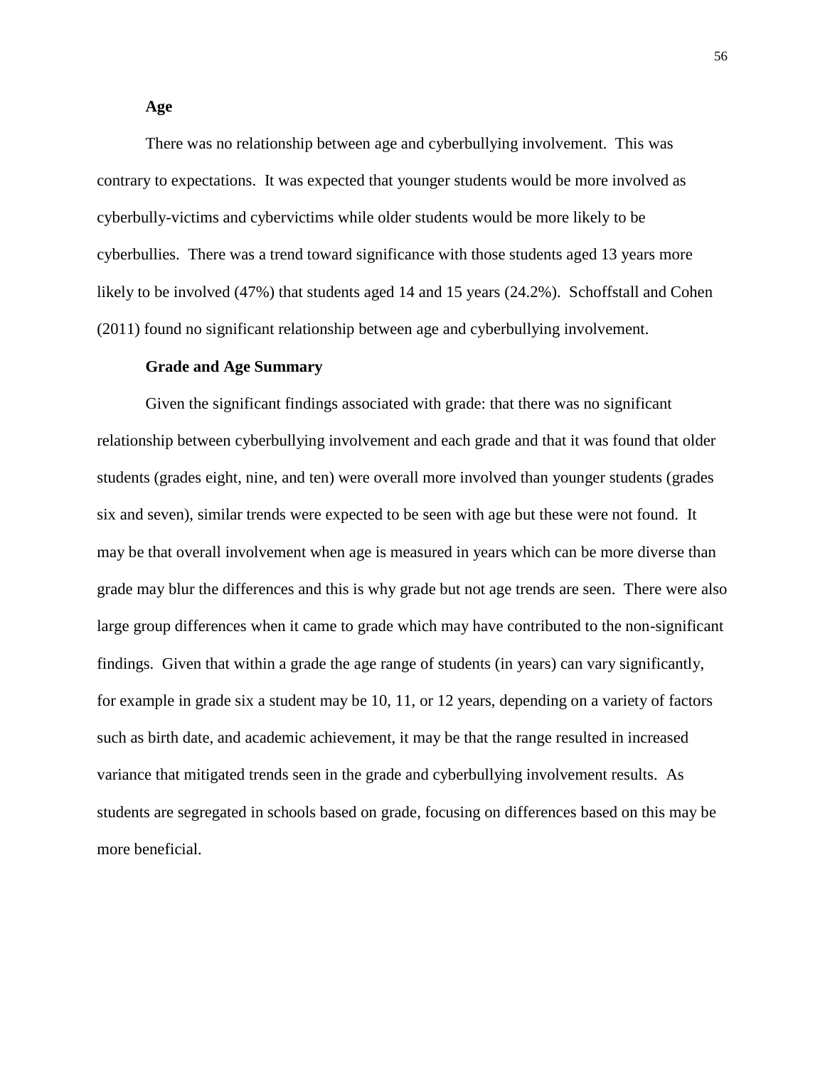### Age

There was no relationship between age and cyberbullying involvement. This was contrary to expectations. It was expected that younger students would be more involved as cyberbully-victims and cybervictims while older students would be more likely to be cyberbullies. There was a trend toward significance with those students aged 13 years more likely to be involved (47%) that students aged 14 and 15 years (24.2%). Schoffstall and Cohen (2011) found no significant relationship between age and cyberbullying involvement.

### Grade and Age Summary

Given the significant findings associated with grade: that there was no significant relationship between cyberbullying involvement and each grade and that it was found that older students (grades eight, nine, and ten) were overall more involved than younger students (grades six and seven), similar trends were expected to be seen with age but these were not found. It may be that overall involvement when age is measured in years which can be more diverse than grade may blur the differences and this is why grade but not age trends are seen. There were also large group differences when it came to grade which may have contributed to the non-significant findings. Given that within a grade the age range of students (in years) can vary significantly, for example in grade six a student may be 10, 11, or 12 years, depending on a variety of factors such as birth date, and academic achievement, it may be that the range resulted in increased variance that mitigated trends seen in the grade and cyberbullying involvement results. As students are segregated in schools based on grade, focusing on differences based on this may be more beneficial.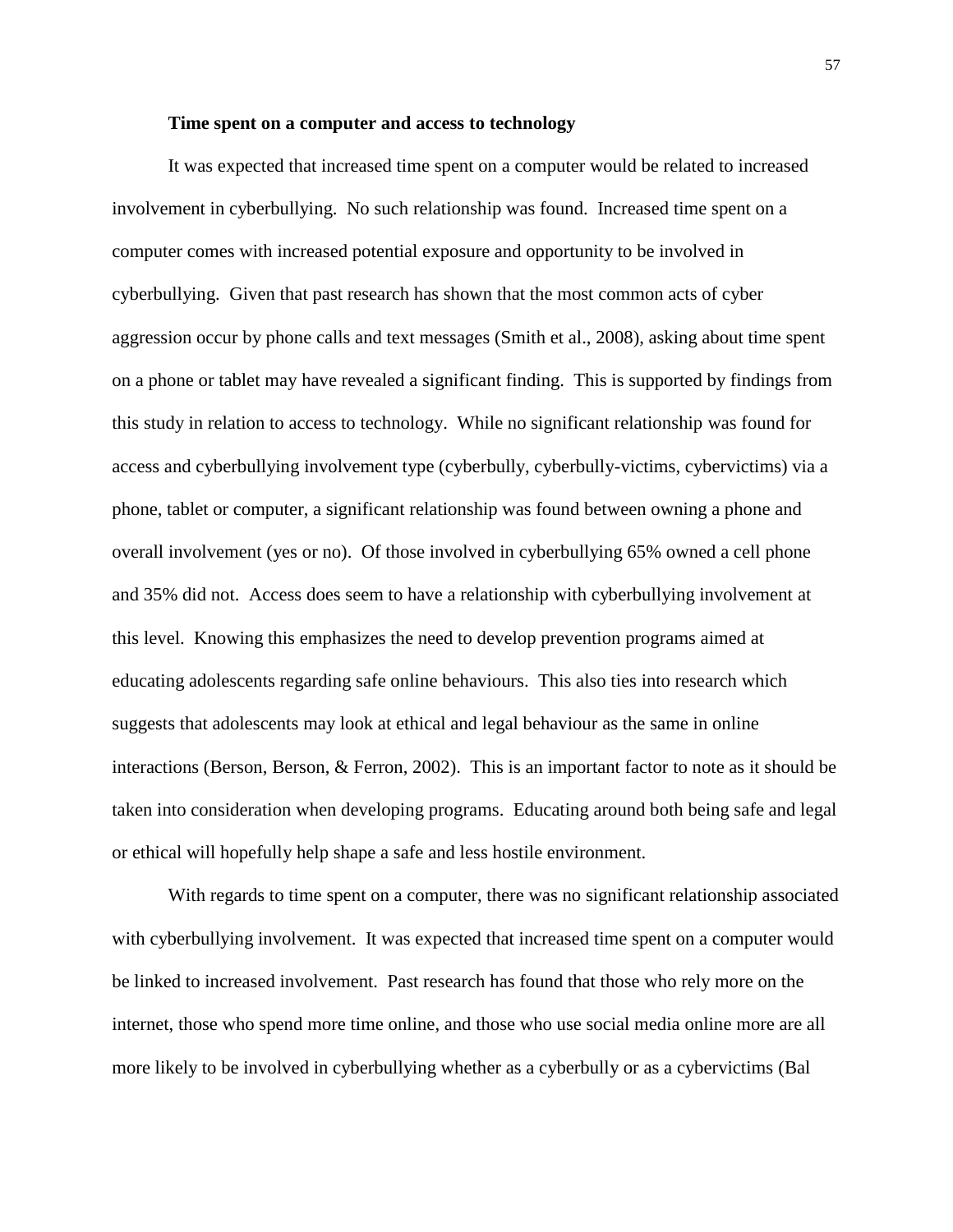### Time spent on a computer and access to technology

It was expected that increased time spent on a computer would be related to increased involvement in cyberbullying. No such relationship was found. Increased time spent on a computer comes with increased potential exposure and opportunity to be involved in cyberbullying. Given that past research has shown that the most common acts of cyber aggression occur by phone calls and text messages (Smith et al., 2008), asking about time spent on a phone or tablet may have revealed a significant finding. This is supported by findings from this study in relation to access to technology. While no significant relationship was found for access and cyberbullying involvement type (cyberbully, cyberbully-victims, cybervictims) via a phone, tablet or computer, a significant relationship was found between owning a phone and overall involvement (yes or no). Of those involved in cyberbullying 65% owned a cell phone and 35% did not. Access does seem to have a relationship with cyberbullying involvement at this level. Knowing this emphasizes the need to develop prevention programs aimed at educating adolescents regarding safe online behaviours. This also ties into research which suggests that adolescents may look at ethical and legal behaviour as the same in online interactions (Berson, Berson, & Ferron, 2002). This is an important factor to note as it should be taken into consideration when developing programs. Educating around both being safe and legal or ethical will hopefully help shape a safe and less hostile environment.

With regards to time spent on a computer, there was no significant relationship associated with cyberbullying involvement. It was expected that increased time spent on a computer would be linked to increased involvement. Past research has found that those who rely more on the internet, those who spend more time online, and those who use social media online more are all more likely to be involved in cyberbullying whether as a cyberbully or as a cybervictims (Bal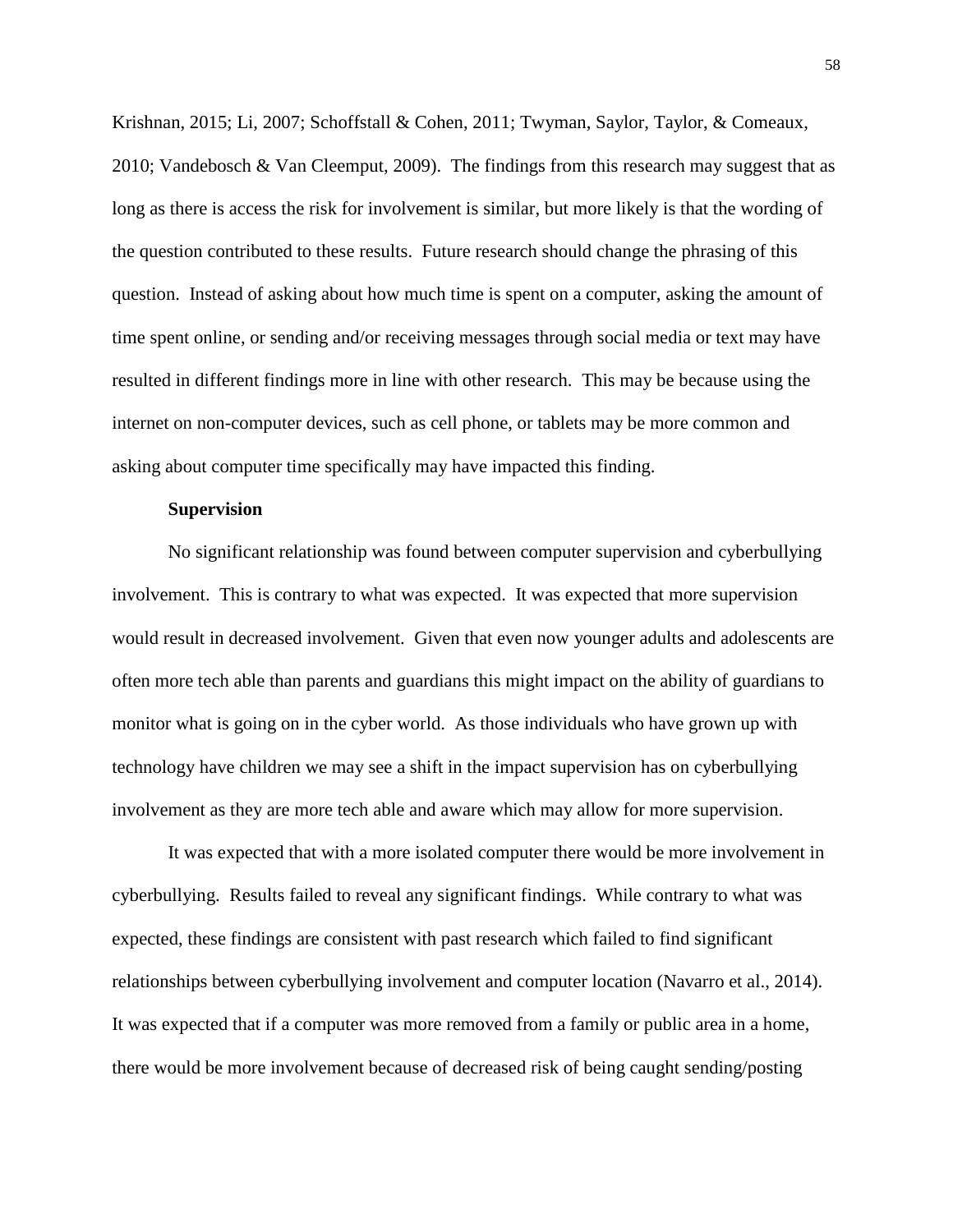Krishnan, 2015; Li, 2007; Schoffstall & Cohen, 2011; Twyman, Saylor, Taylor, & Comeaux, 2010; Vandebosch & Van Cleemput, 2009). The findings from this research may suggest that as long as there is access the risk for involvement is similar, but more likely is that the wording of the question contributed to these results. Future research should change the phrasing of this question. Instead of asking about how much time is spent on a computer, asking the amount of time spent online, or sending and/or receiving messages through social media or text may have resulted in different findings more in line with other research. This may be because using the internet on non-computer devices, such as cell phone, or tablets may be more common and asking about computer time specifically may have impacted this finding.

**Supervision**

No significant relationship was found between computer supervision and cyberbullying involvement. This is contrary to what was expected. It was expected that more supervision would result in decreased involvement. Given that even now younger adults and adolescents are often more tech able than parents and guardians this might impact on the ability of guardians to monitor what is going on in the cyber world. As those individuals who have grown up with technology have children we may see a shift in the impact supervision has on cyberbullying involvement as they are more tech able and aware which may allow for more supervision.

It was expected that with a more isolated computer there would be more involvement in cyberbullying. Results failed to reveal any significant findings. While contrary to what was expected, these findings are consistent with past research which failed to find significant relationships between cyberbullying involvement and computer location (Navarro et al., 2014). It was expected that if a computer was more removed from a family or public area in a home, there would be more involvement because of decreased risk of being caught sending/posting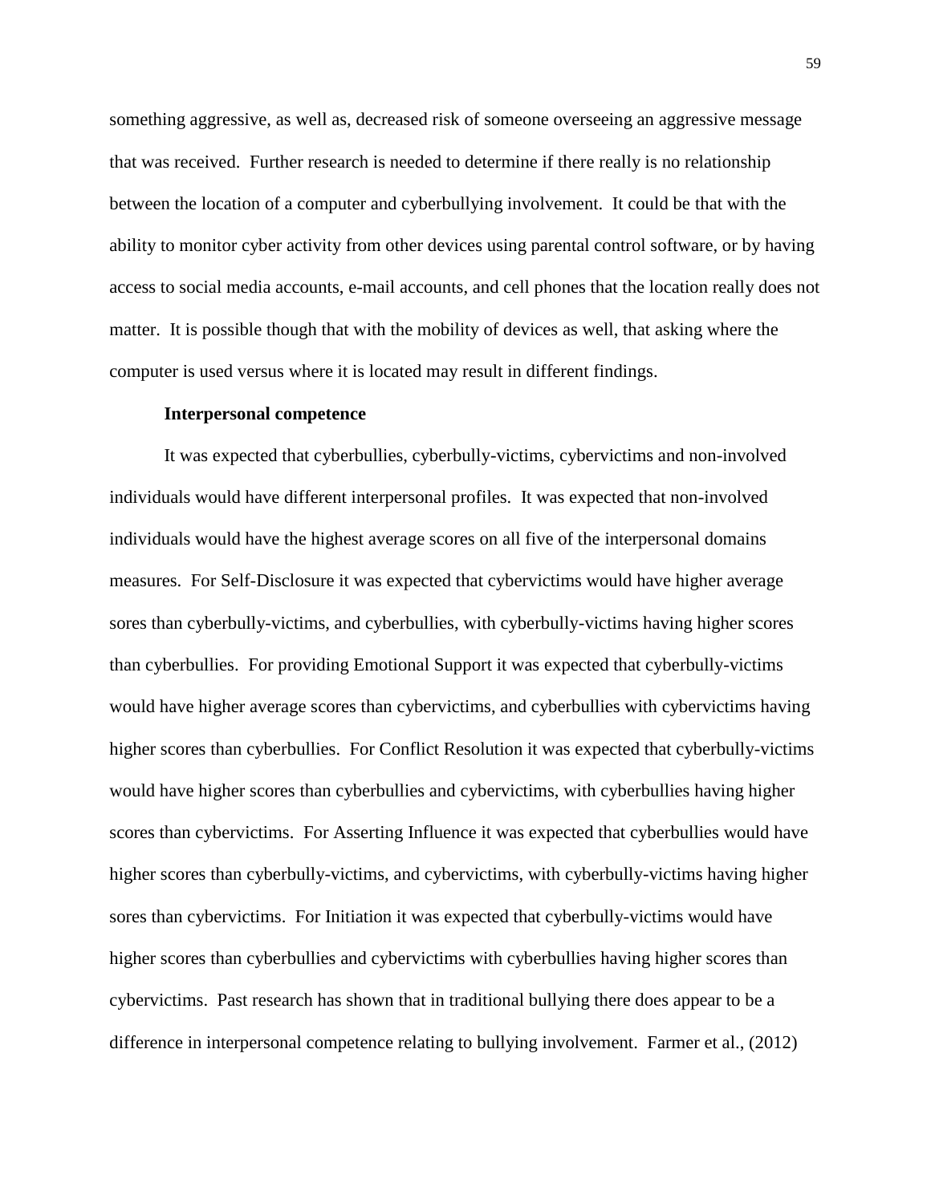something aggressive, as well as, decreased risk of someone overseeing an aggressive message that was received. Further research is needed to determine if there really is no relationship between the location of a computer and cyberbullying involvement. It could be that with the ability to monitor cyber activity from other devices using parental control software, or by having access to social media accounts, e-mail accounts, and cell phones that the location really does not matter. It is possible though that with the mobility of devices as well, that asking where the computer is used versus where it is located may result in different findings.

**Interpersonal competence**

It was expected that cyberbullies, cyberbully-victims, cybervictims and non-involved individuals would have different interpersonal profiles. It was expected that non-involved individuals would have the highest average scores on all five of the interpersonal domains measures. For Self-Disclosure it was expected that cybervictims would have higher average sores than cyberbully-victims, and cyberbullies, with cyberbully-victims having higher scores than cyberbullies. For providing Emotional Support it was expected that cyberbully-victims would have higher average scores than cybervictims, and cyberbullies with cybervictims having higher scores than cyberbullies. For Conflict Resolution it was expected that cyberbully-victims would have higher scores than cyberbullies and cybervictims, with cyberbullies having higher scores than cybervictims. For Asserting Influence it was expected that cyberbullies would have higher scores than cyberbully-victims, and cybervictims, with cyberbully-victims having higher sores than cybervictims. For Initiation it was expected that cyberbully-victims would have higher scores than cyberbullies and cybervictims with cyberbullies having higher scores than cybervictims. Past research has shown that in traditional bullying there does appear to be a difference in interpersonal competence relating to bullying involvement. Farmer et al., (2012)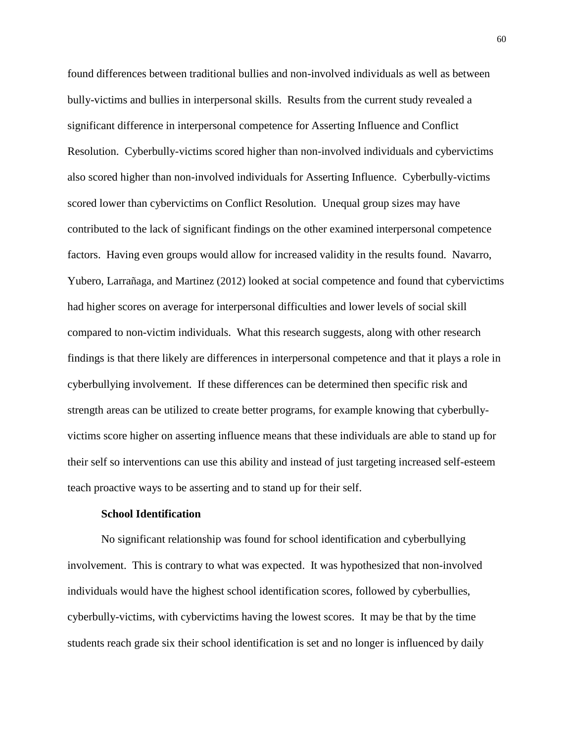found differences between traditional bullies and non-involved individuals as well as between bully-victims and bullies in interpersonal skills. Results from the current study revealed a significant difference in interpersonal competence for Asserting Influence and Conflict Resolution. Cyberbully-victims scored higher than non-involved individuals and cybervictims also scored higher than non-involved individuals for Asserting Influence. Cyberbully-victims scored lower than cybervictims on Conflict Resolution. Unequal group sizes may have contributed to the lack of significant findings on the other examined interpersonal competence factors. Having even groups would allow for increased validity in the results found. Navarro, Yubero, Larrañaga, and Martinez (2012) looked at social competence and found that cybervictims had higher scores on average for interpersonal difficulties and lower levels of social skill compared to non-victim individuals. What this research suggests, along with other research findings is that there likely are differences in interpersonal competence and that it plays a role in cyberbullying involvement. If these differences can be determined then specific risk and strength areas can be utilized to create better programs, for example knowing that cyberbully-victims score higher on asserting influence means that these individuals are able to stand up for their self so interventions can use this ability and instead of just targeting increased self-esteem teach proactive ways to be asserting and to stand up for their self.

**School Identification**

No significant relationship was found for school identification and cyberbullying involvement. This is contrary to what was expected. It was hypothesized that non-involved individuals would have the highest school identification scores, followed by cyberbullies, cyberbully-victims, with cybervictims having the lowest scores. It may be that by the time students reach grade six their school identification is set and no longer is influenced by daily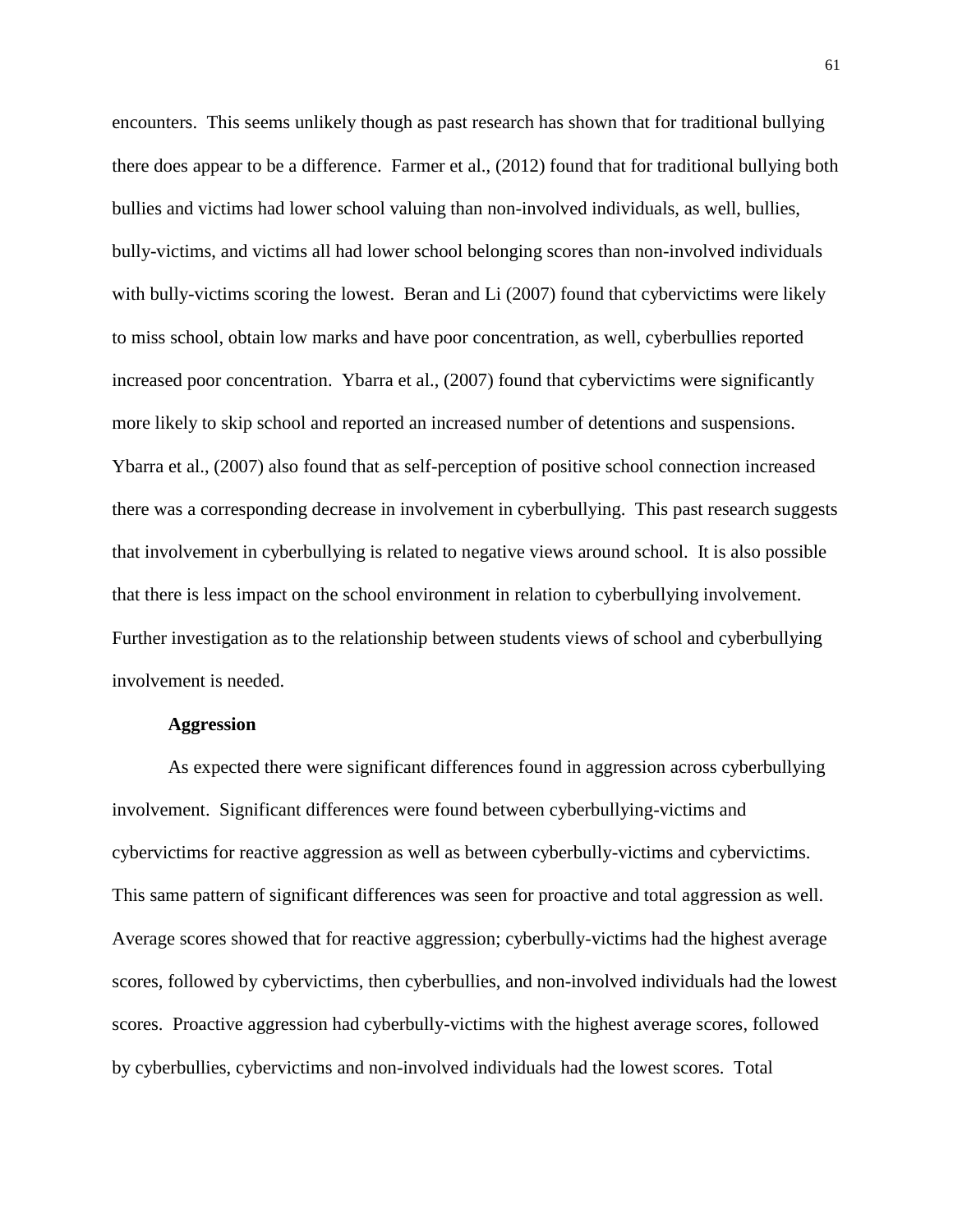encounters. This seems unlikely though as past research has shown that for traditional bullying there does appear to be a difference. Farmer et al., (2012) found that for traditional bullying both bullies and victims had lower school valuing than non-involved individuals, as well, bullies, bully-victims, and victims all had lower school belonging scores than non-involved individuals with bully-victims scoring the lowest. Beran and Li (2007) found that cybervictims were likely to miss school, obtain low marks and have poor concentration, as well, cyberbullies reported increased poor concentration. Ybarra et al., (2007) found that cybervictims were significantly more likely to skip school and reported an increased number of detentions and suspensions. Ybarra et al., (2007) also found that as self-perception of positive school connection increased there was a corresponding decrease in involvement in cyberbullying. This past research suggests that involvement in cyberbullying is related to negative views around school. It is also possible that there is less impact on the school environment in relation to cyberbullying involvement. Further investigation as to the relationship between students views of school and cyberbullying involvement is needed.

**Aggression**

As expected there were significant differences found in aggression across cyberbullying involvement. Significant differences were found between cyberbullying-victims and cybervictims for reactive aggression as well as between cyberbully-victims and cybervictims. This same pattern of significant differences was seen for proactive and total aggression as well. Average scores showed that for reactive aggression; cyberbully-victims had the highest average scores, followed by cybervictims, then cyberbullies, and non-involved individuals had the lowest scores. Proactive aggression had cyberbully-victims with the highest average scores, followed by cyberbullies, cybervictims and non-involved individuals had the lowest scores. Total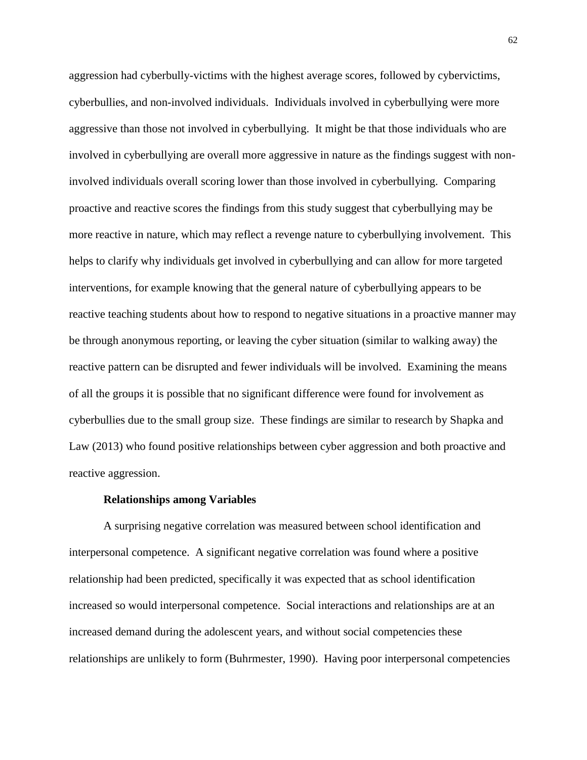aggression had cyberbully-victims with the highest average scores, followed by cybervictims, cyberbullies, and non-involved individuals. Individuals involved in cyberbullying were more aggressive than those not involved in cyberbullying. It might be that those individuals who are involved in cyberbullying are overall more aggressive in nature as the findings suggest with non-involved individuals overall scoring lower than those involved in cyberbullying. Comparing proactive and reactive scores the findings from this study suggest that cyberbullying may be more reactive in nature, which may reflect a revenge nature to cyberbullying involvement. This helps to clarify why individuals get involved in cyberbullying and can allow for more targeted interventions, for example knowing that the general nature of cyberbullying appears to be reactive teaching students about how to respond to negative situations in a proactive manner may be through anonymous reporting, or leaving the cyber situation (similar to walking away) the reactive pattern can be disrupted and fewer individuals will be involved. Examining the means of all the groups it is possible that no significant difference were found for involvement as cyberbullies due to the small group size. These findings are similar to research by Shapka and Law (2013) who found positive relationships between cyber aggression and both proactive and reactive aggression.

**Relationships among Variables**

A surprising negative correlation was measured between school identification and interpersonal competence. A significant negative correlation was found where a positive relationship had been predicted, specifically it was expected that as school identification increased so would interpersonal competence. Social interactions and relationships are at an increased demand during the adolescent years, and without social competencies these relationships are unlikely to form (Buhrmester, 1990). Having poor interpersonal competencies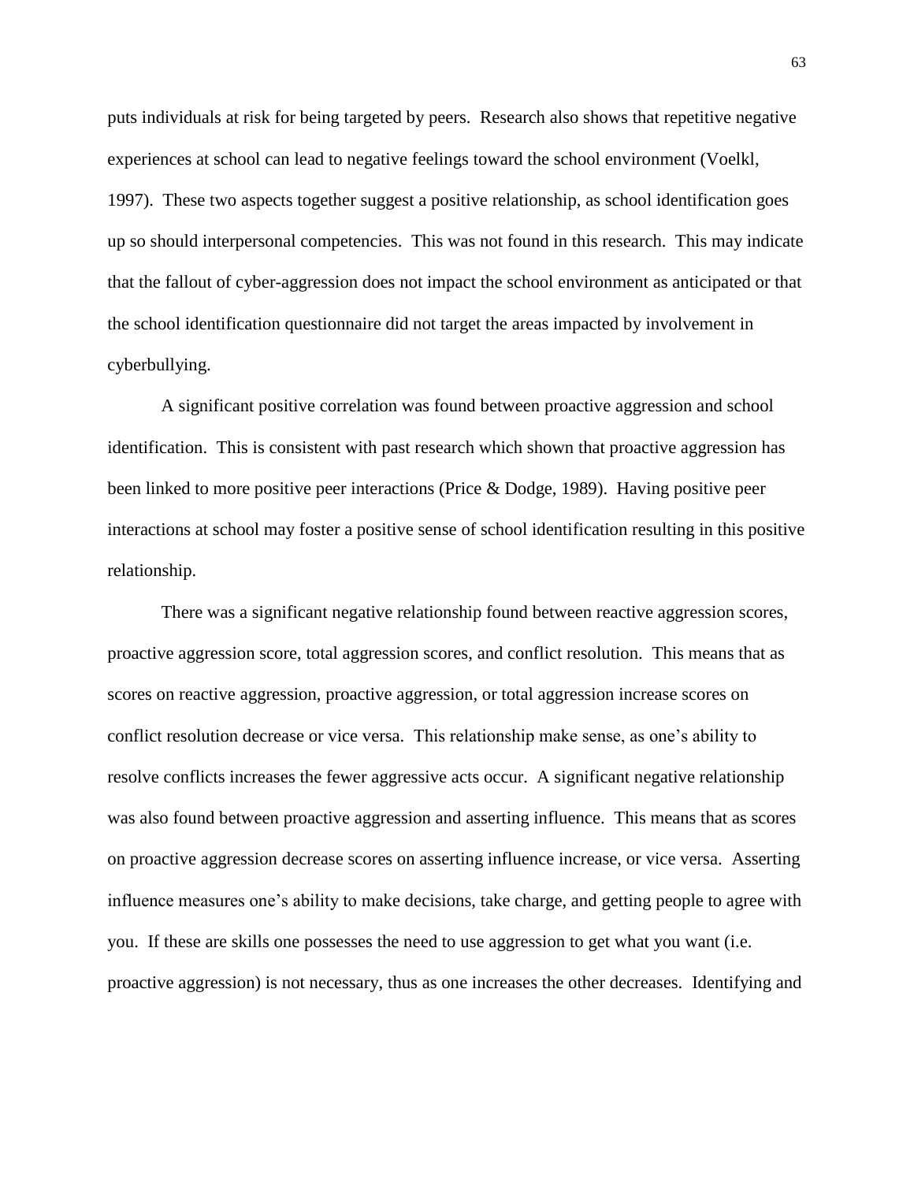puts individuals at risk for being targeted by peers. Research also shows that repetitive negative experiences at school can lead to negative feelings toward the school environment (Voelkl, 1997). These two aspects together suggest a positive relationship, as school identification goes up so should interpersonal competencies. This was not found in this research. This may indicate that the fallout of cyber-aggression does not impact the school environment as anticipated or that the school identification questionnaire did not target the areas impacted by involvement in cyberbullying.

A significant positive correlation was found between proactive aggression and school identification. This is consistent with past research which shown that proactive aggression has been linked to more positive peer interactions (Price & Dodge, 1989). Having positive peer interactions at school may foster a positive sense of school identification resulting in this positive relationship.

There was a significant negative relationship found between reactive aggression scores, proactive aggression score, total aggression scores, and conflict resolution. This means that as scores on reactive aggression, proactive aggression, or total aggression increase scores on conflict resolution decrease or vice versa. This relationship make sense, as one's ability to resolve conflicts increases the fewer aggressive acts occur. A significant negative relationship was also found between proactive aggression and asserting influence. This means that as scores on proactive aggression decrease scores on asserting influence increase, or vice versa. Asserting influence measures one's ability to make decisions, take charge, and getting people to agree with you. If these are skills one possesses the need to use aggression to get what you want (i.e. proactive aggression) is not necessary, thus as one increases the other decreases. Identifying and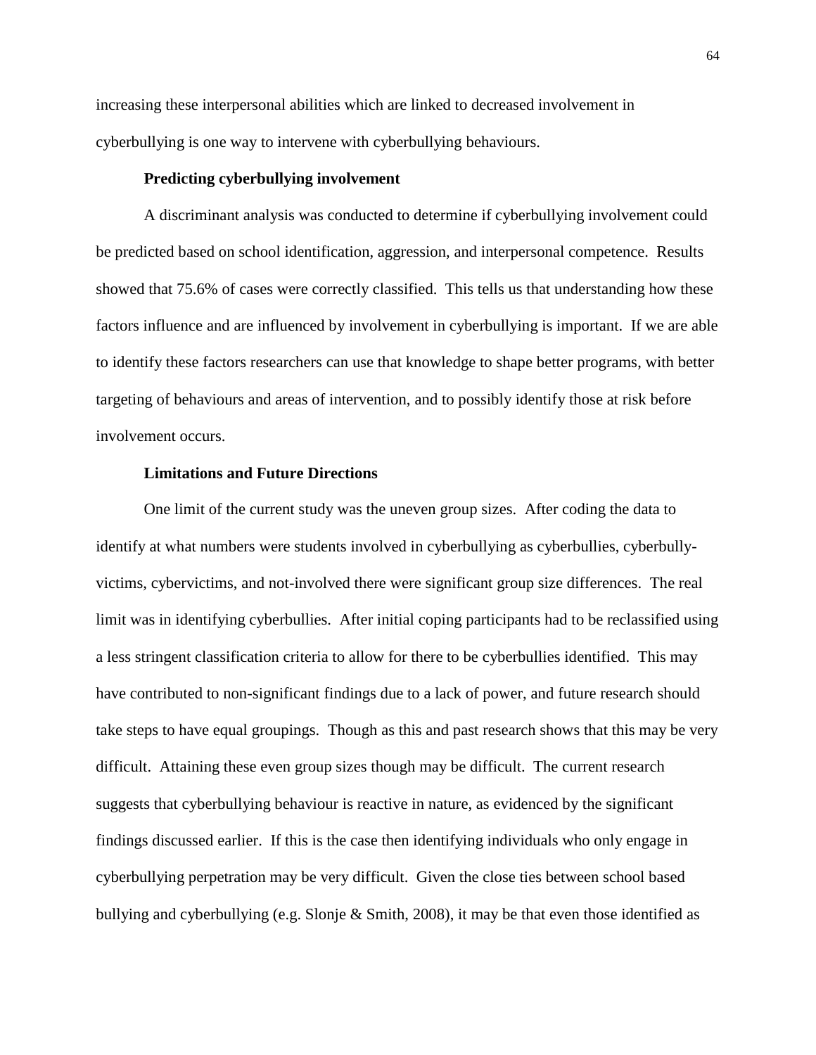increasing these interpersonal abilities which are linked to decreased involvement in cyberbullying is one way to intervene with cyberbullying behaviours.

**Predicting cyberbullying involvement**

A discriminant analysis was conducted to determine if cyberbullying involvement could be predicted based on school identification, aggression, and interpersonal competence. Results showed that 75.6% of cases were correctly classified. This tells us that understanding how these factors influence and are influenced by involvement in cyberbullying is important. If we are able to identify these factors researchers can use that knowledge to shape better programs, with better targeting of behaviours and areas of intervention, and to possibly identify those at risk before involvement occurs.

**Limitations and Future Directions**

One limit of the current study was the uneven group sizes. After coding the data to identify at what numbers were students involved in cyberbullying as cyberbullies, cyberbully-victims, cybervictims, and not-involved there were significant group size differences. The real limit was in identifying cyberbullies. After initial coping participants had to be reclassified using a less stringent classification criteria to allow for there to be cyberbullies identified. This may have contributed to non-significant findings due to a lack of power, and future research should take steps to have equal groupings. Though as this and past research shows that this may be very difficult. Attaining these even group sizes though may be difficult. The current research suggests that cyberbullying behaviour is reactive in nature, as evidenced by the significant findings discussed earlier. If this is the case then identifying individuals who only engage in cyberbullying perpetration may be very difficult. Given the close ties between school based bullying and cyberbullying (e.g. Slonje & Smith, 2008), it may be that even those identified as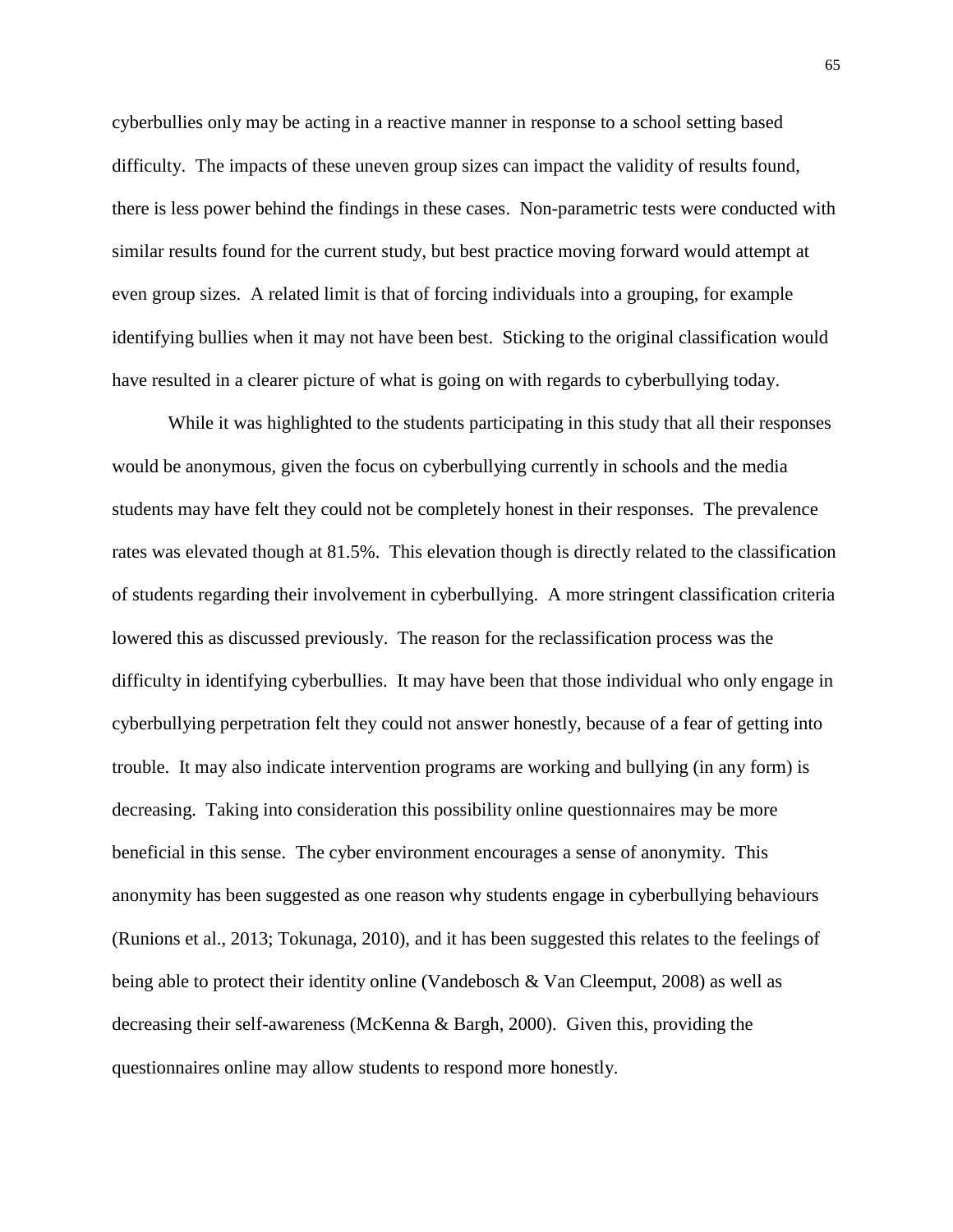cyberbullies only may be acting in a reactive manner in response to a school setting based difficulty. The impacts of these uneven group sizes can impact the validity of results found, there is less power behind the findings in these cases. Non-parametric tests were conducted with similar results found for the current study, but best practice moving forward would attempt at even group sizes. A related limit is that of forcing individuals into a grouping, for example identifying bullies when it may not have been best. Sticking to the original classification would have resulted in a clearer picture of what is going on with regards to cyberbullying today.

While it was highlighted to the students participating in this study that all their responses would be anonymous, given the focus on cyberbullying currently in schools and the media students may have felt they could not be completely honest in their responses. The prevalence rates was elevated though at 81.5%. This elevation though is directly related to the classification of students regarding their involvement in cyberbullying. A more stringent classification criteria lowered this as discussed previously. The reason for the reclassification process was the difficulty in identifying cyberbullies. It may have been that those individual who only engage in cyberbullying perpetration felt they could not answer honestly, because of a fear of getting into trouble. It may also indicate intervention programs are working and bullying (in any form) is decreasing. Taking into consideration this possibility online questionnaires may be more beneficial in this sense. The cyber environment encourages a sense of anonymity. This anonymity has been suggested as one reason why students engage in cyberbullying behaviours (Runions et al., 2013; Tokunaga, 2010), and it has been suggested this relates to the feelings of being able to protect their identity online (Vandebosch & Van Cleemput, 2008) as well as decreasing their self-awareness (McKenna & Bargh, 2000). Given this, providing the questionnaires online may allow students to respond more honestly.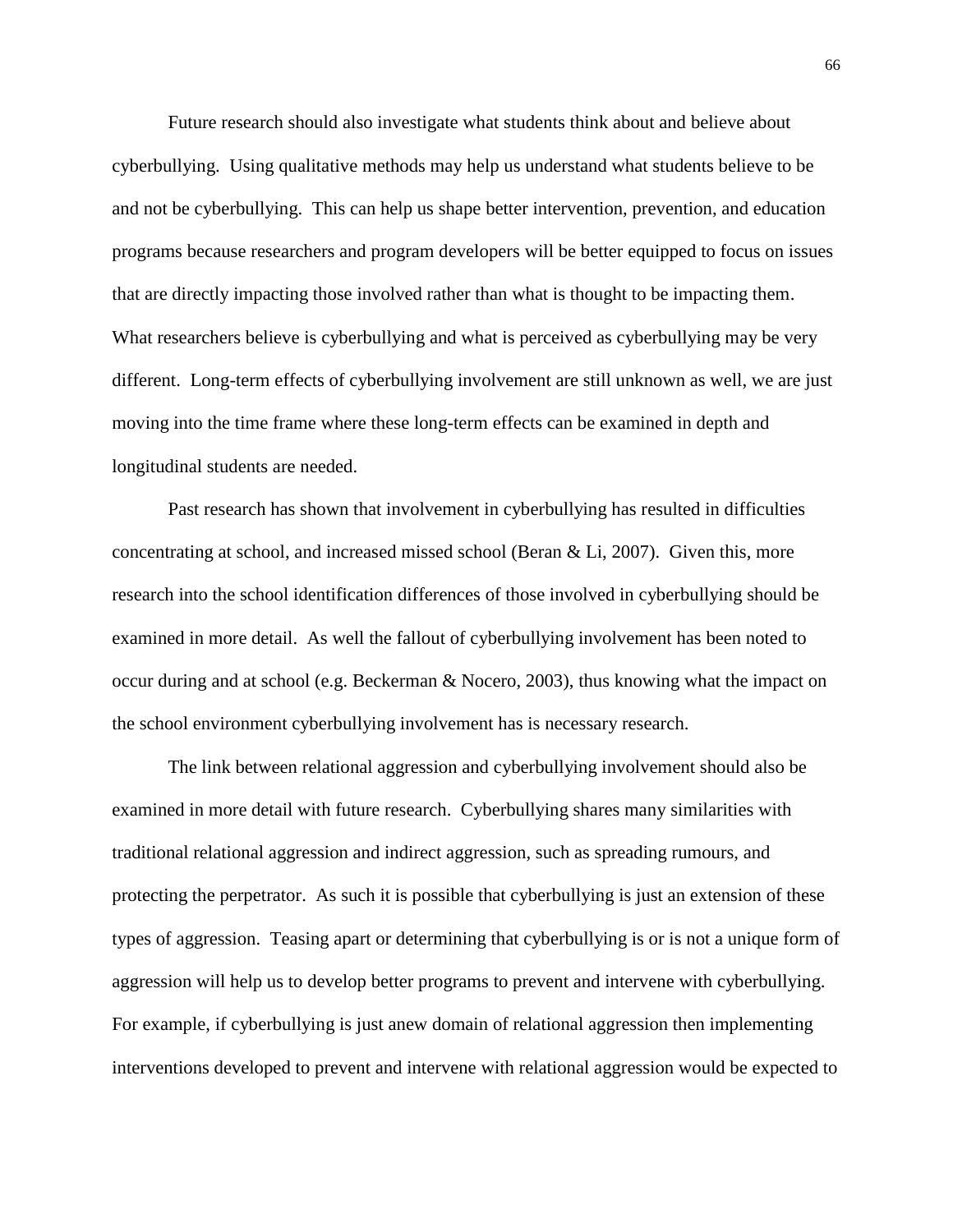Future research should also investigate what students think about and believe about cyberbullying. Using qualitative methods may help us understand what students believe to be and not be cyberbullying. This can help us shape better intervention, prevention, and education programs because researchers and program developers will be better equipped to focus on issues that are directly impacting those involved rather than what is thought to be impacting them. What researchers believe is cyberbullying and what is perceived as cyberbullying may be very different. Long-term effects of cyberbullying involvement are still unknown as well, we are just moving into the time frame where these long-term effects can be examined in depth and longitudinal students are needed.

Past research has shown that involvement in cyberbullying has resulted in difficulties concentrating at school, and increased missed school (Beran & Li, 2007). Given this, more research into the school identification differences of those involved in cyberbullying should be examined in more detail. As well the fallout of cyberbullying involvement has been noted to occur during and at school (e.g. Beckerman & Nocero, 2003), thus knowing what the impact on the school environment cyberbullying involvement has is necessary research.

The link between relational aggression and cyberbullying involvement should also be examined in more detail with future research. Cyberbullying shares many similarities with traditional relational aggression and indirect aggression, such as spreading rumours, and protecting the perpetrator. As such it is possible that cyberbullying is just an extension of these types of aggression. Teasing apart or determining that cyberbullying is or is not a unique form of aggression will help us to develop better programs to prevent and intervene with cyberbullying. For example, if cyberbullying is just anew domain of relational aggression then implementing interventions developed to prevent and intervene with relational aggression would be expected to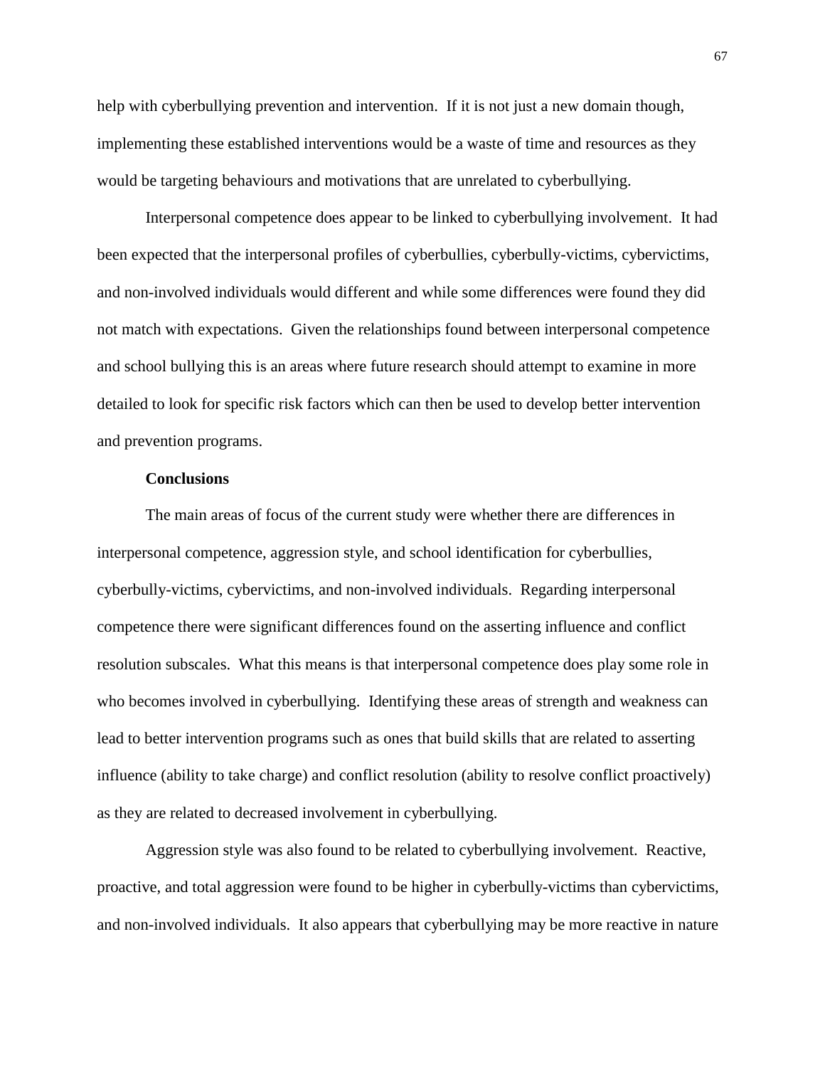help with cyberbullying prevention and intervention.  If it is not just a new domain though, implementing these established interventions would be a waste of time and resources as they would be targeting behaviours and motivations that are unrelated to cyberbullying.

Interpersonal competence does appear to be linked to cyberbullying involvement.  It had been expected that the interpersonal profiles of cyberbullies, cyberbully-victims, cybervictims, and non-involved individuals would different and while some differences were found they did not match with expectations.  Given the relationships found between interpersonal competence and school bullying this is an areas where future research should attempt to examine in more detailed to look for specific risk factors which can then be used to develop better intervention and prevention programs.

### Conclusions

The main areas of focus of the current study were whether there are differences in interpersonal competence, aggression style, and school identification for cyberbullies, cyberbully-victims, cybervictims, and non-involved individuals.  Regarding interpersonal competence there were significant differences found on the asserting influence and conflict resolution subscales.  What this means is that interpersonal competence does play some role in who becomes involved in cyberbullying.  Identifying these areas of strength and weakness can lead to better intervention programs such as ones that build skills that are related to asserting influence (ability to take charge) and conflict resolution (ability to resolve conflict proactively) as they are related to decreased involvement in cyberbullying.

Aggression style was also found to be related to cyberbullying involvement.  Reactive, proactive, and total aggression were found to be higher in cyberbully-victims than cybervictims, and non-involved individuals.  It also appears that cyberbullying may be more reactive in nature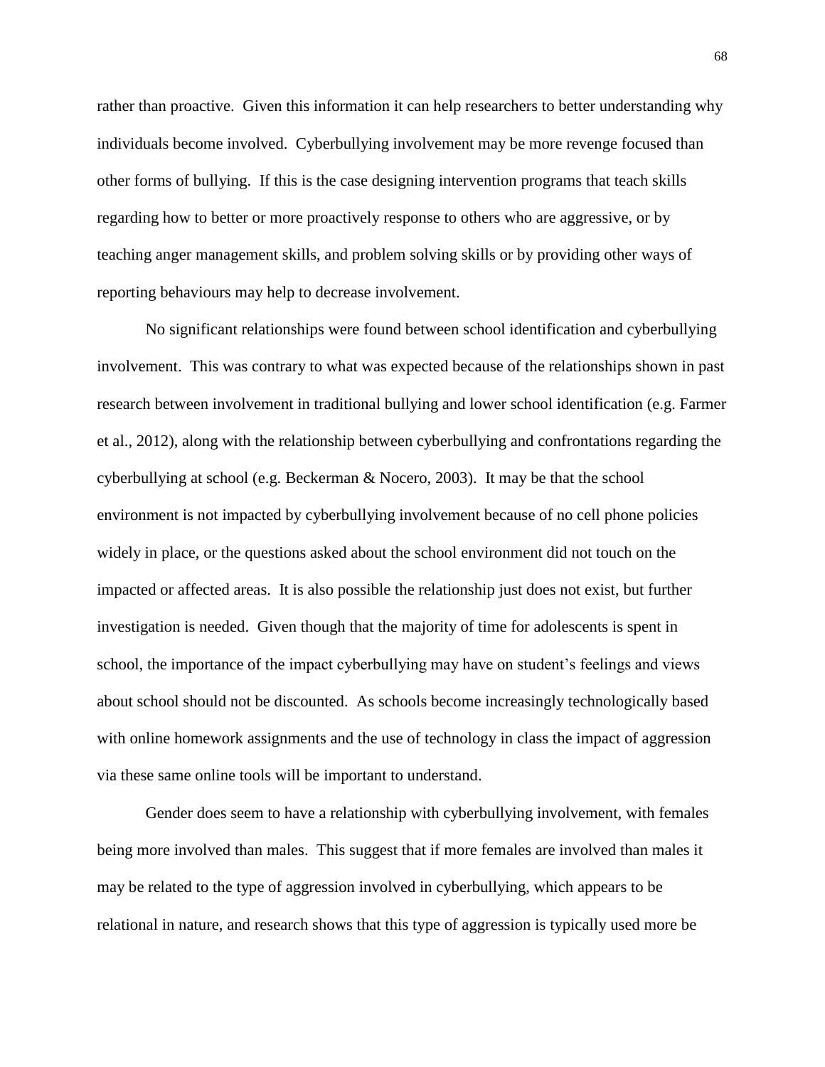rather than proactive. Given this information it can help researchers to better understanding why individuals become involved. Cyberbullying involvement may be more revenge focused than other forms of bullying. If this is the case designing intervention programs that teach skills regarding how to better or more proactively response to others who are aggressive, or by teaching anger management skills, and problem solving skills or by providing other ways of reporting behaviours may help to decrease involvement.

No significant relationships were found between school identification and cyberbullying involvement. This was contrary to what was expected because of the relationships shown in past research between involvement in traditional bullying and lower school identification (e.g. Farmer et al., 2012), along with the relationship between cyberbullying and confrontations regarding the cyberbullying at school (e.g. Beckerman & Nocero, 2003). It may be that the school environment is not impacted by cyberbullying involvement because of no cell phone policies widely in place, or the questions asked about the school environment did not touch on the impacted or affected areas. It is also possible the relationship just does not exist, but further investigation is needed. Given though that the majority of time for adolescents is spent in school, the importance of the impact cyberbullying may have on student's feelings and views about school should not be discounted. As schools become increasingly technologically based with online homework assignments and the use of technology in class the impact of aggression via these same online tools will be important to understand.

Gender does seem to have a relationship with cyberbullying involvement, with females being more involved than males. This suggest that if more females are involved than males it may be related to the type of aggression involved in cyberbullying, which appears to be relational in nature, and research shows that this type of aggression is typically used more be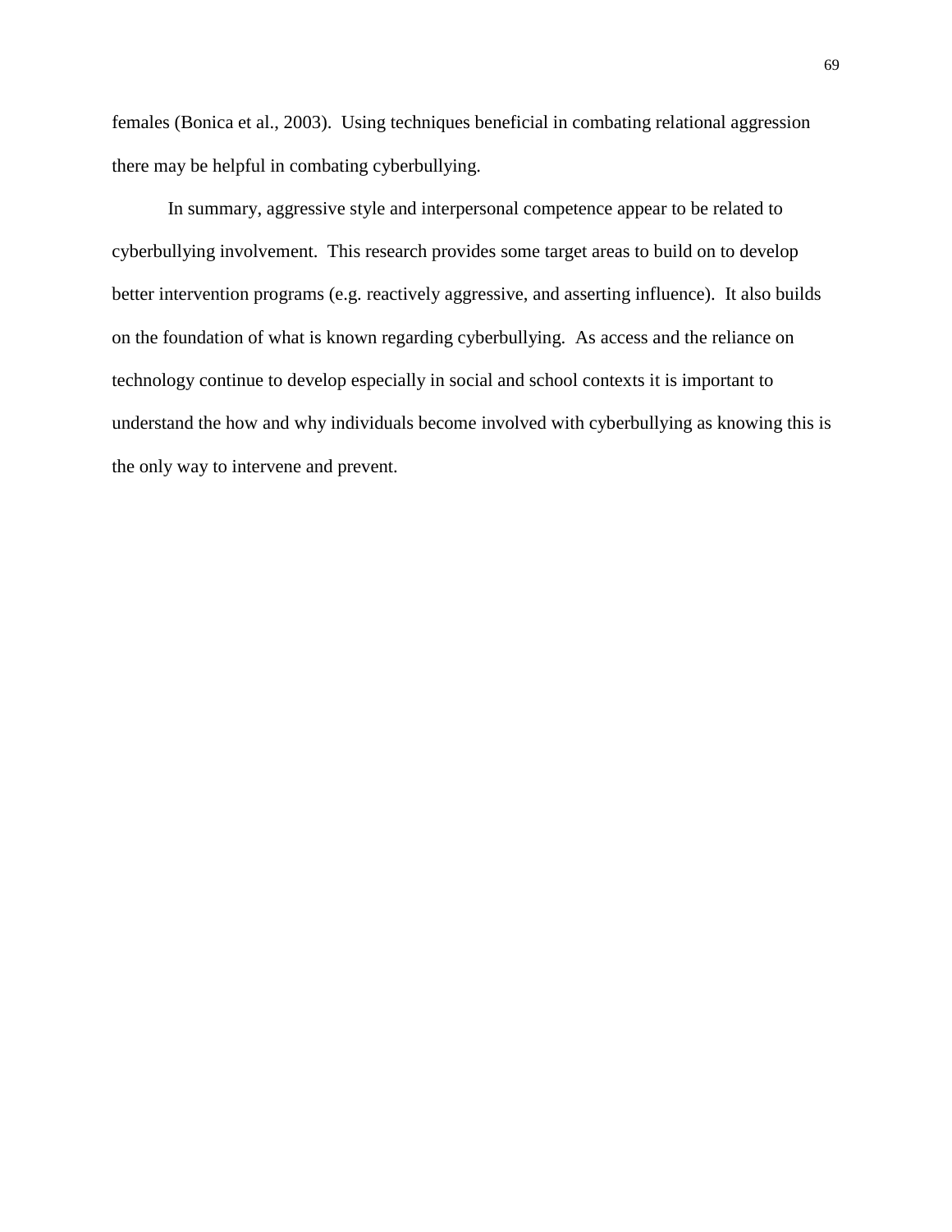females (Bonica et al., 2003). Using techniques beneficial in combating relational aggression there may be helpful in combating cyberbullying.

In summary, aggressive style and interpersonal competence appear to be related to cyberbullying involvement. This research provides some target areas to build on to develop better intervention programs (e.g. reactively aggressive, and asserting influence). It also builds on the foundation of what is known regarding cyberbullying. As access and the reliance on technology continue to develop especially in social and school contexts it is important to understand the how and why individuals become involved with cyberbullying as knowing this is the only way to intervene and prevent.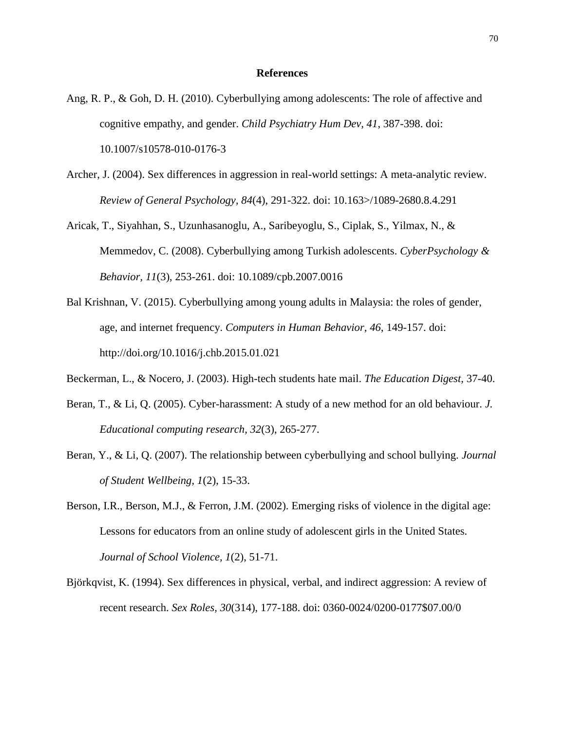# References

Ang, R. P., & Goh, D. H. (2010). Cyberbullying among adolescents: The role of affective and cognitive empathy, and gender. *Child Psychiatry Hum Dev, 41*, 387-398. doi: 10.1007/s10578-010-0176-3

Archer, J. (2004). Sex differences in aggression in real-world settings: A meta-analytic review. *Review of General Psychology, 84*(4), 291-322. doi: 10.163>/1089-2680.8.4.291

Aricak, T., Siyahhan, S., Uzunhasanoglu, A., Saribeyoglu, S., Ciplak, S., Yilmax, N., & Memmedov, C. (2008). Cyberbullying among Turkish adolescents. *CyberPsychology & Behavior, 11*(3), 253-261. doi: 10.1089/cpb.2007.0016

Bal Krishnan, V. (2015). Cyberbullying among young adults in Malaysia: the roles of gender, age, and internet frequency. *Computers in Human Behavior, 46*, 149-157. doi: http://doi.org/10.1016/j.chb.2015.01.021

Beckerman, L., & Nocero, J. (2003). High-tech students hate mail. *The Education Digest*, 37-40.

Beran, T., & Li, Q. (2005). Cyber-harassment: A study of a new method for an old behaviour. *J. Educational computing research, 32*(3), 265-277.

Beran, Y., & Li, Q. (2007). The relationship between cyberbullying and school bullying. *Journal of Student Wellbeing, 1*(2), 15-33.

Berson, I.R., Berson, M.J., & Ferron, J.M. (2002). Emerging risks of violence in the digital age: Lessons for educators from an online study of adolescent girls in the United States. *Journal of School Violence, 1*(2), 51-71.

Björkqvist, K. (1994). Sex differences in physical, verbal, and indirect aggression: A review of recent research. *Sex Roles, 30*(314), 177-188. doi: 0360-0024/0200-0177$07.00/0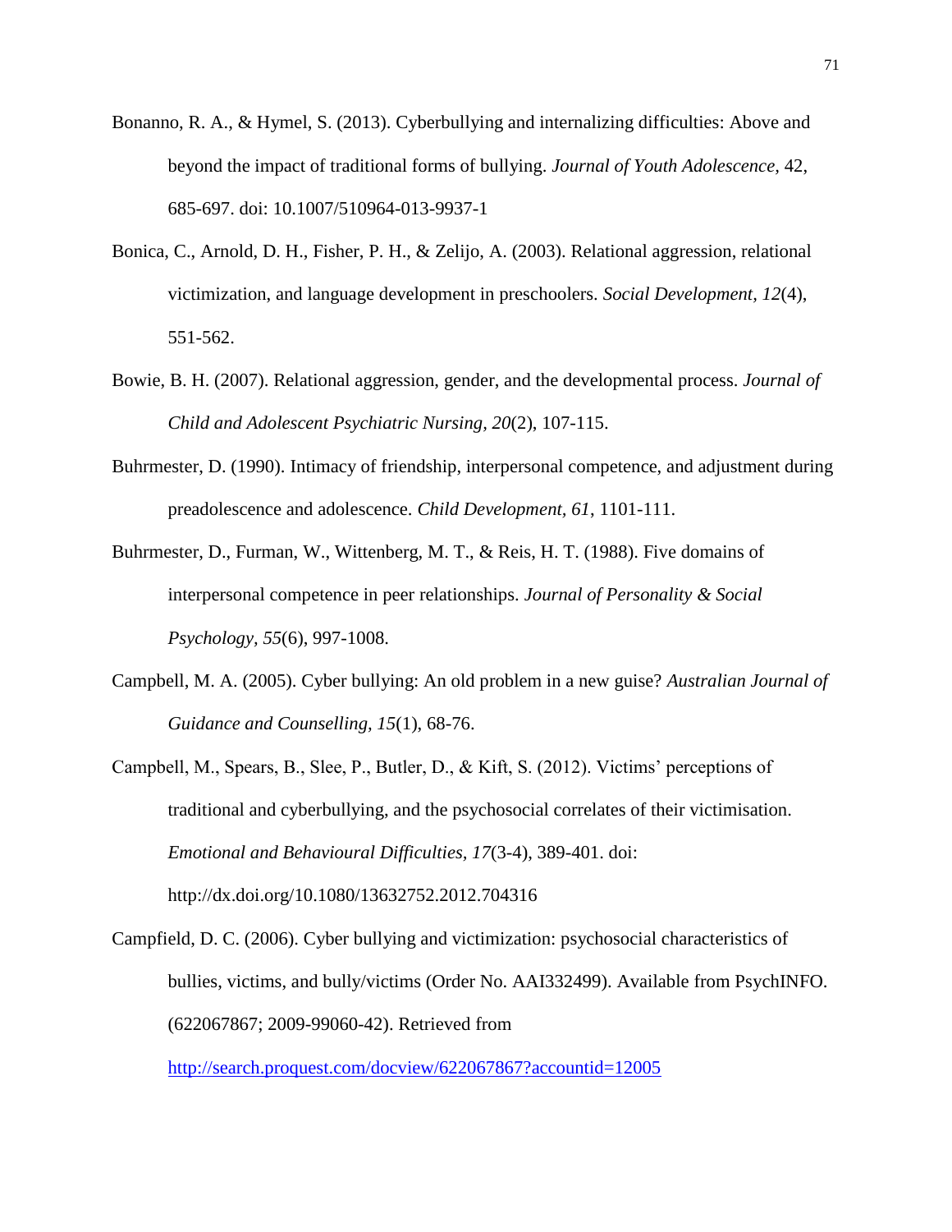Bonanno, R. A., & Hymel, S. (2013). Cyberbullying and internalizing difficulties: Above and beyond the impact of traditional forms of bullying. *Journal of Youth Adolescence,* 42, 685-697. doi: 10.1007/510964-013-9937-1

Bonica, C., Arnold, D. H., Fisher, P. H., & Zelijo, A. (2003). Relational aggression, relational victimization, and language development in preschoolers. *Social Development, 12*(4), 551-562.

Bowie, B. H. (2007). Relational aggression, gender, and the developmental process. *Journal of Child and Adolescent Psychiatric Nursing, 20*(2), 107-115.

Buhrmester, D. (1990). Intimacy of friendship, interpersonal competence, and adjustment during preadolescence and adolescence. *Child Development, 61*, 1101-111.

Buhrmester, D., Furman, W., Wittenberg, M. T., & Reis, H. T. (1988). Five domains of interpersonal competence in peer relationships. *Journal of Personality & Social Psychology, 55*(6), 997-1008.

Campbell, M. A. (2005). Cyber bullying: An old problem in a new guise? *Australian Journal of Guidance and Counselling, 15*(1), 68-76.

Campbell, M., Spears, B., Slee, P., Butler, D., & Kift, S. (2012). Victims' perceptions of traditional and cyberbullying, and the psychosocial correlates of their victimisation. *Emotional and Behavioural Difficulties, 17*(3-4), 389-401. doi: http://dx.doi.org/10.1080/13632752.2012.704316

Campfield, D. C. (2006). Cyber bullying and victimization: psychosocial characteristics of bullies, victims, and bully/victims (Order No. AAI332499). Available from PsychINFO. (622067867; 2009-99060-42). Retrieved from http://search.proquest.com/docview/622067867?accountid=12005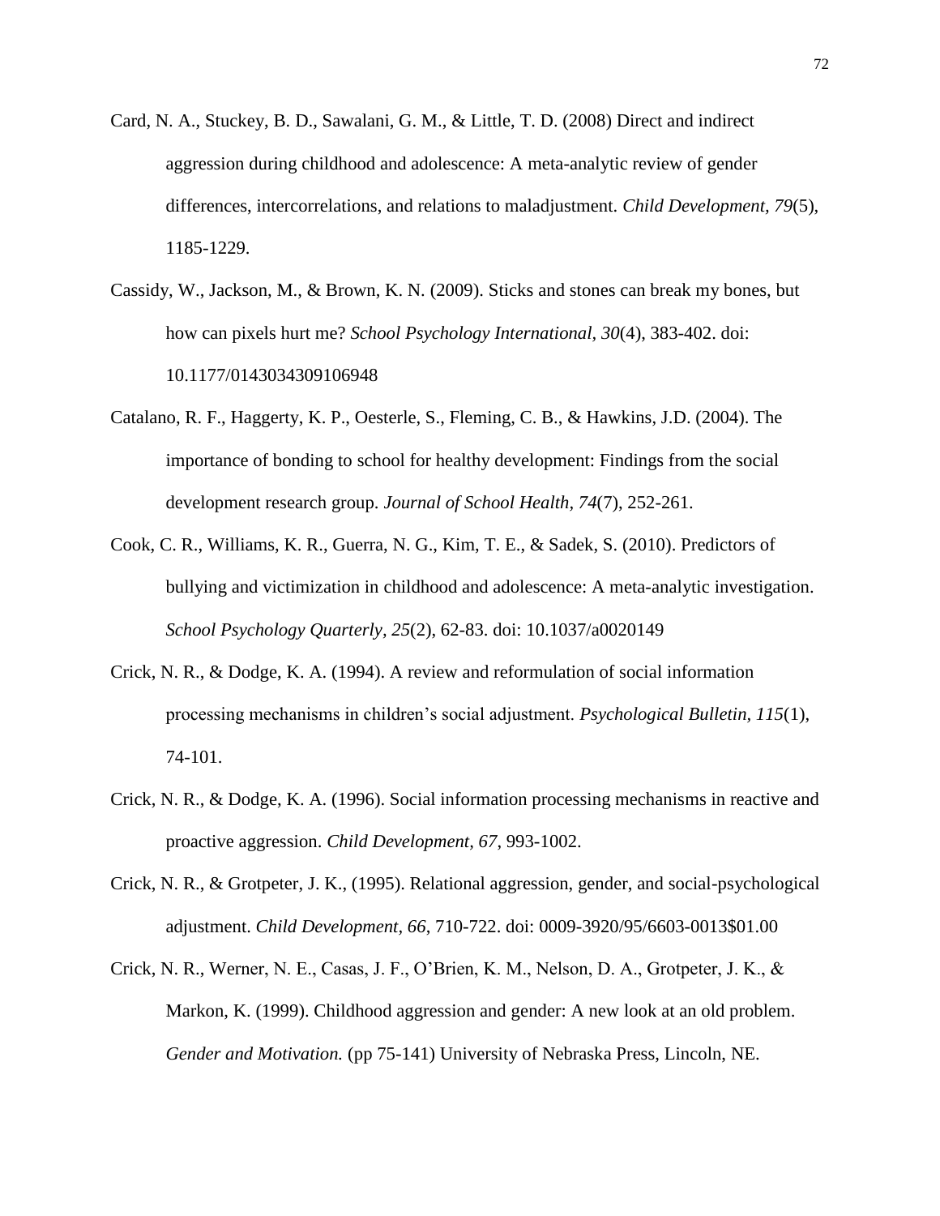Card, N. A., Stuckey, B. D., Sawalani, G. M., & Little, T. D. (2008) Direct and indirect aggression during childhood and adolescence: A meta-analytic review of gender differences, intercorrelations, and relations to maladjustment. *Child Development, 79*(5), 1185-1229.

Cassidy, W., Jackson, M., & Brown, K. N. (2009). Sticks and stones can break my bones, but how can pixels hurt me? *School Psychology International, 30*(4), 383-402. doi: 10.1177/0143034309106948

Catalano, R. F., Haggerty, K. P., Oesterle, S., Fleming, C. B., & Hawkins, J.D. (2004). The importance of bonding to school for healthy development: Findings from the social development research group. *Journal of School Health, 74*(7), 252-261.

Cook, C. R., Williams, K. R., Guerra, N. G., Kim, T. E., & Sadek, S. (2010). Predictors of bullying and victimization in childhood and adolescence: A meta-analytic investigation. *School Psychology Quarterly, 25*(2), 62-83. doi: 10.1037/a0020149

Crick, N. R., & Dodge, K. A. (1994). A review and reformulation of social information processing mechanisms in children's social adjustment. *Psychological Bulletin, 115*(1), 74-101.

Crick, N. R., & Dodge, K. A. (1996). Social information processing mechanisms in reactive and proactive aggression. *Child Development, 67*, 993-1002.

Crick, N. R., & Grotpeter, J. K., (1995). Relational aggression, gender, and social-psychological adjustment. *Child Development, 66*, 710-722. doi: 0009-3920/95/6603-0013$01.00

Crick, N. R., Werner, N. E., Casas, J. F., O'Brien, K. M., Nelson, D. A., Grotpeter, J. K., & Markon, K. (1999). Childhood aggression and gender: A new look at an old problem. *Gender and Motivation.* (pp 75-141) University of Nebraska Press, Lincoln, NE.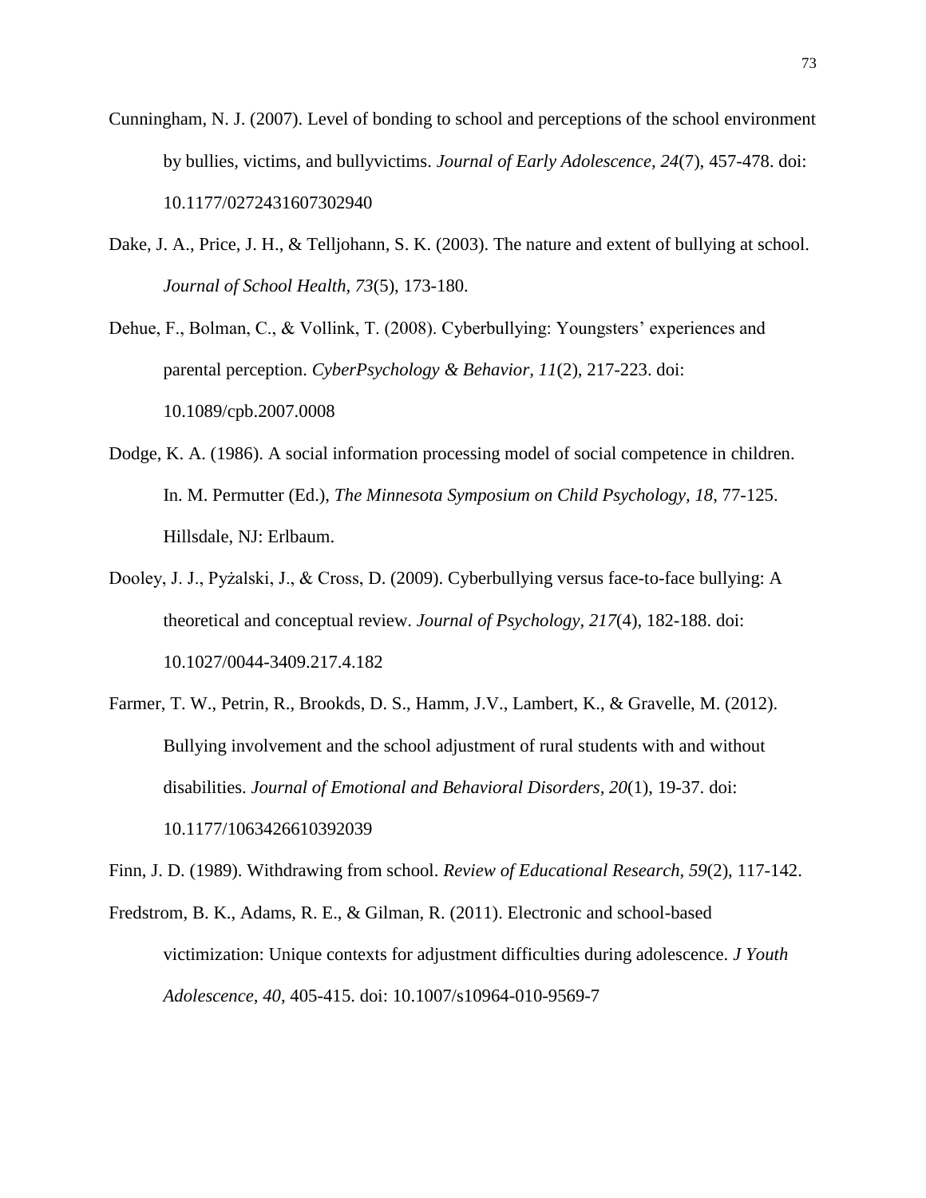Cunningham, N. J. (2007). Level of bonding to school and perceptions of the school environment by bullies, victims, and bullyvictims. *Journal of Early Adolescence, 24*(7), 457-478. doi: 10.1177/0272431607302940

Dake, J. A., Price, J. H., & Telljohann, S. K. (2003). The nature and extent of bullying at school. *Journal of School Health, 73*(5), 173-180.

Dehue, F., Bolman, C., & Vollink, T. (2008). Cyberbullying: Youngsters' experiences and parental perception. *CyberPsychology & Behavior, 11*(2), 217-223. doi: 10.1089/cpb.2007.0008

Dodge, K. A. (1986). A social information processing model of social competence in children. In. M. Permutter (Ed.), *The Minnesota Symposium on Child Psychology, 18*, 77-125. Hillsdale, NJ: Erlbaum.

Dooley, J. J., Pyżalski, J., & Cross, D. (2009). Cyberbullying versus face-to-face bullying: A theoretical and conceptual review. *Journal of Psychology, 217*(4), 182-188. doi: 10.1027/0044-3409.217.4.182

Farmer, T. W., Petrin, R., Brookds, D. S., Hamm, J.V., Lambert, K., & Gravelle, M. (2012). Bullying involvement and the school adjustment of rural students with and without disabilities. *Journal of Emotional and Behavioral Disorders, 20*(1), 19-37. doi: 10.1177/1063426610392039

Finn, J. D. (1989). Withdrawing from school. *Review of Educational Research, 59*(2), 117-142.

Fredstrom, B. K., Adams, R. E., & Gilman, R. (2011). Electronic and school-based victimization: Unique contexts for adjustment difficulties during adolescence. *J Youth Adolescence, 40*, 405-415. doi: 10.1007/s10964-010-9569-7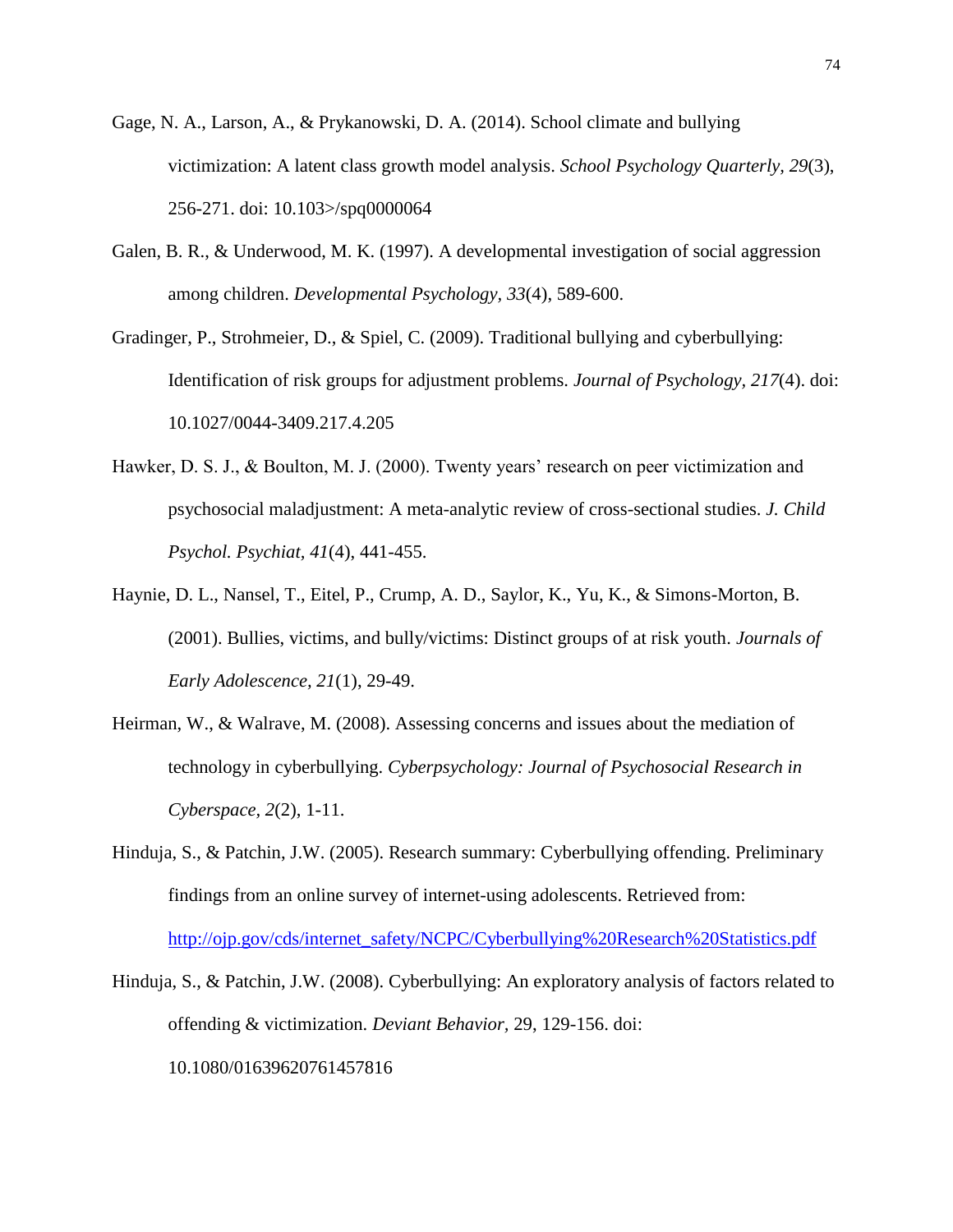Gage, N. A., Larson, A., & Prykanowski, D. A. (2014). School climate and bullying victimization: A latent class growth model analysis. *School Psychology Quarterly, 29*(3), 256-271. doi: 10.103>/spq0000064

Galen, B. R., & Underwood, M. K. (1997). A developmental investigation of social aggression among children. *Developmental Psychology, 33*(4), 589-600.

Gradinger, P., Strohmeier, D., & Spiel, C. (2009). Traditional bullying and cyberbullying: Identification of risk groups for adjustment problems. *Journal of Psychology, 217*(4). doi: 10.1027/0044-3409.217.4.205

Hawker, D. S. J., & Boulton, M. J. (2000). Twenty years' research on peer victimization and psychosocial maladjustment: A meta-analytic review of cross-sectional studies. *J. Child Psychol. Psychiat, 41*(4), 441-455.

Haynie, D. L., Nansel, T., Eitel, P., Crump, A. D., Saylor, K., Yu, K., & Simons-Morton, B. (2001). Bullies, victims, and bully/victims: Distinct groups of at risk youth. *Journals of Early Adolescence, 21*(1), 29-49.

Heirman, W., & Walrave, M. (2008). Assessing concerns and issues about the mediation of technology in cyberbullying. *Cyberpsychology: Journal of Psychosocial Research in Cyberspace, 2*(2), 1-11.

Hinduja, S., & Patchin, J.W. (2005). Research summary: Cyberbullying offending. Preliminary findings from an online survey of internet-using adolescents. Retrieved from: http://ojp.gov/cds/internet_safety/NCPC/Cyberbullying%20Research%20Statistics.pdf

Hinduja, S., & Patchin, J.W. (2008). Cyberbullying: An exploratory analysis of factors related to offending & victimization. *Deviant Behavior,* 29, 129-156. doi: 10.1080/01639620761457816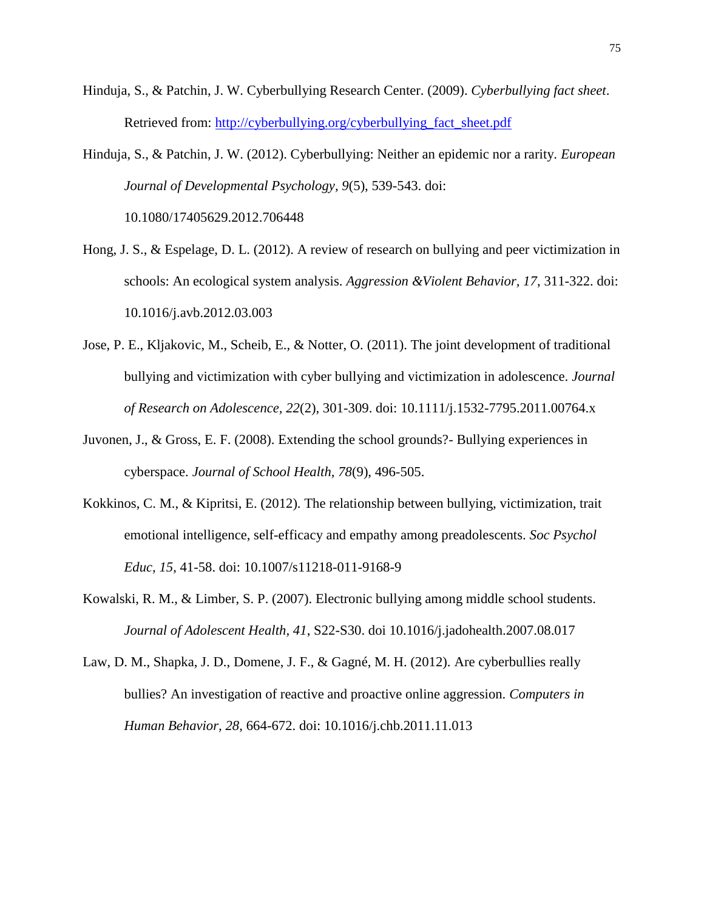Hinduja, S., & Patchin, J. W. Cyberbullying Research Center. (2009). *Cyberbullying fact sheet*. Retrieved from: http://cyberbullying.org/cyberbullying_fact_sheet.pdf

Hinduja, S., & Patchin, J. W. (2012). Cyberbullying: Neither an epidemic nor a rarity. *European Journal of Developmental Psychology, 9*(5), 539-543. doi: 10.1080/17405629.2012.706448

Hong, J. S., & Espelage, D. L. (2012). A review of research on bullying and peer victimization in schools: An ecological system analysis. *Aggression &Violent Behavior, 17*, 311-322. doi: 10.1016/j.avb.2012.03.003

Jose, P. E., Kljakovic, M., Scheib, E., & Notter, O. (2011). The joint development of traditional bullying and victimization with cyber bullying and victimization in adolescence. *Journal of Research on Adolescence, 22*(2), 301-309. doi: 10.1111/j.1532-7795.2011.00764.x

Juvonen, J., & Gross, E. F. (2008). Extending the school grounds?- Bullying experiences in cyberspace. *Journal of School Health, 78*(9), 496-505.

Kokkinos, C. M., & Kipritsi, E. (2012). The relationship between bullying, victimization, trait emotional intelligence, self-efficacy and empathy among preadolescents. *Soc Psychol Educ, 15*, 41-58. doi: 10.1007/s11218-011-9168-9

Kowalski, R. M., & Limber, S. P. (2007). Electronic bullying among middle school students. *Journal of Adolescent Health, 41*, S22-S30. doi 10.1016/j.jadohealth.2007.08.017

Law, D. M., Shapka, J. D., Domene, J. F., & Gagné, M. H. (2012). Are cyberbullies really bullies? An investigation of reactive and proactive online aggression. *Computers in Human Behavior, 28*, 664-672. doi: 10.1016/j.chb.2011.11.013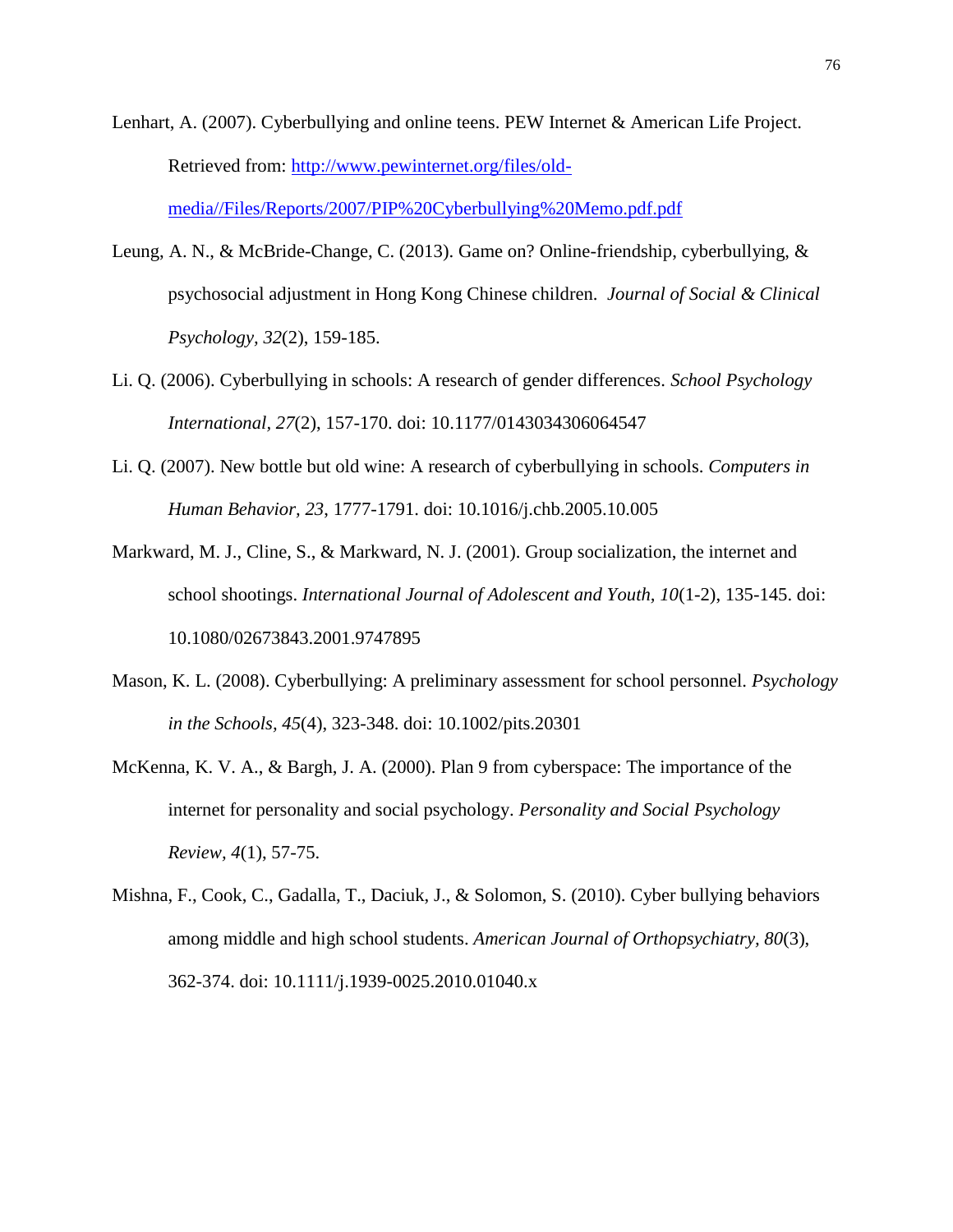Lenhart, A. (2007). Cyberbullying and online teens. PEW Internet & American Life Project. Retrieved from: http://www.pewinternet.org/files/old-media//Files/Reports/2007/PIP%20Cyberbullying%20Memo.pdf.pdf

Leung, A. N., & McBride-Change, C. (2013). Game on? Online-friendship, cyberbullying, & psychosocial adjustment in Hong Kong Chinese children. *Journal of Social & Clinical Psychology, 32*(2), 159-185.

Li. Q. (2006). Cyberbullying in schools: A research of gender differences. *School Psychology International*, *27*(2), 157-170. doi: 10.1177/0143034306064547

Li. Q. (2007). New bottle but old wine: A research of cyberbullying in schools. *Computers in Human Behavior, 23*, 1777-1791. doi: 10.1016/j.chb.2005.10.005

Markward, M. J., Cline, S., & Markward, N. J. (2001). Group socialization, the internet and school shootings. *International Journal of Adolescent and Youth, 10*(1-2), 135-145. doi: 10.1080/02673843.2001.9747895

Mason, K. L. (2008). Cyberbullying: A preliminary assessment for school personnel. *Psychology in the Schools*, *45*(4), 323-348. doi: 10.1002/pits.20301

McKenna, K. V. A., & Bargh, J. A. (2000). Plan 9 from cyberspace: The importance of the internet for personality and social psychology. *Personality and Social Psychology Review*, *4*(1), 57-75.

Mishna, F., Cook, C., Gadalla, T., Daciuk, J., & Solomon, S. (2010). Cyber bullying behaviors among middle and high school students. *American Journal of Orthopsychiatry*, *80*(3), 362-374. doi: 10.1111/j.1939-0025.2010.01040.x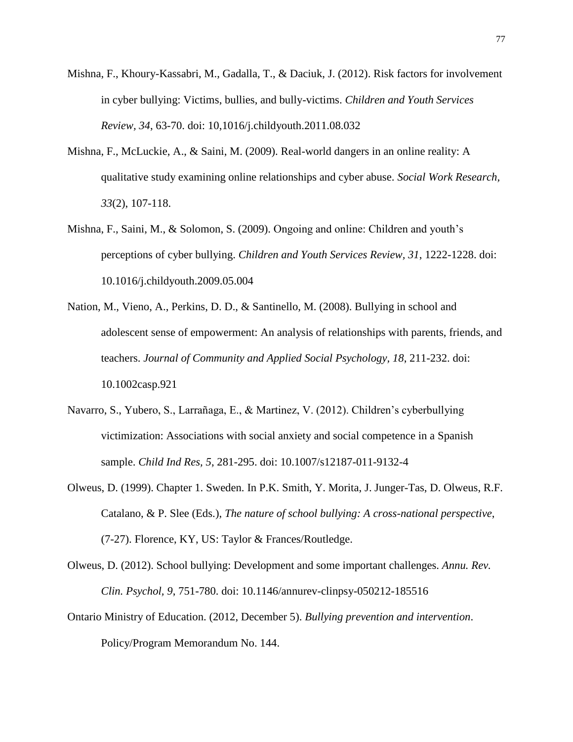Mishna, F., Khoury-Kassabri, M., Gadalla, T., & Daciuk, J. (2012). Risk factors for involvement in cyber bullying: Victims, bullies, and bully-victims. *Children and Youth Services Review, 34*, 63-70. doi: 10,1016/j.childyouth.2011.08.032

Mishna, F., McLuckie, A., & Saini, M. (2009). Real-world dangers in an online reality: A qualitative study examining online relationships and cyber abuse. *Social Work Research*, *33*(2), 107-118.

Mishna, F., Saini, M., & Solomon, S. (2009). Ongoing and online: Children and youth's perceptions of cyber bullying. *Children and Youth Services Review, 31*, 1222-1228. doi: 10.1016/j.childyouth.2009.05.004

Nation, M., Vieno, A., Perkins, D. D., & Santinello, M. (2008). Bullying in school and adolescent sense of empowerment: An analysis of relationships with parents, friends, and teachers. *Journal of Community and Applied Social Psychology, 18*, 211-232. doi: 10.1002casp.921

Navarro, S., Yubero, S., Larrañaga, E., & Martinez, V. (2012). Children's cyberbullying victimization: Associations with social anxiety and social competence in a Spanish sample. *Child Ind Res, 5*, 281-295. doi: 10.1007/s12187-011-9132-4

Olweus, D. (1999). Chapter 1. Sweden. In P.K. Smith, Y. Morita, J. Junger-Tas, D. Olweus, R.F. Catalano, & P. Slee (Eds.), *The nature of school bullying: A cross-national perspective*, (7-27). Florence, KY, US: Taylor & Frances/Routledge.

Olweus, D. (2012). School bullying: Development and some important challenges. *Annu. Rev. Clin. Psychol, 9*, 751-780. doi: 10.1146/annurev-clinpsy-050212-185516

Ontario Ministry of Education. (2012, December 5). *Bullying prevention and intervention*. Policy/Program Memorandum No. 144.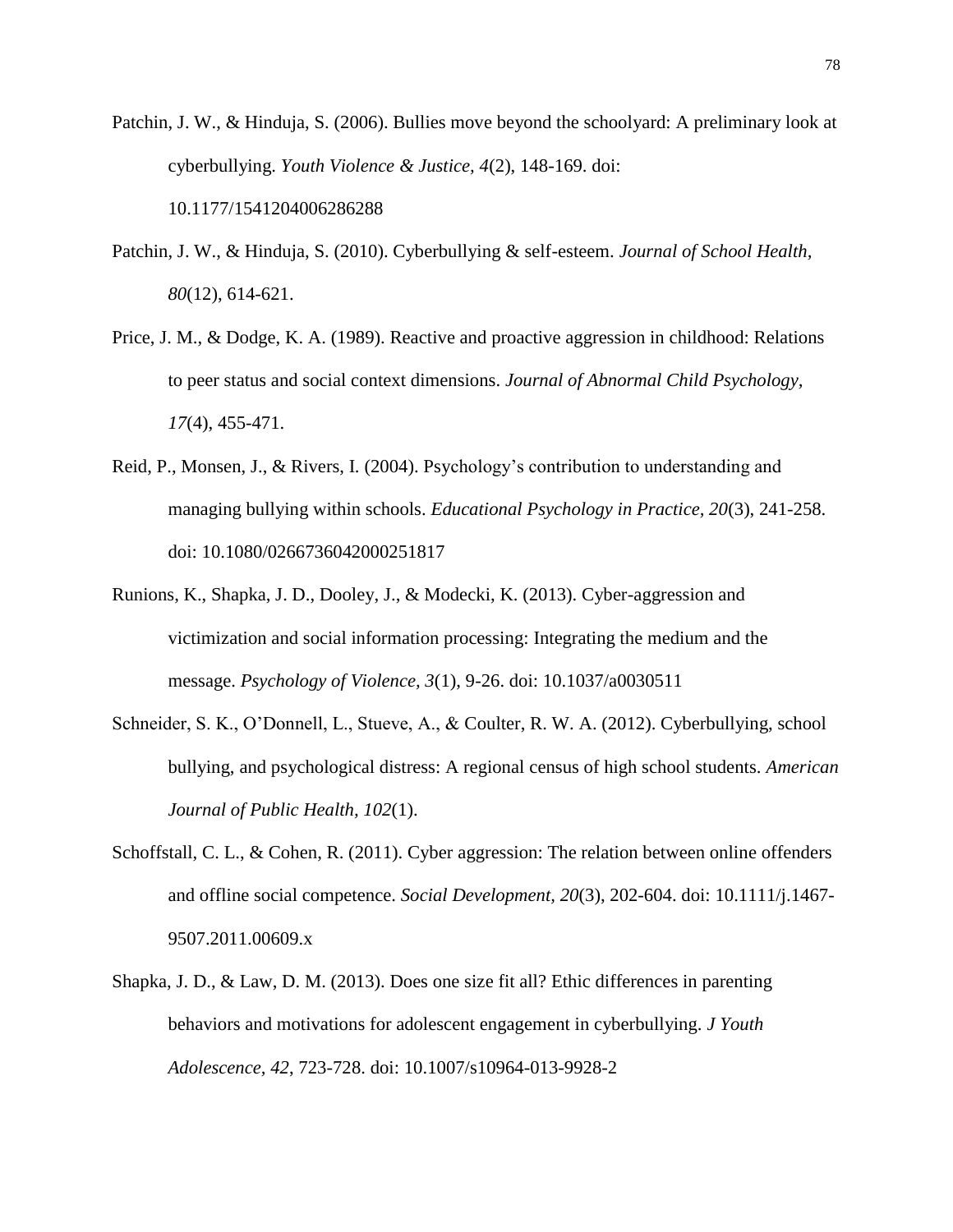Patchin, J. W., & Hinduja, S. (2006). Bullies move beyond the schoolyard: A preliminary look at cyberbullying. *Youth Violence & Justice, 4*(2), 148-169. doi: 10.1177/1541204006286288

Patchin, J. W., & Hinduja, S. (2010). Cyberbullying & self-esteem. *Journal of School Health*, *80*(12), 614-621.

Price, J. M., & Dodge, K. A. (1989). Reactive and proactive aggression in childhood: Relations to peer status and social context dimensions. *Journal of Abnormal Child Psychology*, *17*(4), 455-471.

Reid, P., Monsen, J., & Rivers, I. (2004). Psychology's contribution to understanding and managing bullying within schools. *Educational Psychology in Practice, 20*(3), 241-258. doi: 10.1080/0266736042000251817

Runions, K., Shapka, J. D., Dooley, J., & Modecki, K. (2013). Cyber-aggression and victimization and social information processing: Integrating the medium and the message. *Psychology of Violence, 3*(1), 9-26. doi: 10.1037/a0030511

Schneider, S. K., O'Donnell, L., Stueve, A., & Coulter, R. W. A. (2012). Cyberbullying, school bullying, and psychological distress: A regional census of high school students. *American Journal of Public Health, 102*(1).

Schoffstall, C. L., & Cohen, R. (2011). Cyber aggression: The relation between online offenders and offline social competence. *Social Development, 20*(3), 202-604. doi: 10.1111/j.1467-9507.2011.00609.x

Shapka, J. D., & Law, D. M. (2013). Does one size fit all? Ethic differences in parenting behaviors and motivations for adolescent engagement in cyberbullying. *J Youth Adolescence, 42*, 723-728. doi: 10.1007/s10964-013-9928-2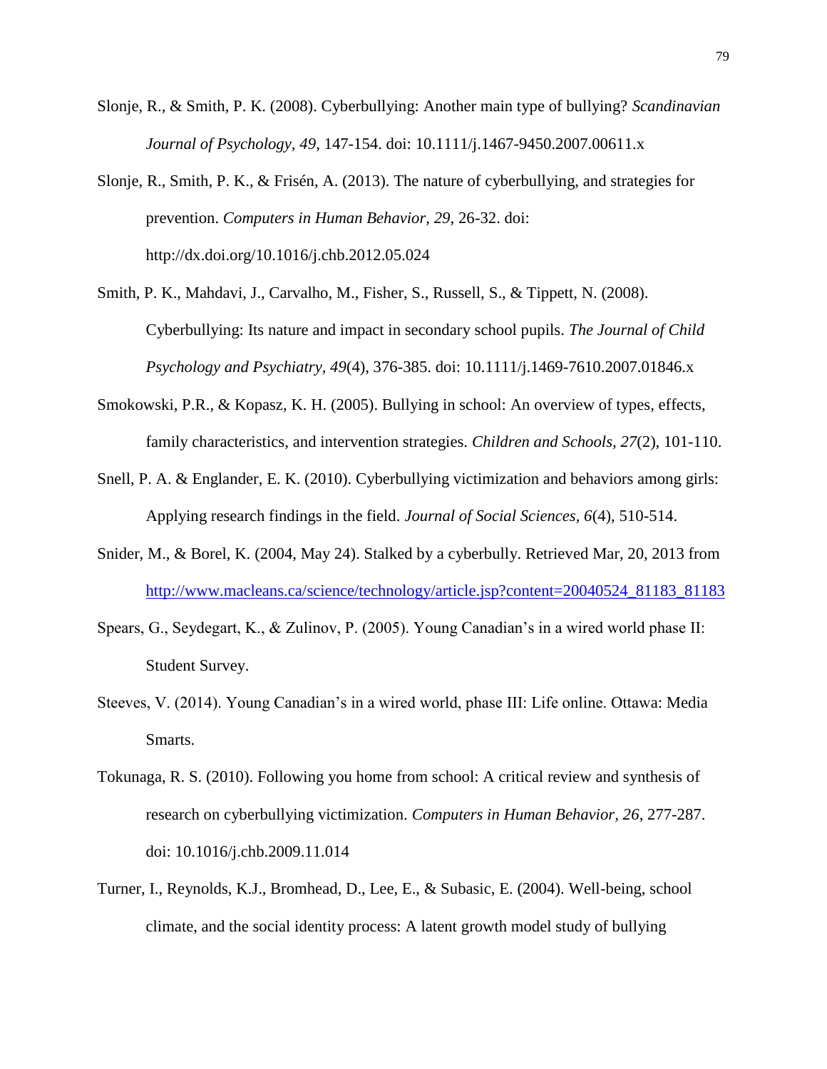Slonje, R., & Smith, P. K. (2008). Cyberbullying: Another main type of bullying? *Scandinavian Journal of Psychology, 49*, 147-154. doi: 10.1111/j.1467-9450.2007.00611.x

Slonje, R., Smith, P. K., & Frisén, A. (2013). The nature of cyberbullying, and strategies for prevention. *Computers in Human Behavior, 29*, 26-32. doi: http://dx.doi.org/10.1016/j.chb.2012.05.024

Smith, P. K., Mahdavi, J., Carvalho, M., Fisher, S., Russell, S., & Tippett, N. (2008). Cyberbullying: Its nature and impact in secondary school pupils. *The Journal of Child Psychology and Psychiatry, 49*(4), 376-385. doi: 10.1111/j.1469-7610.2007.01846.x

Smokowski, P.R., & Kopasz, K. H. (2005). Bullying in school: An overview of types, effects, family characteristics, and intervention strategies. *Children and Schools, 27*(2), 101-110.

Snell, P. A. & Englander, E. K. (2010). Cyberbullying victimization and behaviors among girls: Applying research findings in the field. *Journal of Social Sciences, 6*(4), 510-514.

Snider, M., & Borel, K. (2004, May 24). Stalked by a cyberbully. Retrieved Mar, 20, 2013 from http://www.macleans.ca/science/technology/article.jsp?content=20040524_81183_81183

Spears, G., Seydegart, K., & Zulinov, P. (2005). Young Canadian's in a wired world phase II: Student Survey.

Steeves, V. (2014). Young Canadian's in a wired world, phase III: Life online. Ottawa: Media Smarts.

Tokunaga, R. S. (2010). Following you home from school: A critical review and synthesis of research on cyberbullying victimization. *Computers in Human Behavior, 26*, 277-287. doi: 10.1016/j.chb.2009.11.014

Turner, I., Reynolds, K.J., Bromhead, D., Lee, E., & Subasic, E. (2004). Well-being, school climate, and the social identity process: A latent growth model study of bullying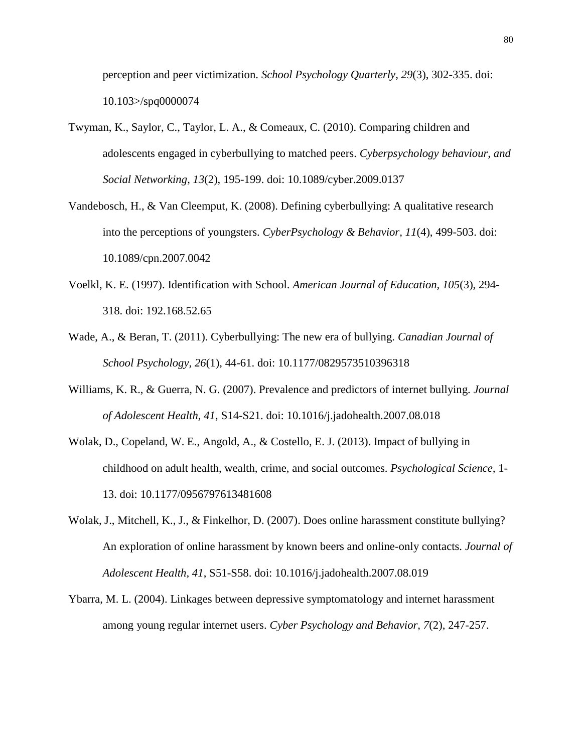perception and peer victimization. *School Psychology Quarterly, 29*(3), 302-335. doi: 10.103>/spq0000074

Twyman, K., Saylor, C., Taylor, L. A., & Comeaux, C. (2010). Comparing children and adolescents engaged in cyberbullying to matched peers. *Cyberpsychology behaviour, and Social Networking, 13*(2), 195-199. doi: 10.1089/cyber.2009.0137

Vandebosch, H., & Van Cleemput, K. (2008). Defining cyberbullying: A qualitative research into the perceptions of youngsters. *CyberPsychology & Behavior, 11*(4), 499-503. doi: 10.1089/cpn.2007.0042

Voelkl, K. E. (1997). Identification with School. *American Journal of Education, 105*(3), 294-318. doi: 192.168.52.65

Wade, A., & Beran, T. (2011). Cyberbullying: The new era of bullying. *Canadian Journal of School Psychology, 26*(1), 44-61. doi: 10.1177/0829573510396318

Williams, K. R., & Guerra, N. G. (2007). Prevalence and predictors of internet bullying. *Journal of Adolescent Health, 41*, S14-S21. doi: 10.1016/j.jadohealth.2007.08.018

Wolak, D., Copeland, W. E., Angold, A., & Costello, E. J. (2013). Impact of bullying in childhood on adult health, wealth, crime, and social outcomes. *Psychological Science*, 1-13. doi: 10.1177/0956797613481608

Wolak, J., Mitchell, K., J., & Finkelhor, D. (2007). Does online harassment constitute bullying? An exploration of online harassment by known beers and online-only contacts. *Journal of Adolescent Health, 41*, S51-S58. doi: 10.1016/j.jadohealth.2007.08.019

Ybarra, M. L. (2004). Linkages between depressive symptomatology and internet harassment among young regular internet users. *Cyber Psychology and Behavior, 7*(2), 247-257.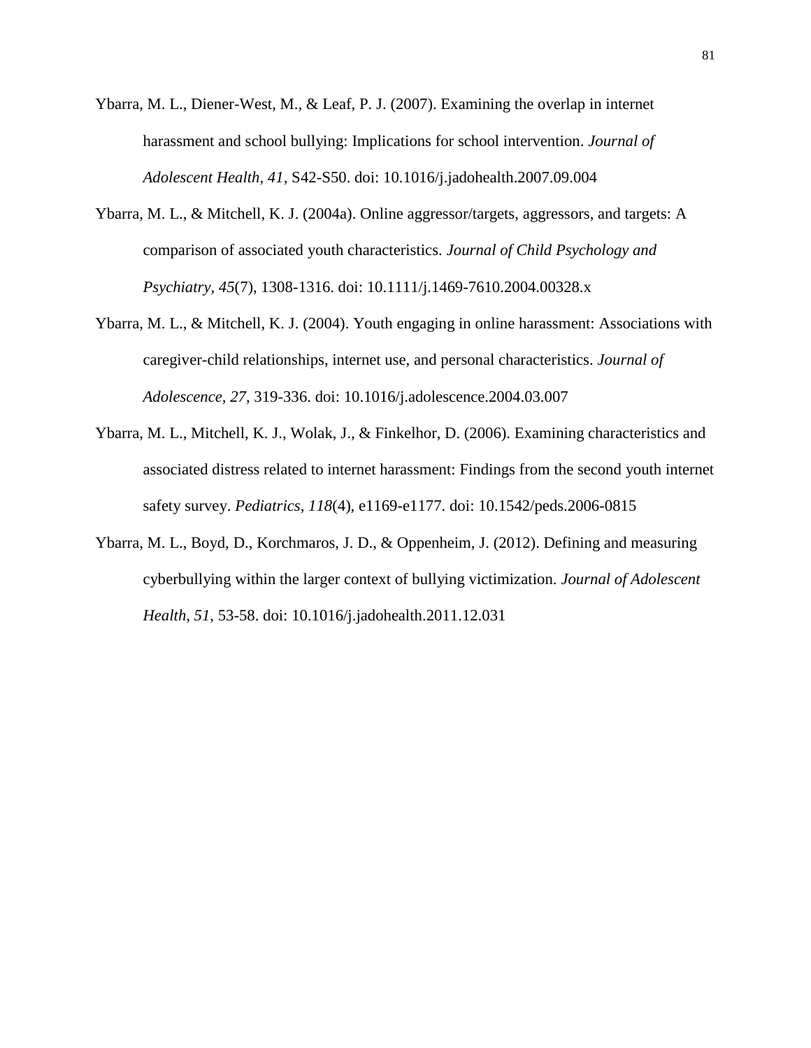Ybarra, M. L., Diener-West, M., & Leaf, P. J. (2007). Examining the overlap in internet harassment and school bullying: Implications for school intervention. *Journal of Adolescent Health*, *41*, S42-S50. doi: 10.1016/j.jadohealth.2007.09.004

Ybarra, M. L., & Mitchell, K. J. (2004a). Online aggressor/targets, aggressors, and targets: A comparison of associated youth characteristics. *Journal of Child Psychology and Psychiatry*, *45*(7), 1308-1316. doi: 10.1111/j.1469-7610.2004.00328.x

Ybarra, M. L., & Mitchell, K. J. (2004). Youth engaging in online harassment: Associations with caregiver-child relationships, internet use, and personal characteristics. *Journal of Adolescence, 27*, 319-336. doi: 10.1016/j.adolescence.2004.03.007

Ybarra, M. L., Mitchell, K. J., Wolak, J., & Finkelhor, D. (2006). Examining characteristics and associated distress related to internet harassment: Findings from the second youth internet safety survey. *Pediatrics*, *118*(4), e1169-e1177. doi: 10.1542/peds.2006-0815

Ybarra, M. L., Boyd, D., Korchmaros, J. D., & Oppenheim, J. (2012). Defining and measuring cyberbullying within the larger context of bullying victimization. *Journal of Adolescent Health, 51*, 53-58. doi: 10.1016/j.jadohealth.2011.12.031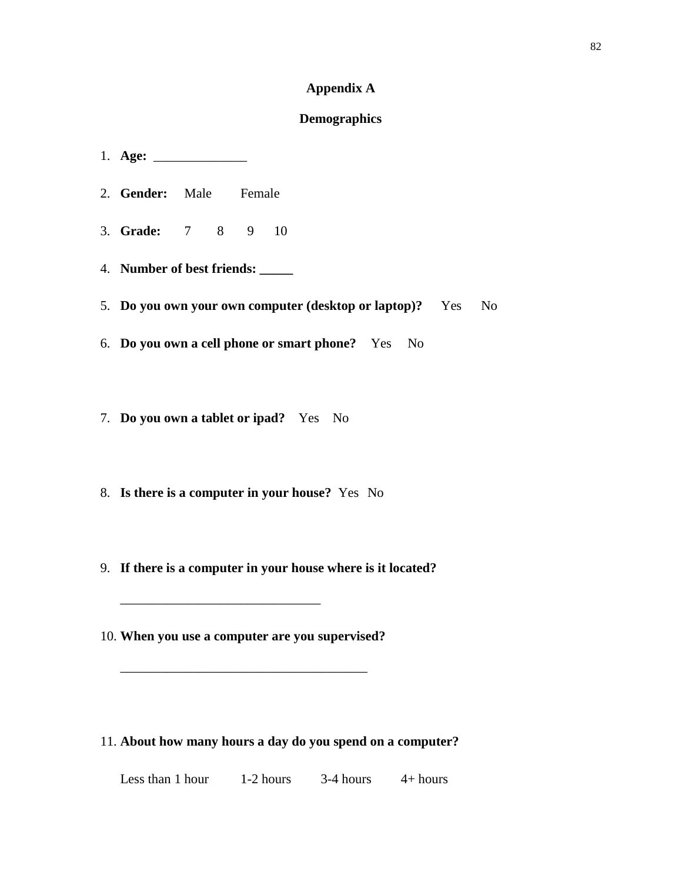# Appendix A

## Demographics

1. **Age:** ______________

2. **Gender:** Male Female

3. **Grade:** 7 8 9 10

4. **Number of best friends: _____**

5. **Do you own your own computer (desktop or laptop)?** Yes No

6. **Do you own a cell phone or smart phone?** Yes No

7. **Do you own a tablet or ipad?** Yes No

8. **Is there is a computer in your house?** Yes No

9. **If there is a computer in your house where is it located?**

   ______________________________

10. **When you use a computer are you supervised?**

    _____________________________________

11. **About how many hours a day do you spend on a computer?**

    Less than 1 hour 1-2 hours 3-4 hours 4+ hours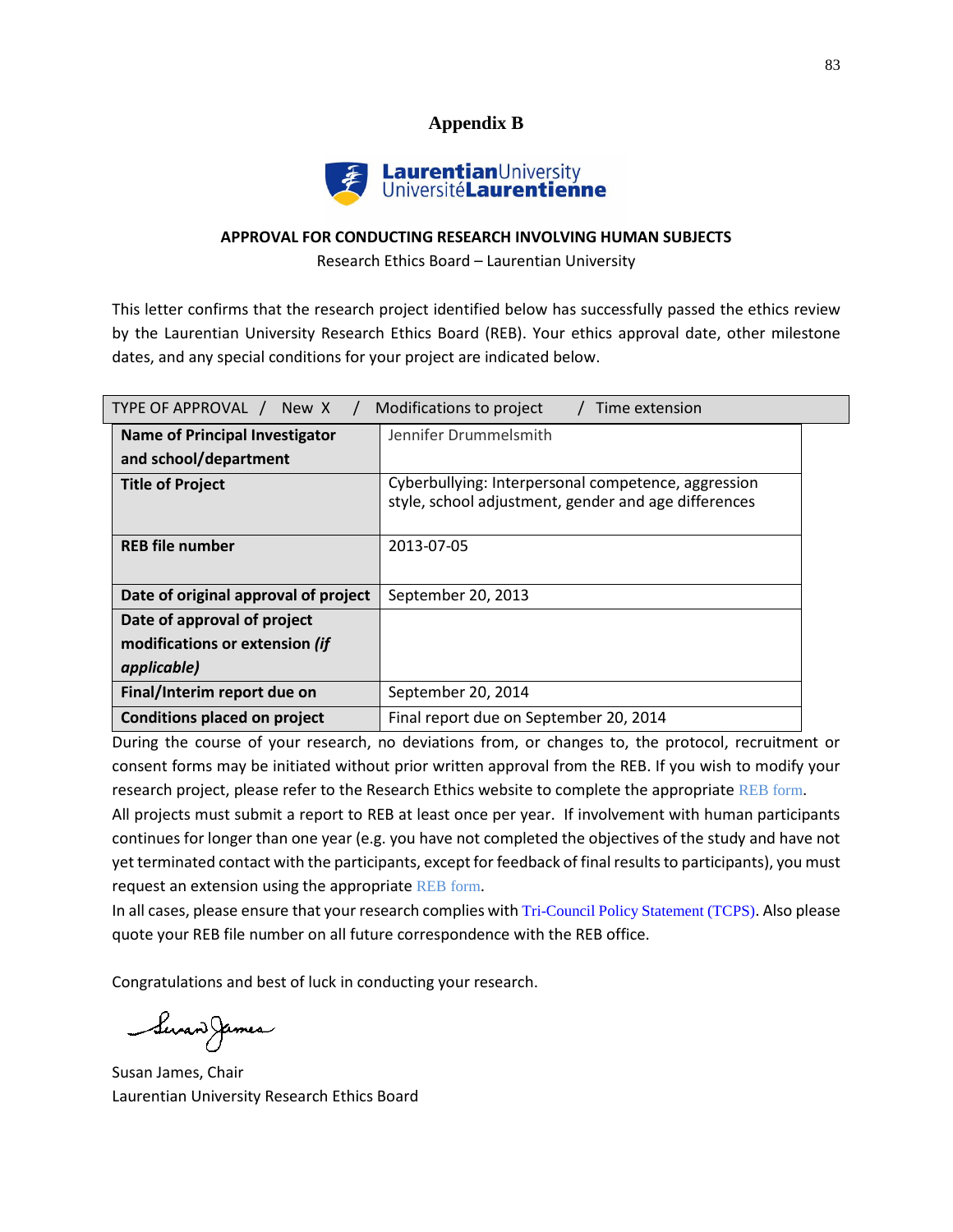# Appendix B

LaurentianUniversity
UniversitéLaurentienne

**APPROVAL FOR CONDUCTING RESEARCH INVOLVING HUMAN SUBJECTS**

Research Ethics Board – Laurentian University

This letter confirms that the research project identified below has successfully passed the ethics review by the Laurentian University Research Ethics Board (REB). Your ethics approval date, other milestone dates, and any special conditions for your project are indicated below.

| TYPE OF APPROVAL / New X / Modifications to project / Time extension | |
|---|---|
| **Name of Principal Investigator and school/department** | Jennifer Drummelsmith |
| **Title of Project** | Cyberbullying: Interpersonal competence, aggression style, school adjustment, gender and age differences |
| **REB file number** | 2013-07-05 |
| **Date of original approval of project** | September 20, 2013 |
| **Date of approval of project modifications or extension *(if applicable)*** | |
| **Final/Interim report due on** | September 20, 2014 |
| **Conditions placed on project** | Final report due on September 20, 2014 |

During the course of your research, no deviations from, or changes to, the protocol, recruitment or consent forms may be initiated without prior written approval from the REB. If you wish to modify your research project, please refer to the Research Ethics website to complete the appropriate REB form.

All projects must submit a report to REB at least once per year. If involvement with human participants continues for longer than one year (e.g. you have not completed the objectives of the study and have not yet terminated contact with the participants, except for feedback of final results to participants), you must request an extension using the appropriate REB form.

In all cases, please ensure that your research complies with Tri-Council Policy Statement (TCPS). Also please quote your REB file number on all future correspondence with the REB office.

Congratulations and best of luck in conducting your research.

Susan James

Susan James, Chair
Laurentian University Research Ethics Board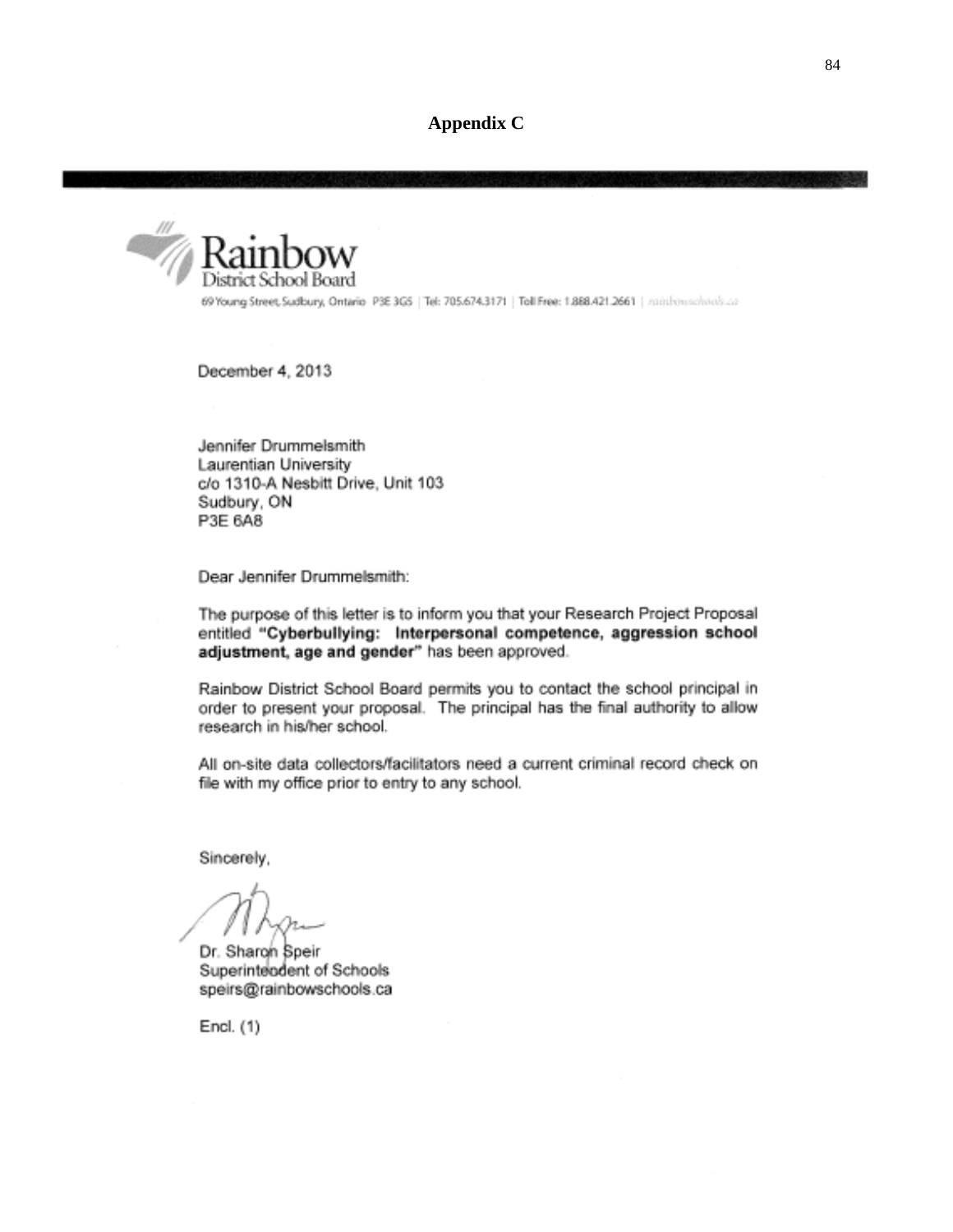## Appendix C

Rainbow
District School Board
69 Young Street, Sudbury, Ontario P3E 3G5 | Tel: 705.674.3171 | Toll Free: 1.888.421.2661 | rainbowschools.ca

December 4, 2013

Jennifer Drummelsmith
Laurentian University
c/o 1310-A Nesbitt Drive, Unit 103
Sudbury, ON
P3E 6A8

Dear Jennifer Drummelsmith:

The purpose of this letter is to inform you that your Research Project Proposal entitled **"Cyberbullying: Interpersonal competence, aggression school adjustment, age and gender"** has been approved.

Rainbow District School Board permits you to contact the school principal in order to present your proposal. The principal has the final authority to allow research in his/her school.

All on-site data collectors/facilitators need a current criminal record check on file with my office prior to entry to any school.

Sincerely,

Dr. Sharon Speir
Superintendent of Schools
speirs@rainbowschools.ca

Encl. (1)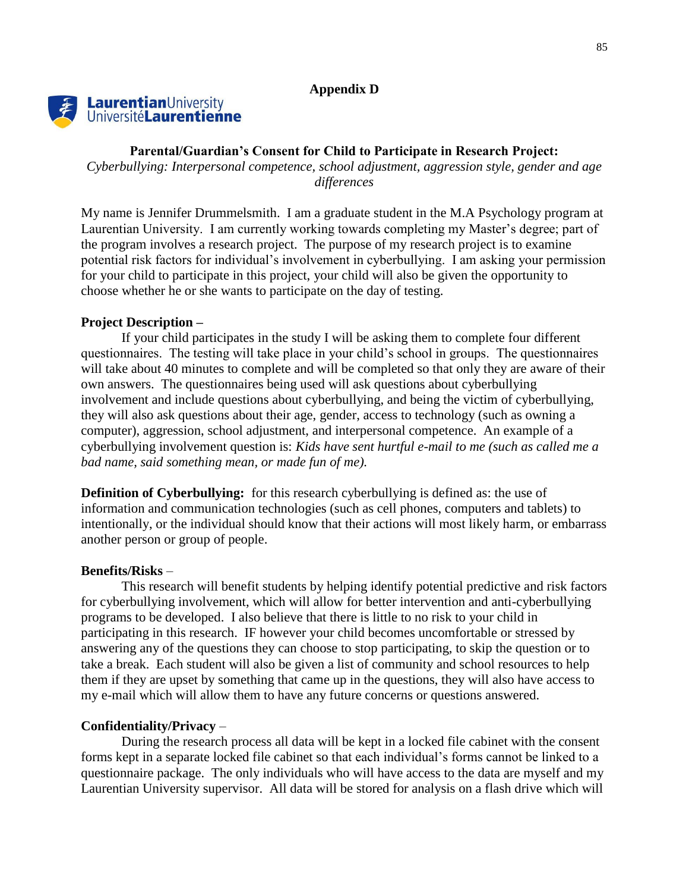## Appendix D

Laurentian University
Université Laurentienne

**Parental/Guardian's Consent for Child to Participate in Research Project:**

*Cyberbullying: Interpersonal competence, school adjustment, aggression style, gender and age differences*

My name is Jennifer Drummelsmith. I am a graduate student in the M.A Psychology program at Laurentian University. I am currently working towards completing my Master's degree; part of the program involves a research project. The purpose of my research project is to examine potential risk factors for individual's involvement in cyberbullying. I am asking your permission for your child to participate in this project, your child will also be given the opportunity to choose whether he or she wants to participate on the day of testing.

**Project Description –**

If your child participates in the study I will be asking them to complete four different questionnaires. The testing will take place in your child's school in groups. The questionnaires will take about 40 minutes to complete and will be completed so that only they are aware of their own answers. The questionnaires being used will ask questions about cyberbullying involvement and include questions about cyberbullying, and being the victim of cyberbullying, they will also ask questions about their age, gender, access to technology (such as owning a computer), aggression, school adjustment, and interpersonal competence. An example of a cyberbullying involvement question is: *Kids have sent hurtful e-mail to me (such as called me a bad name, said something mean, or made fun of me).*

**Definition of Cyberbullying:** for this research cyberbullying is defined as: the use of information and communication technologies (such as cell phones, computers and tablets) to intentionally, or the individual should know that their actions will most likely harm, or embarrass another person or group of people.

**Benefits/Risks** –

This research will benefit students by helping identify potential predictive and risk factors for cyberbullying involvement, which will allow for better intervention and anti-cyberbullying programs to be developed. I also believe that there is little to no risk to your child in participating in this research. IF however your child becomes uncomfortable or stressed by answering any of the questions they can choose to stop participating, to skip the question or to take a break. Each student will also be given a list of community and school resources to help them if they are upset by something that came up in the questions, they will also have access to my e-mail which will allow them to have any future concerns or questions answered.

**Confidentiality/Privacy** –

During the research process all data will be kept in a locked file cabinet with the consent forms kept in a separate locked file cabinet so that each individual's forms cannot be linked to a questionnaire package. The only individuals who will have access to the data are myself and my Laurentian University supervisor. All data will be stored for analysis on a flash drive which will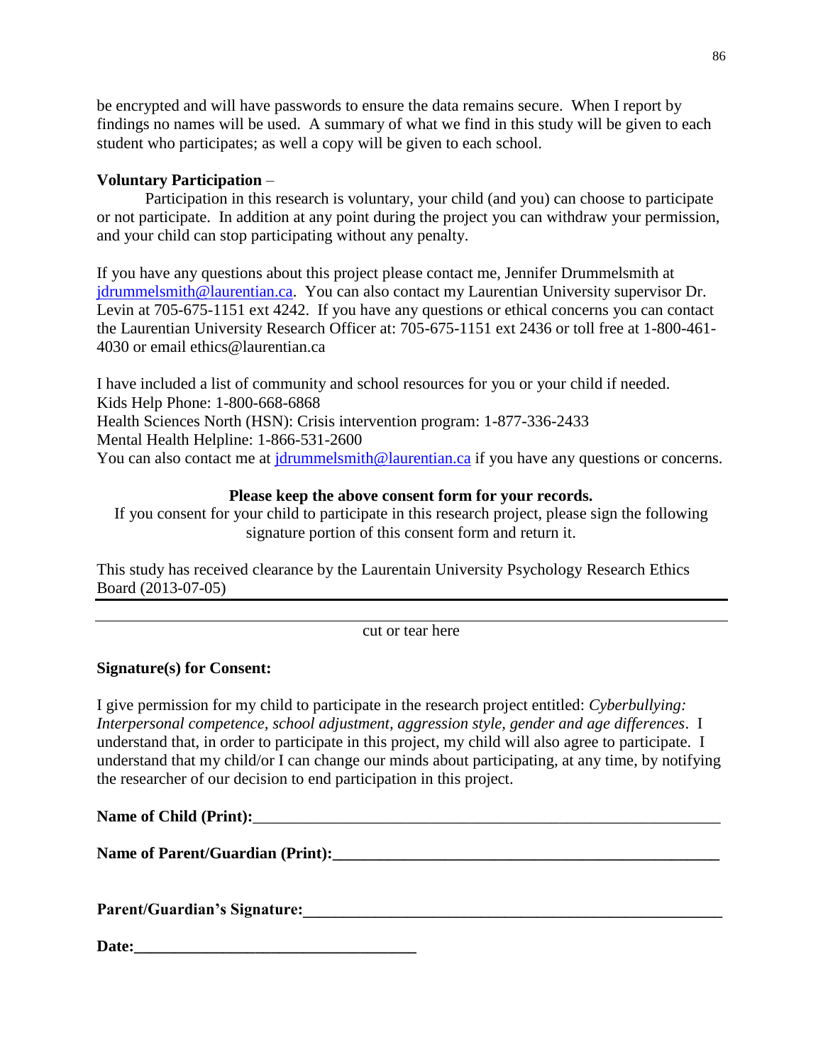be encrypted and will have passwords to ensure the data remains secure. When I report by findings no names will be used. A summary of what we find in this study will be given to each student who participates; as well a copy will be given to each school.

**Voluntary Participation** –

Participation in this research is voluntary, your child (and you) can choose to participate or not participate. In addition at any point during the project you can withdraw your permission, and your child can stop participating without any penalty.

If you have any questions about this project please contact me, Jennifer Drummelsmith at jdrummelsmith@laurentian.ca. You can also contact my Laurentian University supervisor Dr. Levin at 705-675-1151 ext 4242. If you have any questions or ethical concerns you can contact the Laurentian University Research Officer at: 705-675-1151 ext 2436 or toll free at 1-800-461-4030 or email ethics@laurentian.ca

I have included a list of community and school resources for you or your child if needed.
Kids Help Phone: 1-800-668-6868
Health Sciences North (HSN): Crisis intervention program: 1-877-336-2433
Mental Health Helpline: 1-866-531-2600
You can also contact me at jdrummelsmith@laurentian.ca if you have any questions or concerns.

**Please keep the above consent form for your records.**

If you consent for your child to participate in this research project, please sign the following signature portion of this consent form and return it.

This study has received clearance by the Laurentain University Psychology Research Ethics Board (2013-07-05)

---

cut or tear here

**Signature(s) for Consent:**

I give permission for my child to participate in the research project entitled: *Cyberbullying: Interpersonal competence, school adjustment, aggression style, gender and age differences*. I understand that, in order to participate in this project, my child will also agree to participate. I understand that my child/or I can change our minds about participating, at any time, by notifying the researcher of our decision to end participation in this project.

**Name of Child (Print):**_______________________________________________

**Name of Parent/Guardian (Print):**_______________________________________

**Parent/Guardian's Signature:**___________________________________________

**Date:**______________________________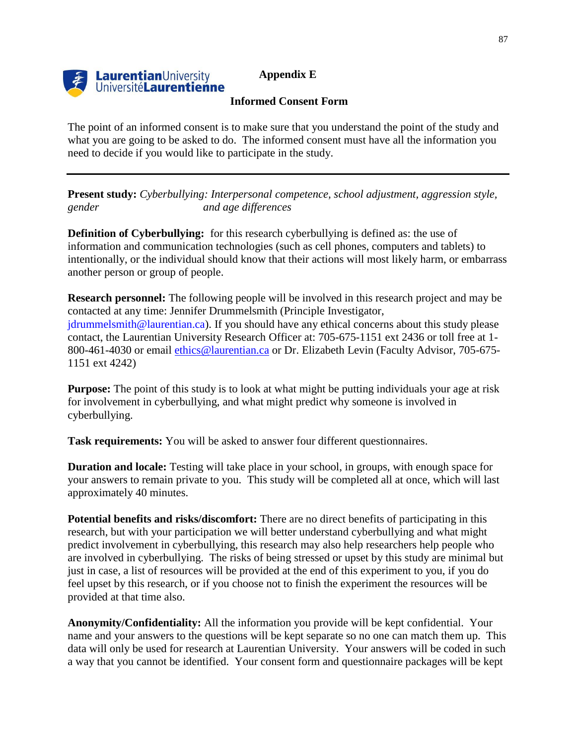Appendix E

**Informed Consent Form**

The point of an informed consent is to make sure that you understand the point of the study and what you are going to be asked to do. The informed consent must have all the information you need to decide if you would like to participate in the study.

---

**Present study:** *Cyberbullying: Interpersonal competence, school adjustment, aggression style, gender and age differences*

**Definition of Cyberbullying:** for this research cyberbullying is defined as: the use of information and communication technologies (such as cell phones, computers and tablets) to intentionally, or the individual should know that their actions will most likely harm, or embarrass another person or group of people.

**Research personnel:** The following people will be involved in this research project and may be contacted at any time: Jennifer Drummelsmith (Principle Investigator, jdrummelsmith@laurentian.ca). If you should have any ethical concerns about this study please contact, the Laurentian University Research Officer at: 705-675-1151 ext 2436 or toll free at 1-800-461-4030 or email ethics@laurentian.ca or Dr. Elizabeth Levin (Faculty Advisor, 705-675-1151 ext 4242)

**Purpose:** The point of this study is to look at what might be putting individuals your age at risk for involvement in cyberbullying, and what might predict why someone is involved in cyberbullying.

**Task requirements:** You will be asked to answer four different questionnaires.

**Duration and locale:** Testing will take place in your school, in groups, with enough space for your answers to remain private to you. This study will be completed all at once, which will last approximately 40 minutes.

**Potential benefits and risks/discomfort:** There are no direct benefits of participating in this research, but with your participation we will better understand cyberbullying and what might predict involvement in cyberbullying, this research may also help researchers help people who are involved in cyberbullying. The risks of being stressed or upset by this study are minimal but just in case, a list of resources will be provided at the end of this experiment to you, if you do feel upset by this research, or if you choose not to finish the experiment the resources will be provided at that time also.

**Anonymity/Confidentiality:** All the information you provide will be kept confidential. Your name and your answers to the questions will be kept separate so no one can match them up. This data will only be used for research at Laurentian University. Your answers will be coded in such a way that you cannot be identified. Your consent form and questionnaire packages will be kept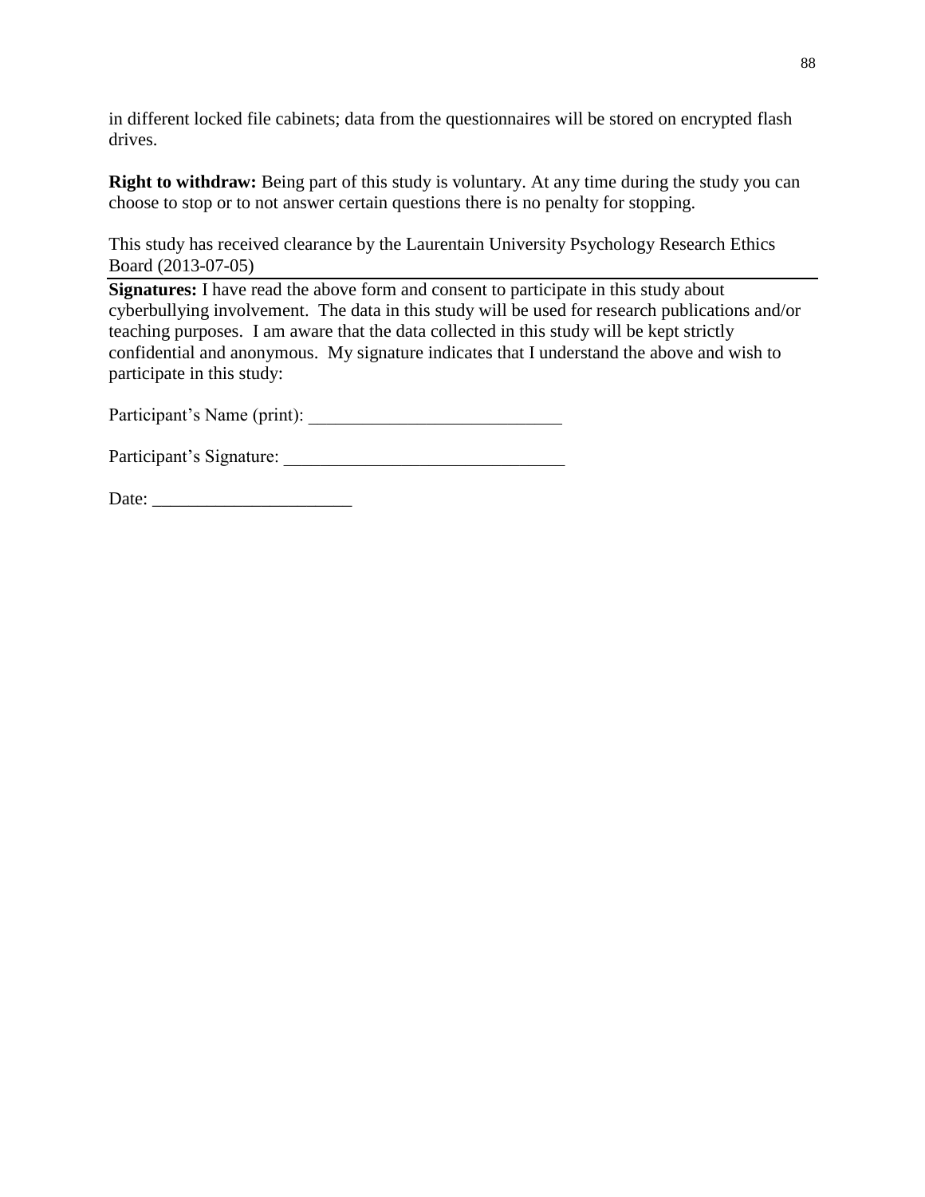in different locked file cabinets; data from the questionnaires will be stored on encrypted flash drives.

**Right to withdraw:** Being part of this study is voluntary. At any time during the study you can choose to stop or to not answer certain questions there is no penalty for stopping.

This study has received clearance by the Laurentain University Psychology Research Ethics Board (2013-07-05)

---

**Signatures:** I have read the above form and consent to participate in this study about cyberbullying involvement. The data in this study will be used for research publications and/or teaching purposes. I am aware that the data collected in this study will be kept strictly confidential and anonymous. My signature indicates that I understand the above and wish to participate in this study:

Participant's Name (print): ____________________________

Participant's Signature: _______________________________

Date: ______________________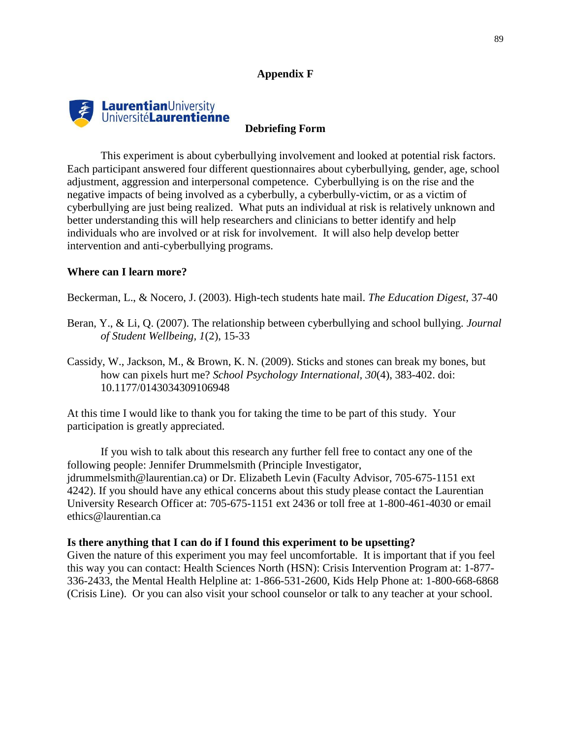# Appendix F

LaurentianUniversity
UniversitéLaurentienne

## Debriefing Form

This experiment is about cyberbullying involvement and looked at potential risk factors. Each participant answered four different questionnaires about cyberbullying, gender, age, school adjustment, aggression and interpersonal competence. Cyberbullying is on the rise and the negative impacts of being involved as a cyberbully, a cyberbully-victim, or as a victim of cyberbullying are just being realized. What puts an individual at risk is relatively unknown and better understanding this will help researchers and clinicians to better identify and help individuals who are involved or at risk for involvement. It will also help develop better intervention and anti-cyberbullying programs.

**Where can I learn more?**

Beckerman, L., & Nocero, J. (2003). High-tech students hate mail. *The Education Digest*, 37-40

Beran, Y., & Li, Q. (2007). The relationship between cyberbullying and school bullying. *Journal of Student Wellbeing*, *1*(2), 15-33

Cassidy, W., Jackson, M., & Brown, K. N. (2009). Sticks and stones can break my bones, but how can pixels hurt me? *School Psychology International*, *30*(4), 383-402. doi: 10.1177/0143034309106948

At this time I would like to thank you for taking the time to be part of this study. Your participation is greatly appreciated.

If you wish to talk about this research any further fell free to contact any one of the following people: Jennifer Drummelsmith (Principle Investigator, jdrummelsmith@laurentian.ca) or Dr. Elizabeth Levin (Faculty Advisor, 705-675-1151 ext 4242). If you should have any ethical concerns about this study please contact the Laurentian University Research Officer at: 705-675-1151 ext 2436 or toll free at 1-800-461-4030 or email ethics@laurentian.ca

**Is there anything that I can do if I found this experiment to be upsetting?**
Given the nature of this experiment you may feel uncomfortable. It is important that if you feel this way you can contact: Health Sciences North (HSN): Crisis Intervention Program at: 1-877-336-2433, the Mental Health Helpline at: 1-866-531-2600, Kids Help Phone at: 1-800-668-6868 (Crisis Line). Or you can also visit your school counselor or talk to any teacher at your school.